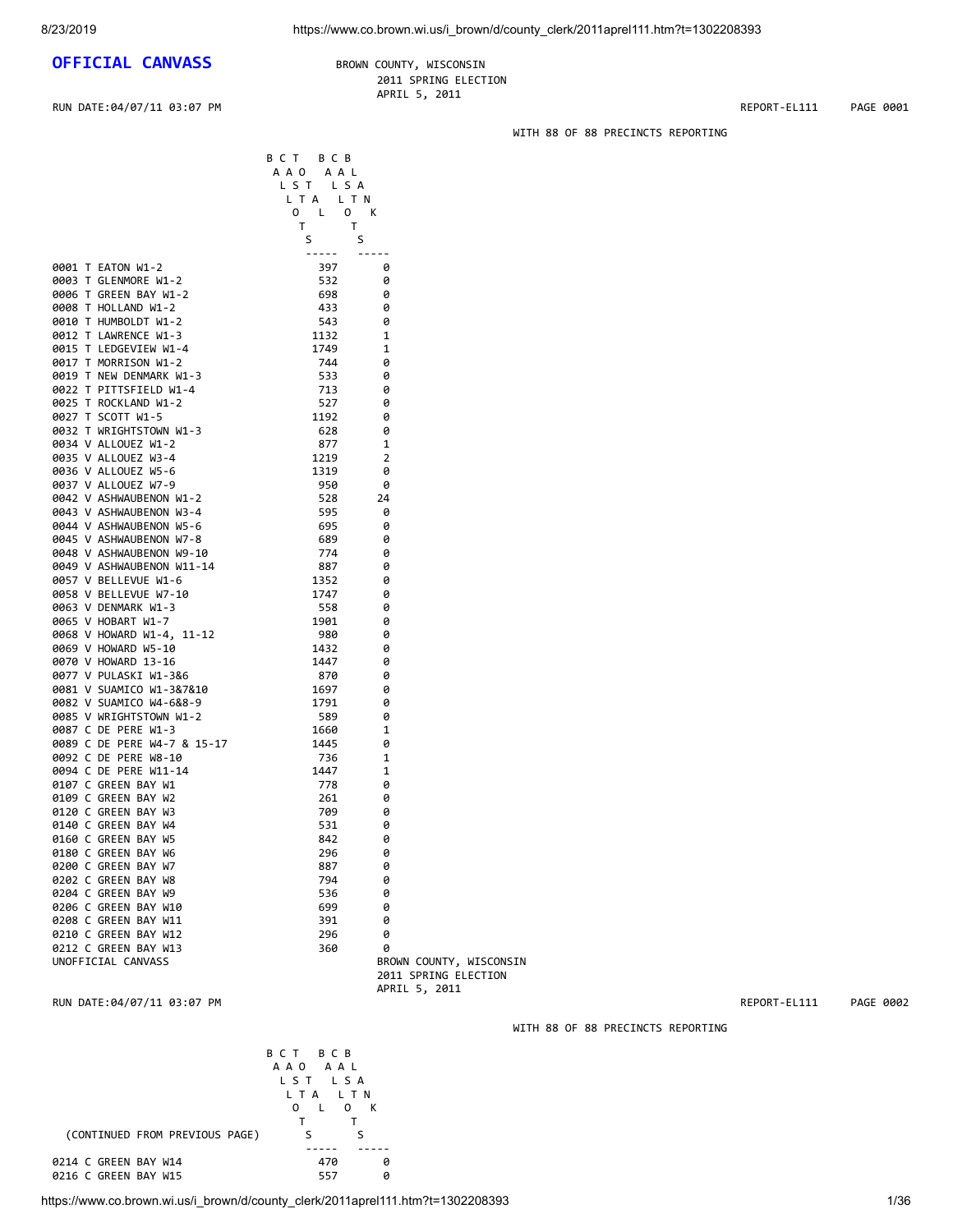# OFFICIAL CANVASS

BROWN COUNTY, WISCONSIN
2011 SPRING ELECTION
APRIL 5, 2011

RUN DATE:04/07/11 03:07 PM REPORT-EL111 PAGE 0001

WITH 88 OF 88 PRECINCTS REPORTING

| | BALLOTS CAST | BALLOTS CAST BLANK |
|---|---|---|
| 0001 T EATON W1-2 | 397 | 0 |
| 0003 T GLENMORE W1-2 | 532 | 0 |
| 0006 T GREEN BAY W1-2 | 698 | 0 |
| 0008 T HOLLAND W1-2 | 433 | 0 |
| 0010 T HUMBOLDT W1-2 | 543 | 0 |
| 0012 T LAWRENCE W1-3 | 1132 | 1 |
| 0015 T LEDGEVIEW W1-4 | 1749 | 1 |
| 0017 T MORRISON W1-2 | 744 | 0 |
| 0019 T NEW DENMARK W1-3 | 533 | 0 |
| 0022 T PITTSFIELD W1-4 | 713 | 0 |
| 0025 T ROCKLAND W1-2 | 527 | 0 |
| 0027 T SCOTT W1-5 | 1192 | 0 |
| 0032 T WRIGHTSTOWN W1-3 | 628 | 0 |
| 0034 V ALLOUEZ W1-2 | 877 | 1 |
| 0035 V ALLOUEZ W3-4 | 1219 | 2 |
| 0036 V ALLOUEZ W5-6 | 1319 | 0 |
| 0037 V ALLOUEZ W7-9 | 950 | 0 |
| 0042 V ASHWAUBENON W1-2 | 528 | 24 |
| 0043 V ASHWAUBENON W3-4 | 595 | 0 |
| 0044 V ASHWAUBENON W5-6 | 695 | 0 |
| 0045 V ASHWAUBENON W7-8 | 689 | 0 |
| 0048 V ASHWAUBENON W9-10 | 774 | 0 |
| 0049 V ASHWAUBENON W11-14 | 887 | 0 |
| 0057 V BELLEVUE W1-6 | 1352 | 0 |
| 0058 V BELLEVUE W7-10 | 1747 | 0 |
| 0063 V DENMARK W1-3 | 558 | 0 |
| 0065 V HOBART W1-7 | 1901 | 0 |
| 0068 V HOWARD W1-4, 11-12 | 980 | 0 |
| 0069 V HOWARD W5-10 | 1432 | 0 |
| 0070 V HOWARD 13-16 | 1447 | 0 |
| 0077 V PULASKI W1-3&6 | 870 | 0 |
| 0081 V SUAMICO W1-3&7&10 | 1697 | 0 |
| 0082 V SUAMICO W4-6&8-9 | 1791 | 0 |
| 0085 V WRIGHTSTOWN W1-2 | 589 | 0 |
| 0087 C DE PERE W1-3 | 1660 | 1 |
| 0089 C DE PERE W4-7 & 15-17 | 1445 | 0 |
| 0092 C DE PERE W8-10 | 736 | 1 |
| 0094 C DE PERE W11-14 | 1447 | 1 |
| 0107 C GREEN BAY W1 | 778 | 0 |
| 0109 C GREEN BAY W2 | 261 | 0 |
| 0120 C GREEN BAY W3 | 709 | 0 |
| 0140 C GREEN BAY W4 | 531 | 0 |
| 0160 C GREEN BAY W5 | 842 | 0 |
| 0180 C GREEN BAY W6 | 296 | 0 |
| 0200 C GREEN BAY W7 | 887 | 0 |
| 0202 C GREEN BAY W8 | 794 | 0 |
| 0204 C GREEN BAY W9 | 536 | 0 |
| 0206 C GREEN BAY W10 | 699 | 0 |
| 0208 C GREEN BAY W11 | 391 | 0 |
| 0210 C GREEN BAY W12 | 296 | 0 |
| 0212 C GREEN BAY W13 | 360 | 0 |

UNOFFICIAL CANVASS

BROWN COUNTY, WISCONSIN
2011 SPRING ELECTION
APRIL 5, 2011

RUN DATE:04/07/11 03:07 PM REPORT-EL111 PAGE 0002

WITH 88 OF 88 PRECINCTS REPORTING

| (CONTINUED FROM PREVIOUS PAGE) | BALLOTS CAST | BALLOTS CAST BLANK |
|---|---|---|
| 0214 C GREEN BAY W14 | 470 | 0 |
| 0216 C GREEN BAY W15 | 557 | 0 |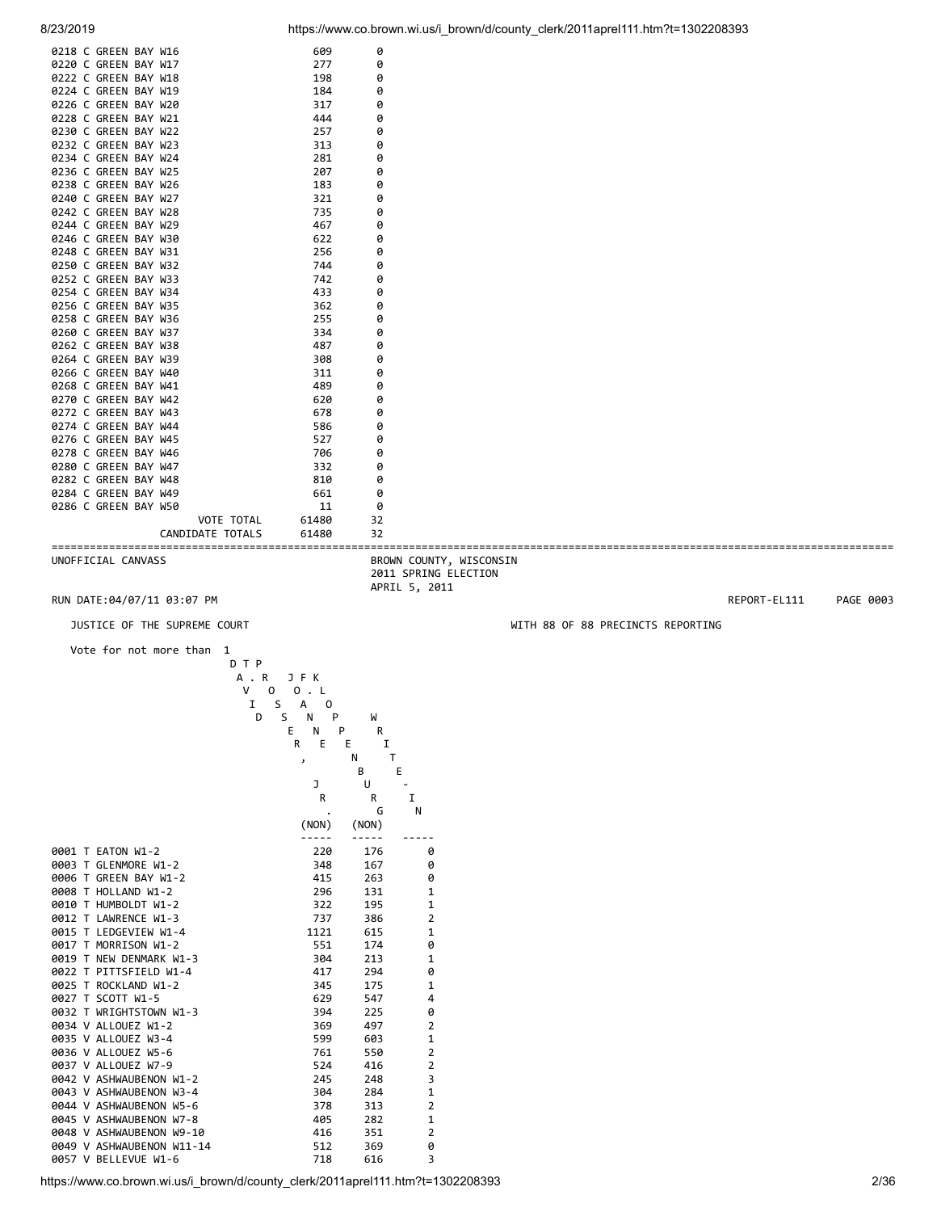| | | |
|---|---|---|
| 0218 C GREEN BAY W16 | 609 | 0 |
| 0220 C GREEN BAY W17 | 277 | 0 |
| 0222 C GREEN BAY W18 | 198 | 0 |
| 0224 C GREEN BAY W19 | 184 | 0 |
| 0226 C GREEN BAY W20 | 317 | 0 |
| 0228 C GREEN BAY W21 | 444 | 0 |
| 0230 C GREEN BAY W22 | 257 | 0 |
| 0232 C GREEN BAY W23 | 313 | 0 |
| 0234 C GREEN BAY W24 | 281 | 0 |
| 0236 C GREEN BAY W25 | 207 | 0 |
| 0238 C GREEN BAY W26 | 183 | 0 |
| 0240 C GREEN BAY W27 | 321 | 0 |
| 0242 C GREEN BAY W28 | 735 | 0 |
| 0244 C GREEN BAY W29 | 467 | 0 |
| 0246 C GREEN BAY W30 | 622 | 0 |
| 0248 C GREEN BAY W31 | 256 | 0 |
| 0250 C GREEN BAY W32 | 744 | 0 |
| 0252 C GREEN BAY W33 | 742 | 0 |
| 0254 C GREEN BAY W34 | 433 | 0 |
| 0256 C GREEN BAY W35 | 362 | 0 |
| 0258 C GREEN BAY W36 | 255 | 0 |
| 0260 C GREEN BAY W37 | 334 | 0 |
| 0262 C GREEN BAY W38 | 487 | 0 |
| 0264 C GREEN BAY W39 | 308 | 0 |
| 0266 C GREEN BAY W40 | 311 | 0 |
| 0268 C GREEN BAY W41 | 489 | 0 |
| 0270 C GREEN BAY W42 | 620 | 0 |
| 0272 C GREEN BAY W43 | 678 | 0 |
| 0274 C GREEN BAY W44 | 586 | 0 |
| 0276 C GREEN BAY W45 | 527 | 0 |
| 0278 C GREEN BAY W46 | 706 | 0 |
| 0280 C GREEN BAY W47 | 332 | 0 |
| 0282 C GREEN BAY W48 | 810 | 0 |
| 0284 C GREEN BAY W49 | 661 | 0 |
| 0286 C GREEN BAY W50 | 11 | 0 |
| VOTE TOTAL | 61480 | 32 |
| CANDIDATE TOTALS | 61480 | 32 |

---

UNOFFICIAL CANVASS

BROWN COUNTY, WISCONSIN
2011 SPRING ELECTION
APRIL 5, 2011

RUN DATE:04/07/11 03:07 PM — REPORT-EL111 PAGE 0003

JUSTICE OF THE SUPREME COURT — WITH 88 OF 88 PRECINCTS REPORTING

Vote for not more than 1

| | DAVID T. PROSSER, JR. (NON) | JOANNE F. KLOPPENBURG (NON) | WRITE-IN |
|---|---|---|---|
| 0001 T EATON W1-2 | 220 | 176 | 0 |
| 0003 T GLENMORE W1-2 | 348 | 167 | 0 |
| 0006 T GREEN BAY W1-2 | 415 | 263 | 0 |
| 0008 T HOLLAND W1-2 | 296 | 131 | 1 |
| 0010 T HUMBOLDT W1-2 | 322 | 195 | 1 |
| 0012 T LAWRENCE W1-3 | 737 | 386 | 2 |
| 0015 T LEDGEVIEW W1-4 | 1121 | 615 | 1 |
| 0017 T MORRISON W1-2 | 551 | 174 | 0 |
| 0019 T NEW DENMARK W1-3 | 304 | 213 | 1 |
| 0022 T PITTSFIELD W1-4 | 417 | 294 | 0 |
| 0025 T ROCKLAND W1-2 | 345 | 175 | 1 |
| 0027 T SCOTT W1-5 | 629 | 547 | 4 |
| 0032 T WRIGHTSTOWN W1-3 | 394 | 225 | 0 |
| 0034 V ALLOUEZ W1-2 | 369 | 497 | 2 |
| 0035 V ALLOUEZ W3-4 | 599 | 603 | 1 |
| 0036 V ALLOUEZ W5-6 | 761 | 550 | 2 |
| 0037 V ALLOUEZ W7-9 | 524 | 416 | 2 |
| 0042 V ASHWAUBENON W1-2 | 245 | 248 | 3 |
| 0043 V ASHWAUBENON W3-4 | 304 | 284 | 1 |
| 0044 V ASHWAUBENON W5-6 | 378 | 313 | 2 |
| 0045 V ASHWAUBENON W7-8 | 405 | 282 | 1 |
| 0048 V ASHWAUBENON W9-10 | 416 | 351 | 2 |
| 0049 V ASHWAUBENON W11-14 | 512 | 369 | 0 |
| 0057 V BELLEVUE W1-6 | 718 | 616 | 3 |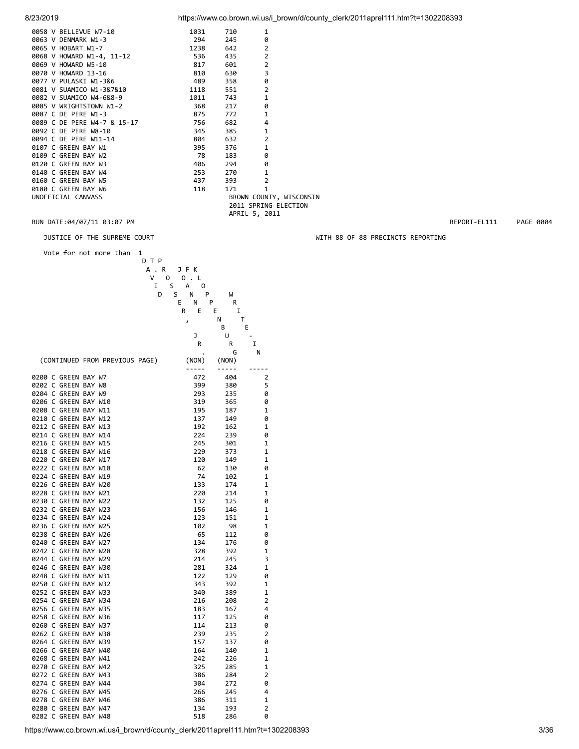| Precinct | | | |
|---|---|---|---|
| 0058 V BELLEVUE W7-10 | 1031 | 710 | 1 |
| 0063 V DENMARK W1-3 | 294 | 245 | 0 |
| 0065 V HOBART W1-7 | 1238 | 642 | 2 |
| 0068 V HOWARD W1-4, 11-12 | 536 | 435 | 2 |
| 0069 V HOWARD W5-10 | 817 | 601 | 2 |
| 0070 V HOWARD 13-16 | 810 | 630 | 3 |
| 0077 V PULASKI W1-3&6 | 489 | 358 | 0 |
| 0081 V SUAMICO W1-3&7&10 | 1118 | 551 | 2 |
| 0082 V SUAMICO W4-6&8-9 | 1011 | 743 | 1 |
| 0085 V WRIGHTSTOWN W1-2 | 368 | 217 | 0 |
| 0087 C DE PERE W1-3 | 875 | 772 | 1 |
| 0089 C DE PERE W4-7 & 15-17 | 756 | 682 | 4 |
| 0092 C DE PERE W8-10 | 345 | 385 | 1 |
| 0094 C DE PERE W11-14 | 804 | 632 | 2 |
| 0107 C GREEN BAY W1 | 395 | 376 | 1 |
| 0109 C GREEN BAY W2 | 78 | 183 | 0 |
| 0120 C GREEN BAY W3 | 406 | 294 | 0 |
| 0140 C GREEN BAY W4 | 253 | 270 | 1 |
| 0160 C GREEN BAY W5 | 437 | 393 | 2 |
| 0180 C GREEN BAY W6 | 118 | 171 | 1 |

UNOFFICIAL CANVASS

BROWN COUNTY, WISCONSIN
2011 SPRING ELECTION
APRIL 5, 2011

RUN DATE:04/07/11 03:07 PM — REPORT-EL111 — PAGE 0004

JUSTICE OF THE SUPREME COURT — WITH 88 OF 88 PRECINCTS REPORTING

Vote for not more than 1

| (CONTINUED FROM PREVIOUS PAGE) | DAVID T. PROSSER, JR. (NON) | JOANNE F. KLOPPENBURG (NON) | WRITE-IN |
|---|---|---|---|
| 0200 C GREEN BAY W7 | 472 | 404 | 2 |
| 0202 C GREEN BAY W8 | 399 | 380 | 5 |
| 0204 C GREEN BAY W9 | 293 | 235 | 0 |
| 0206 C GREEN BAY W10 | 319 | 365 | 0 |
| 0208 C GREEN BAY W11 | 195 | 187 | 1 |
| 0210 C GREEN BAY W12 | 137 | 149 | 0 |
| 0212 C GREEN BAY W13 | 192 | 162 | 1 |
| 0214 C GREEN BAY W14 | 224 | 239 | 0 |
| 0216 C GREEN BAY W15 | 245 | 301 | 1 |
| 0218 C GREEN BAY W16 | 229 | 373 | 1 |
| 0220 C GREEN BAY W17 | 120 | 149 | 1 |
| 0222 C GREEN BAY W18 | 62 | 130 | 0 |
| 0224 C GREEN BAY W19 | 74 | 102 | 1 |
| 0226 C GREEN BAY W20 | 133 | 174 | 1 |
| 0228 C GREEN BAY W21 | 220 | 214 | 1 |
| 0230 C GREEN BAY W22 | 132 | 125 | 0 |
| 0232 C GREEN BAY W23 | 156 | 146 | 1 |
| 0234 C GREEN BAY W24 | 123 | 151 | 1 |
| 0236 C GREEN BAY W25 | 102 | 98 | 1 |
| 0238 C GREEN BAY W26 | 65 | 112 | 0 |
| 0240 C GREEN BAY W27 | 134 | 176 | 0 |
| 0242 C GREEN BAY W28 | 328 | 392 | 1 |
| 0244 C GREEN BAY W29 | 214 | 245 | 3 |
| 0246 C GREEN BAY W30 | 281 | 324 | 1 |
| 0248 C GREEN BAY W31 | 122 | 129 | 0 |
| 0250 C GREEN BAY W32 | 343 | 392 | 1 |
| 0252 C GREEN BAY W33 | 340 | 389 | 1 |
| 0254 C GREEN BAY W34 | 216 | 208 | 2 |
| 0256 C GREEN BAY W35 | 183 | 167 | 4 |
| 0258 C GREEN BAY W36 | 117 | 125 | 0 |
| 0260 C GREEN BAY W37 | 114 | 213 | 0 |
| 0262 C GREEN BAY W38 | 239 | 235 | 2 |
| 0264 C GREEN BAY W39 | 157 | 137 | 0 |
| 0266 C GREEN BAY W40 | 164 | 140 | 1 |
| 0268 C GREEN BAY W41 | 242 | 226 | 1 |
| 0270 C GREEN BAY W42 | 325 | 285 | 1 |
| 0272 C GREEN BAY W43 | 386 | 284 | 2 |
| 0274 C GREEN BAY W44 | 304 | 272 | 0 |
| 0276 C GREEN BAY W45 | 266 | 245 | 4 |
| 0278 C GREEN BAY W46 | 386 | 311 | 1 |
| 0280 C GREEN BAY W47 | 134 | 193 | 2 |
| 0282 C GREEN BAY W48 | 518 | 286 | 0 |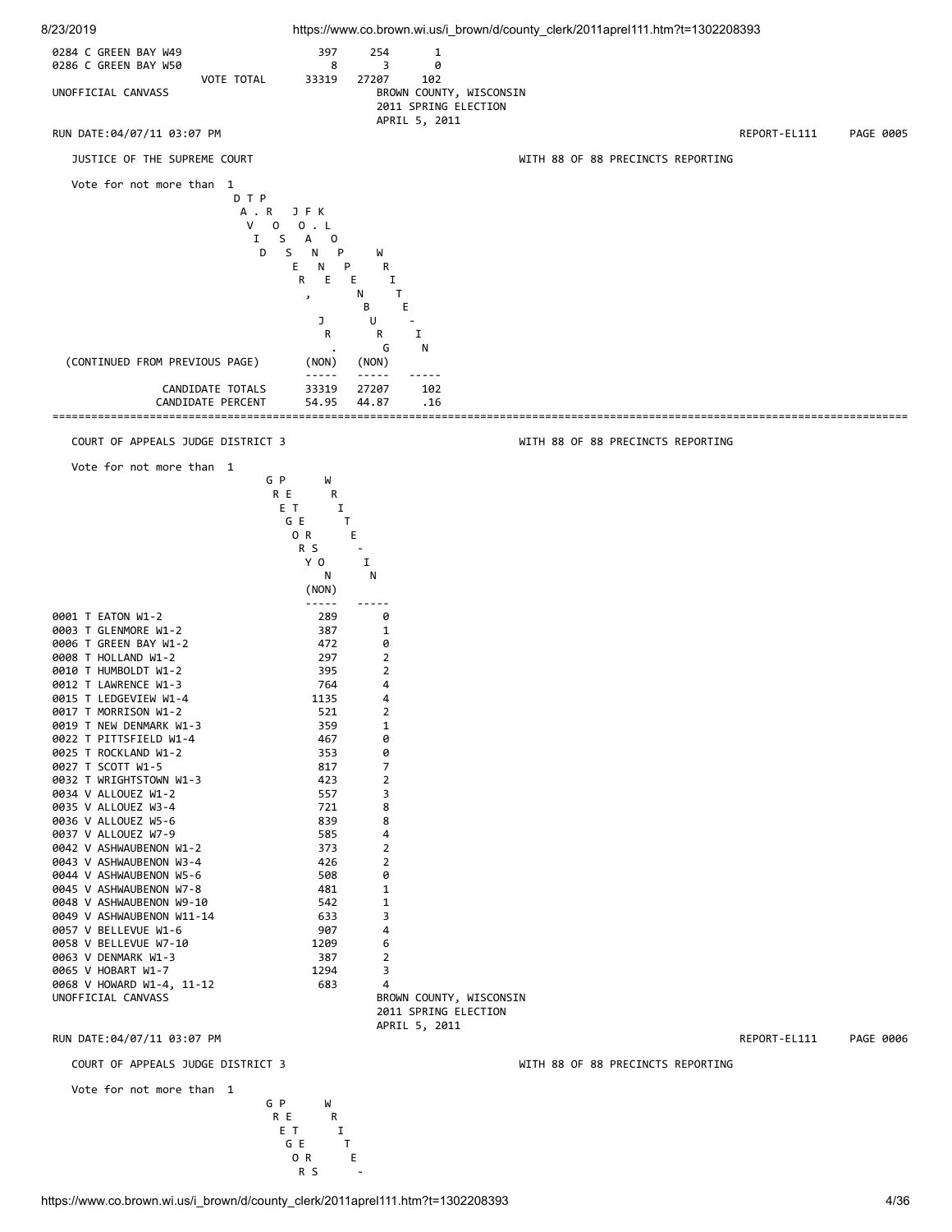| | | | |
|---|---|---|---|
| 0284 C GREEN BAY W49 | 397 | 254 | 1 |
| 0286 C GREEN BAY W50 | 8 | 3 | 0 |
| VOTE TOTAL | 33319 | 27207 | 102 |

UNOFFICIAL CANVASS

BROWN COUNTY, WISCONSIN
2011 SPRING ELECTION
APRIL 5, 2011

RUN DATE:04/07/11 03:07 PM — REPORT-EL111 — PAGE 0005

## JUSTICE OF THE SUPREME COURT

WITH 88 OF 88 PRECINCTS REPORTING

Vote for not more than 1

| (CONTINUED FROM PREVIOUS PAGE) | DAVID T. PROSSER, JR. (NON) | JOANNE F. KLOPPENBURG (NON) | WRITE-IN |
|---|---|---|---|
| CANDIDATE TOTALS | 33319 | 27207 | 102 |
| CANDIDATE PERCENT | 54.95 | 44.87 | .16 |

## COURT OF APPEALS JUDGE DISTRICT 3

WITH 88 OF 88 PRECINCTS REPORTING

Vote for not more than 1

| | GREGORY PETERSON (NON) | WRITE-IN |
|---|---|---|
| 0001 T EATON W1-2 | 289 | 0 |
| 0003 T GLENMORE W1-2 | 387 | 1 |
| 0006 T GREEN BAY W1-2 | 472 | 0 |
| 0008 T HOLLAND W1-2 | 297 | 2 |
| 0010 T HUMBOLDT W1-2 | 395 | 2 |
| 0012 T LAWRENCE W1-3 | 764 | 4 |
| 0015 T LEDGEVIEW W1-4 | 1135 | 4 |
| 0017 T MORRISON W1-2 | 521 | 2 |
| 0019 T NEW DENMARK W1-3 | 359 | 1 |
| 0022 T PITTSFIELD W1-4 | 467 | 0 |
| 0025 T ROCKLAND W1-2 | 353 | 0 |
| 0027 T SCOTT W1-5 | 817 | 7 |
| 0032 T WRIGHTSTOWN W1-3 | 423 | 2 |
| 0034 V ALLOUEZ W1-2 | 557 | 3 |
| 0035 V ALLOUEZ W3-4 | 721 | 8 |
| 0036 V ALLOUEZ W5-6 | 839 | 8 |
| 0037 V ALLOUEZ W7-9 | 585 | 4 |
| 0042 V ASHWAUBENON W1-2 | 373 | 2 |
| 0043 V ASHWAUBENON W3-4 | 426 | 2 |
| 0044 V ASHWAUBENON W5-6 | 508 | 0 |
| 0045 V ASHWAUBENON W7-8 | 481 | 1 |
| 0048 V ASHWAUBENON W9-10 | 542 | 1 |
| 0049 V ASHWAUBENON W11-14 | 633 | 3 |
| 0057 V BELLEVUE W1-6 | 907 | 4 |
| 0058 V BELLEVUE W7-10 | 1209 | 6 |
| 0063 V DENMARK W1-3 | 387 | 2 |
| 0065 V HOBART W1-7 | 1294 | 3 |
| 0068 V HOWARD W1-4, 11-12 | 683 | 4 |

UNOFFICIAL CANVASS

BROWN COUNTY, WISCONSIN
2011 SPRING ELECTION
APRIL 5, 2011

RUN DATE:04/07/11 03:07 PM — REPORT-EL111 — PAGE 0006

## COURT OF APPEALS JUDGE DISTRICT 3

WITH 88 OF 88 PRECINCTS REPORTING

Vote for not more than 1

GREGORY PETERS... / WRITE-...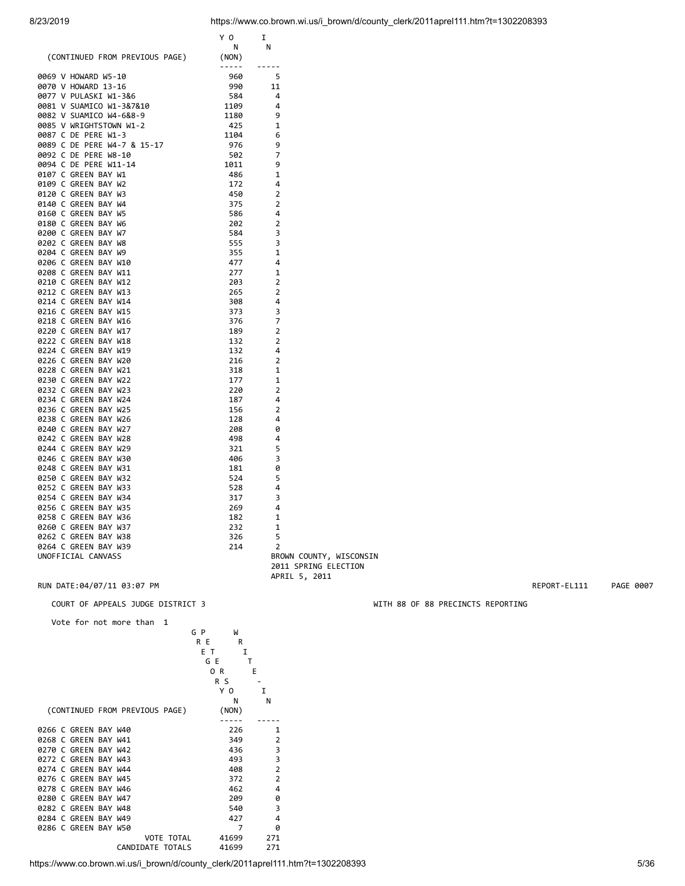| (CONTINUED FROM PREVIOUS PAGE) | GREGORY PETERSON (NON) | WRITE-IN |
|---|---|---|
| 0069 V HOWARD W5-10 | 960 | 5 |
| 0070 V HOWARD 13-16 | 990 | 11 |
| 0077 V PULASKI W1-3&6 | 584 | 4 |
| 0081 V SUAMICO W1-3&7&10 | 1109 | 4 |
| 0082 V SUAMICO W4-6&8-9 | 1180 | 9 |
| 0085 V WRIGHTSTOWN W1-2 | 425 | 1 |
| 0087 C DE PERE W1-3 | 1104 | 6 |
| 0089 C DE PERE W4-7 & 15-17 | 976 | 9 |
| 0092 C DE PERE W8-10 | 502 | 7 |
| 0094 C DE PERE W11-14 | 1011 | 9 |
| 0107 C GREEN BAY W1 | 486 | 1 |
| 0109 C GREEN BAY W2 | 172 | 4 |
| 0120 C GREEN BAY W3 | 450 | 2 |
| 0140 C GREEN BAY W4 | 375 | 2 |
| 0160 C GREEN BAY W5 | 586 | 4 |
| 0180 C GREEN BAY W6 | 202 | 2 |
| 0200 C GREEN BAY W7 | 584 | 3 |
| 0202 C GREEN BAY W8 | 555 | 3 |
| 0204 C GREEN BAY W9 | 355 | 1 |
| 0206 C GREEN BAY W10 | 477 | 4 |
| 0208 C GREEN BAY W11 | 277 | 1 |
| 0210 C GREEN BAY W12 | 203 | 2 |
| 0212 C GREEN BAY W13 | 265 | 2 |
| 0214 C GREEN BAY W14 | 308 | 4 |
| 0216 C GREEN BAY W15 | 373 | 3 |
| 0218 C GREEN BAY W16 | 376 | 7 |
| 0220 C GREEN BAY W17 | 189 | 2 |
| 0222 C GREEN BAY W18 | 132 | 2 |
| 0224 C GREEN BAY W19 | 132 | 4 |
| 0226 C GREEN BAY W20 | 216 | 2 |
| 0228 C GREEN BAY W21 | 318 | 1 |
| 0230 C GREEN BAY W22 | 177 | 1 |
| 0232 C GREEN BAY W23 | 220 | 2 |
| 0234 C GREEN BAY W24 | 187 | 4 |
| 0236 C GREEN BAY W25 | 156 | 2 |
| 0238 C GREEN BAY W26 | 128 | 4 |
| 0240 C GREEN BAY W27 | 208 | 0 |
| 0242 C GREEN BAY W28 | 498 | 4 |
| 0244 C GREEN BAY W29 | 321 | 5 |
| 0246 C GREEN BAY W30 | 406 | 3 |
| 0248 C GREEN BAY W31 | 181 | 0 |
| 0250 C GREEN BAY W32 | 524 | 5 |
| 0252 C GREEN BAY W33 | 528 | 4 |
| 0254 C GREEN BAY W34 | 317 | 3 |
| 0256 C GREEN BAY W35 | 269 | 4 |
| 0258 C GREEN BAY W36 | 182 | 1 |
| 0260 C GREEN BAY W37 | 232 | 1 |
| 0262 C GREEN BAY W38 | 326 | 5 |
| 0264 C GREEN BAY W39 | 214 | 2 |

UNOFFICIAL CANVASS

BROWN COUNTY, WISCONSIN
2011 SPRING ELECTION
APRIL 5, 2011

RUN DATE:04/07/11 03:07 PM — REPORT-EL111 — PAGE 0007

COURT OF APPEALS JUDGE DISTRICT 3 — WITH 88 OF 88 PRECINCTS REPORTING

Vote for not more than 1

| (CONTINUED FROM PREVIOUS PAGE) | GREGORY PETERSON (NON) | WRITE-IN |
|---|---|---|
| 0266 C GREEN BAY W40 | 226 | 1 |
| 0268 C GREEN BAY W41 | 349 | 2 |
| 0270 C GREEN BAY W42 | 436 | 3 |
| 0272 C GREEN BAY W43 | 493 | 3 |
| 0274 C GREEN BAY W44 | 408 | 2 |
| 0276 C GREEN BAY W45 | 372 | 2 |
| 0278 C GREEN BAY W46 | 462 | 4 |
| 0280 C GREEN BAY W47 | 209 | 0 |
| 0282 C GREEN BAY W48 | 540 | 3 |
| 0284 C GREEN BAY W49 | 427 | 4 |
| 0286 C GREEN BAY W50 | 7 | 0 |
| VOTE TOTAL | 41699 | 271 |
| CANDIDATE TOTALS | 41699 | 271 |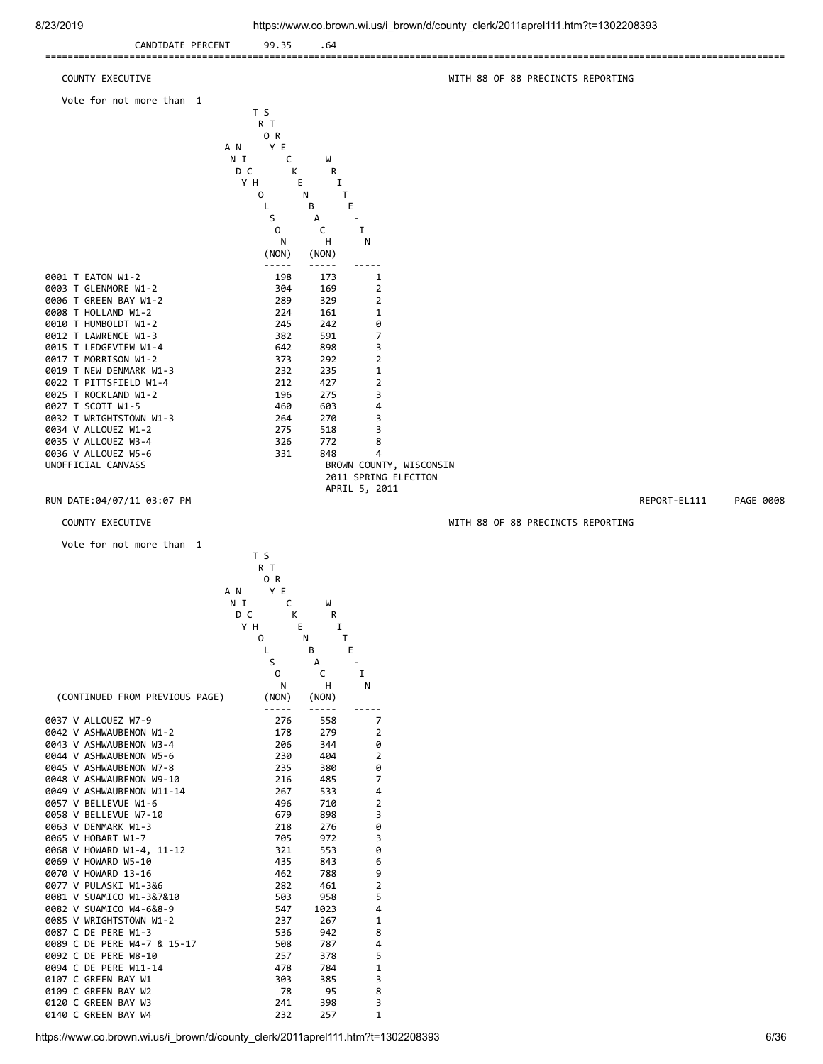CANDIDATE PERCENT 99.35 .64

---

## COUNTY EXECUTIVE

WITH 88 OF 88 PRECINCTS REPORTING

Vote for not more than 1

| | TRACY SANDERSON (NON) | TROY STRECKENBACH (NON) | WRITE-IN |
|---|---|---|---|
| 0001 T EATON W1-2 | 198 | 173 | 1 |
| 0003 T GLENMORE W1-2 | 304 | 169 | 2 |
| 0006 T GREEN BAY W1-2 | 289 | 329 | 2 |
| 0008 T HOLLAND W1-2 | 224 | 161 | 1 |
| 0010 T HUMBOLDT W1-2 | 245 | 242 | 0 |
| 0012 T LAWRENCE W1-3 | 382 | 591 | 7 |
| 0015 T LEDGEVIEW W1-4 | 642 | 898 | 3 |
| 0017 T MORRISON W1-2 | 373 | 292 | 2 |
| 0019 T NEW DENMARK W1-3 | 232 | 235 | 1 |
| 0022 T PITTSFIELD W1-4 | 212 | 427 | 2 |
| 0025 T ROCKLAND W1-2 | 196 | 275 | 3 |
| 0027 T SCOTT W1-5 | 460 | 603 | 4 |
| 0032 T WRIGHTSTOWN W1-3 | 264 | 270 | 3 |
| 0034 V ALLOUEZ W1-2 | 275 | 518 | 3 |
| 0035 V ALLOUEZ W3-4 | 326 | 772 | 8 |
| 0036 V ALLOUEZ W5-6 | 331 | 848 | 4 |

UNOFFICIAL CANVASS
BROWN COUNTY, WISCONSIN
2011 SPRING ELECTION
APRIL 5, 2011

RUN DATE:04/07/11 03:07 PM REPORT-EL111 PAGE 0008

## COUNTY EXECUTIVE

WITH 88 OF 88 PRECINCTS REPORTING

Vote for not more than 1

| (CONTINUED FROM PREVIOUS PAGE) | TRACY SANDERSON (NON) | TROY STRECKENBACH (NON) | WRITE-IN |
|---|---|---|---|
| 0037 V ALLOUEZ W7-9 | 276 | 558 | 7 |
| 0042 V ASHWAUBENON W1-2 | 178 | 279 | 2 |
| 0043 V ASHWAUBENON W3-4 | 206 | 344 | 0 |
| 0044 V ASHWAUBENON W5-6 | 230 | 404 | 2 |
| 0045 V ASHWAUBENON W7-8 | 235 | 380 | 0 |
| 0048 V ASHWAUBENON W9-10 | 216 | 485 | 7 |
| 0049 V ASHWAUBENON W11-14 | 267 | 533 | 4 |
| 0057 V BELLEVUE W1-6 | 496 | 710 | 2 |
| 0058 V BELLEVUE W7-10 | 679 | 898 | 3 |
| 0063 V DENMARK W1-3 | 218 | 276 | 0 |
| 0065 V HOBART W1-7 | 705 | 972 | 3 |
| 0068 V HOWARD W1-4, 11-12 | 321 | 553 | 0 |
| 0069 V HOWARD W5-10 | 435 | 843 | 6 |
| 0070 V HOWARD 13-16 | 462 | 788 | 9 |
| 0077 V PULASKI W1-3&6 | 282 | 461 | 2 |
| 0081 V SUAMICO W1-3&7&10 | 503 | 958 | 5 |
| 0082 V SUAMICO W4-6&8-9 | 547 | 1023 | 4 |
| 0085 V WRIGHTSTOWN W1-2 | 237 | 267 | 1 |
| 0087 C DE PERE W1-3 | 536 | 942 | 8 |
| 0089 C DE PERE W4-7 & 15-17 | 508 | 787 | 4 |
| 0092 C DE PERE W8-10 | 257 | 378 | 5 |
| 0094 C DE PERE W11-14 | 478 | 784 | 1 |
| 0107 C GREEN BAY W1 | 303 | 385 | 3 |
| 0109 C GREEN BAY W2 | 78 | 95 | 8 |
| 0120 C GREEN BAY W3 | 241 | 398 | 3 |
| 0140 C GREEN BAY W4 | 232 | 257 | 1 |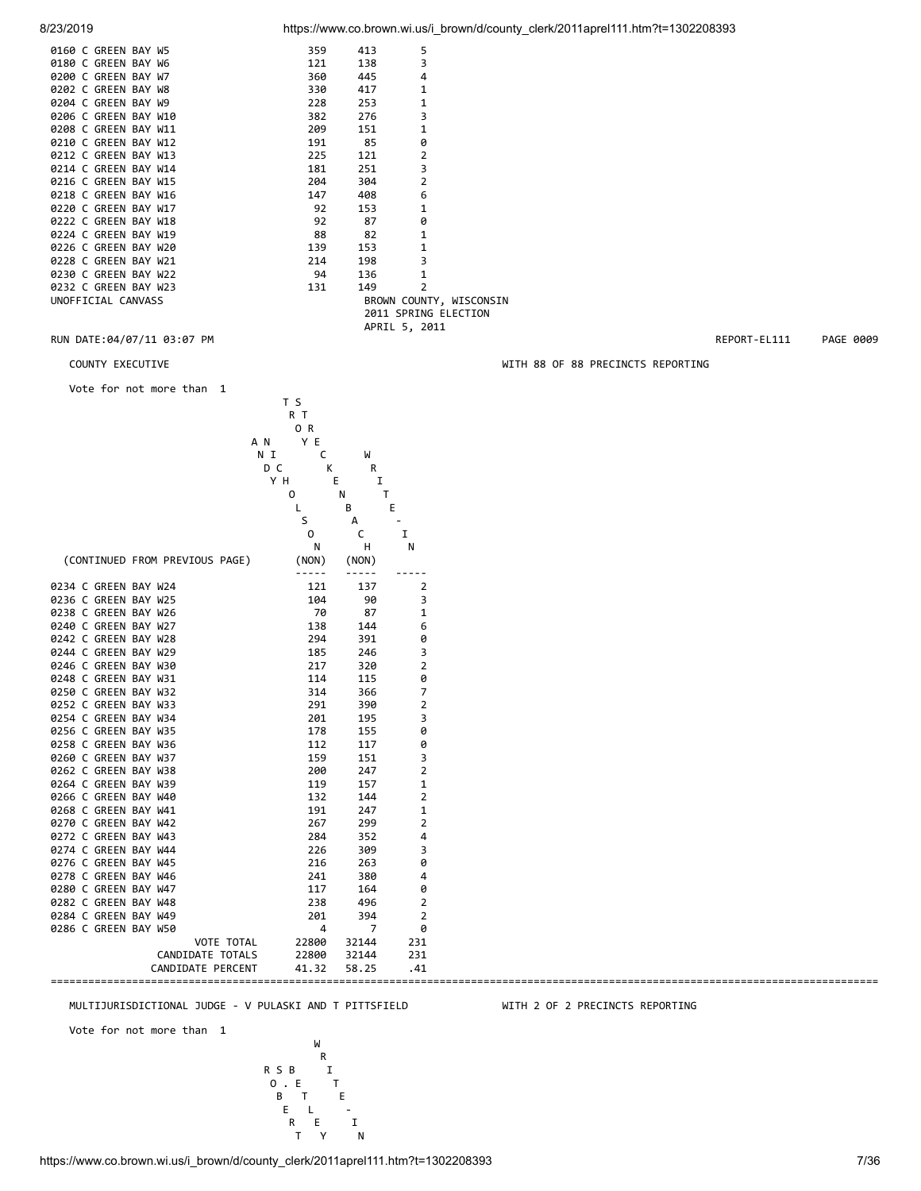| Precinct | | | |
|---|---|---|---|
| 0160 C GREEN BAY W5 | 359 | 413 | 5 |
| 0180 C GREEN BAY W6 | 121 | 138 | 3 |
| 0200 C GREEN BAY W7 | 360 | 445 | 4 |
| 0202 C GREEN BAY W8 | 330 | 417 | 1 |
| 0204 C GREEN BAY W9 | 228 | 253 | 1 |
| 0206 C GREEN BAY W10 | 382 | 276 | 3 |
| 0208 C GREEN BAY W11 | 209 | 151 | 1 |
| 0210 C GREEN BAY W12 | 191 | 85 | 0 |
| 0212 C GREEN BAY W13 | 225 | 121 | 2 |
| 0214 C GREEN BAY W14 | 181 | 251 | 3 |
| 0216 C GREEN BAY W15 | 204 | 304 | 2 |
| 0218 C GREEN BAY W16 | 147 | 408 | 6 |
| 0220 C GREEN BAY W17 | 92 | 153 | 1 |
| 0222 C GREEN BAY W18 | 92 | 87 | 0 |
| 0224 C GREEN BAY W19 | 88 | 82 | 1 |
| 0226 C GREEN BAY W20 | 139 | 153 | 1 |
| 0228 C GREEN BAY W21 | 214 | 198 | 3 |
| 0230 C GREEN BAY W22 | 94 | 136 | 1 |
| 0232 C GREEN BAY W23 | 131 | 149 | 2 |

UNOFFICIAL CANVASS

BROWN COUNTY, WISCONSIN
2011 SPRING ELECTION
APRIL 5, 2011

RUN DATE:04/07/11 03:07 PM — REPORT-EL111 PAGE 0009

COUNTY EXECUTIVE — WITH 88 OF 88 PRECINCTS REPORTING

Vote for not more than 1

| (CONTINUED FROM PREVIOUS PAGE) | TROY STREICHER ANDY NICHOLSON (NON) | TOM CKENBACH (NON) | WRITE-IN |
|---|---|---|---|
| 0234 C GREEN BAY W24 | 121 | 137 | 2 |
| 0236 C GREEN BAY W25 | 104 | 90 | 3 |
| 0238 C GREEN BAY W26 | 70 | 87 | 1 |
| 0240 C GREEN BAY W27 | 138 | 144 | 6 |
| 0242 C GREEN BAY W28 | 294 | 391 | 0 |
| 0244 C GREEN BAY W29 | 185 | 246 | 3 |
| 0246 C GREEN BAY W30 | 217 | 320 | 2 |
| 0248 C GREEN BAY W31 | 114 | 115 | 0 |
| 0250 C GREEN BAY W32 | 314 | 366 | 7 |
| 0252 C GREEN BAY W33 | 291 | 390 | 2 |
| 0254 C GREEN BAY W34 | 201 | 195 | 3 |
| 0256 C GREEN BAY W35 | 178 | 155 | 0 |
| 0258 C GREEN BAY W36 | 112 | 117 | 0 |
| 0260 C GREEN BAY W37 | 159 | 151 | 3 |
| 0262 C GREEN BAY W38 | 200 | 247 | 2 |
| 0264 C GREEN BAY W39 | 119 | 157 | 1 |
| 0266 C GREEN BAY W40 | 132 | 144 | 2 |
| 0268 C GREEN BAY W41 | 191 | 247 | 1 |
| 0270 C GREEN BAY W42 | 267 | 299 | 2 |
| 0272 C GREEN BAY W43 | 284 | 352 | 4 |
| 0274 C GREEN BAY W44 | 226 | 309 | 3 |
| 0276 C GREEN BAY W45 | 216 | 263 | 0 |
| 0278 C GREEN BAY W46 | 241 | 380 | 4 |
| 0280 C GREEN BAY W47 | 117 | 164 | 0 |
| 0282 C GREEN BAY W48 | 238 | 496 | 2 |
| 0284 C GREEN BAY W49 | 201 | 394 | 2 |
| 0286 C GREEN BAY W50 | 4 | 7 | 0 |
| VOTE TOTAL | 22800 | 32144 | 231 |
| CANDIDATE TOTALS | 22800 | 32144 | 231 |
| CANDIDATE PERCENT | 41.32 | 58.25 | .41 |

MULTIJURISDICTIONAL JUDGE - V PULASKI AND T PITTSFIELD — WITH 2 OF 2 PRECINCTS REPORTING

Vote for not more than 1

| ROBERT S. BELTEY | WRITE-IN |
|---|---|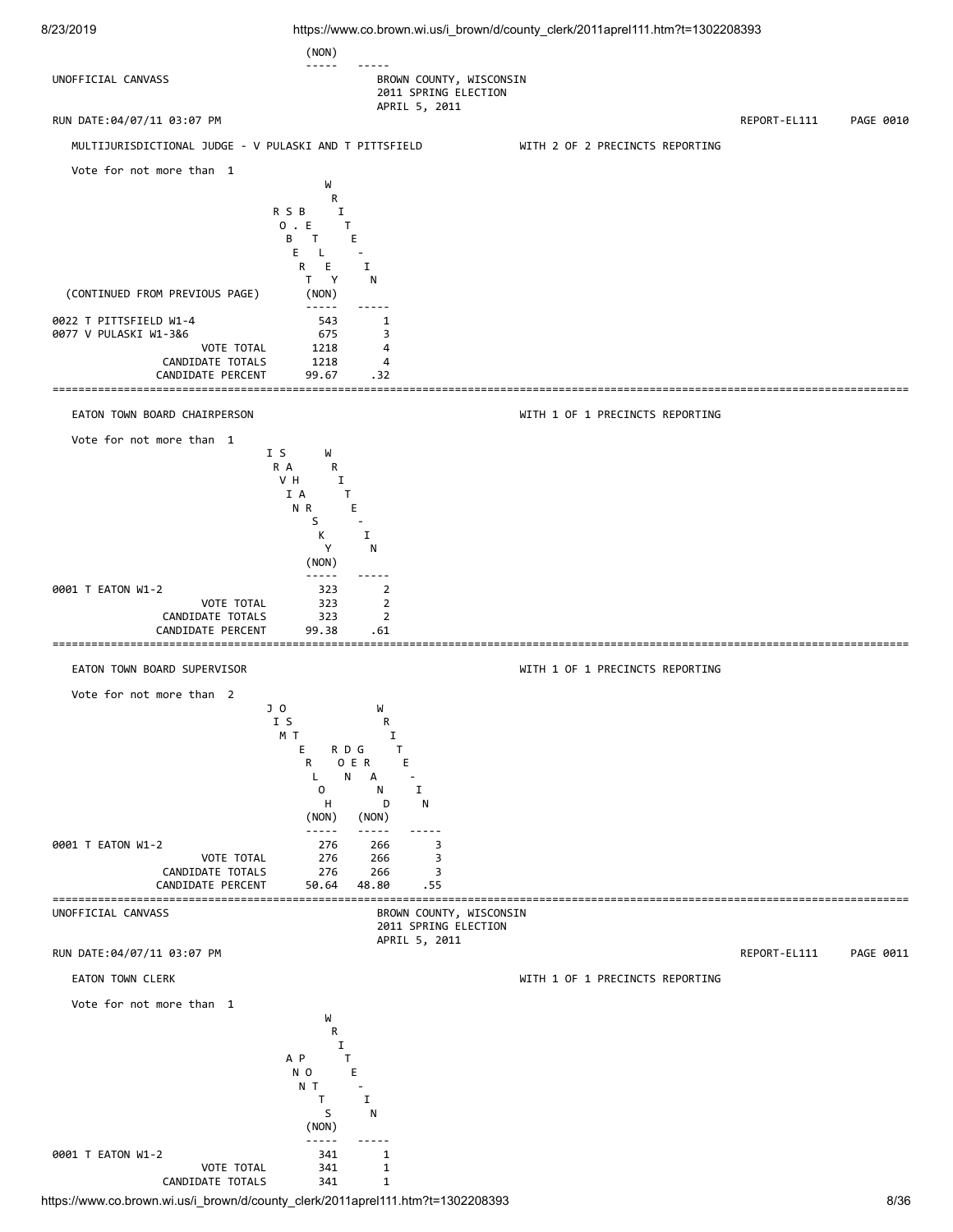(NON)

UNOFFICIAL CANVASS

BROWN COUNTY, WISCONSIN
2011 SPRING ELECTION
APRIL 5, 2011

RUN DATE:04/07/11 03:07 PM REPORT-EL111 PAGE 0010

## MULTIJURISDICTIONAL JUDGE - V PULASKI AND T PITTSFIELD

WITH 2 OF 2 PRECINCTS REPORTING

Vote for not more than 1

(CONTINUED FROM PREVIOUS PAGE)

| | ROBERT S. BELTEY (NON) | WRITE-IN |
|---|---|---|
| 0022 T PITTSFIELD W1-4 | 543 | 1 |
| 0077 V PULASKI W1-3&6 | 675 | 3 |
| VOTE TOTAL | 1218 | 4 |
| CANDIDATE TOTALS | 1218 | 4 |
| CANDIDATE PERCENT | 99.67 | .32 |

## EATON TOWN BOARD CHAIRPERSON

WITH 1 OF 1 PRECINCTS REPORTING

Vote for not more than 1

| | IRVIN SHARSKY (NON) | WRITE-IN |
|---|---|---|
| 0001 T EATON W1-2 | 323 | 2 |
| VOTE TOTAL | 323 | 2 |
| CANDIDATE TOTALS | 323 | 2 |
| CANDIDATE PERCENT | 99.38 | .61 |

## EATON TOWN BOARD SUPERVISOR

WITH 1 OF 1 PRECINCTS REPORTING

Vote for not more than 2

| | JIM ISERLOH (NON) | RDG OER NAND (NON) | WRITE-IN |
|---|---|---|---|
| 0001 T EATON W1-2 | 276 | 266 | 3 |
| VOTE TOTAL | 276 | 266 | 3 |
| CANDIDATE TOTALS | 276 | 266 | 3 |
| CANDIDATE PERCENT | 50.64 | 48.80 | .55 |

UNOFFICIAL CANVASS

BROWN COUNTY, WISCONSIN
2011 SPRING ELECTION
APRIL 5, 2011

RUN DATE:04/07/11 03:07 PM REPORT-EL111 PAGE 0011

## EATON TOWN CLERK

WITH 1 OF 1 PRECINCTS REPORTING

Vote for not more than 1

| | ANN POTTS (NON) | WRITE-IN |
|---|---|---|
| 0001 T EATON W1-2 | 341 | 1 |
| VOTE TOTAL | 341 | 1 |
| CANDIDATE TOTALS | 341 | 1 |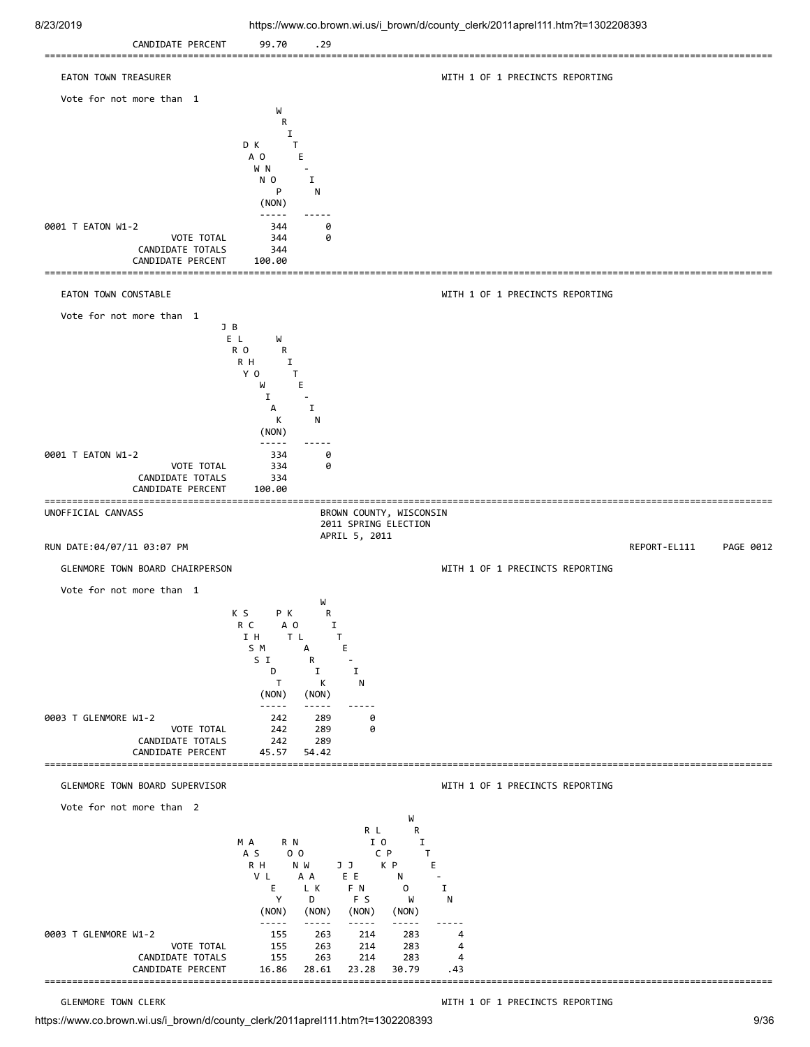| | | |
|---|---|---|
| CANDIDATE PERCENT | 99.70 | .29 |

---

## EATON TOWN TREASURER

WITH 1 OF 1 PRECINCTS REPORTING

Vote for not more than 1

| | DAWN KOOP (NON) | WRITE-IN |
|---|---|---|
| 0001 T EATON W1-2 | 344 | 0 |
| VOTE TOTAL | 344 | 0 |
| CANDIDATE TOTALS | 344 | |
| CANDIDATE PERCENT | 100.00 | |

---

## EATON TOWN CONSTABLE

WITH 1 OF 1 PRECINCTS REPORTING

Vote for not more than 1

| | JERRY BOHOWIAK (NON) | WRITE-IN |
|---|---|---|
| 0001 T EATON W1-2 | 334 | 0 |
| VOTE TOTAL | 334 | 0 |
| CANDIDATE TOTALS | 334 | |
| CANDIDATE PERCENT | 100.00 | |

---

UNOFFICIAL CANVASS

BROWN COUNTY, WISCONSIN
2011 SPRING ELECTION
APRIL 5, 2011

RUN DATE:04/07/11 03:07 PM

REPORT-EL111 PAGE 0012

## GLENMORE TOWN BOARD CHAIRPERSON

WITH 1 OF 1 PRECINCTS REPORTING

Vote for not more than 1

| | KRIS SCHMIDT (NON) | PAT KOLARIK (NON) | WRITE-IN |
|---|---|---|---|
| 0003 T GLENMORE W1-2 | 242 | 289 | 0 |
| VOTE TOTAL | 242 | 289 | 0 |
| CANDIDATE TOTALS | 242 | 289 | |
| CANDIDATE PERCENT | 45.57 | 54.42 | |

---

## GLENMORE TOWN BOARD SUPERVISOR

WITH 1 OF 1 PRECINCTS REPORTING

Vote for not more than 2

| | MARSHALL ASHVEY (NON) | RON NOWAK ALD (NON) | JEFF JENS (NON) | RICK LOPPNOW (NON) | WRITE-IN |
|---|---|---|---|---|---|
| 0003 T GLENMORE W1-2 | 155 | 263 | 214 | 283 | 4 |
| VOTE TOTAL | 155 | 263 | 214 | 283 | 4 |
| CANDIDATE TOTALS | 155 | 263 | 214 | 283 | 4 |
| CANDIDATE PERCENT | 16.86 | 28.61 | 23.28 | 30.79 | .43 |

---

## GLENMORE TOWN CLERK

WITH 1 OF 1 PRECINCTS REPORTING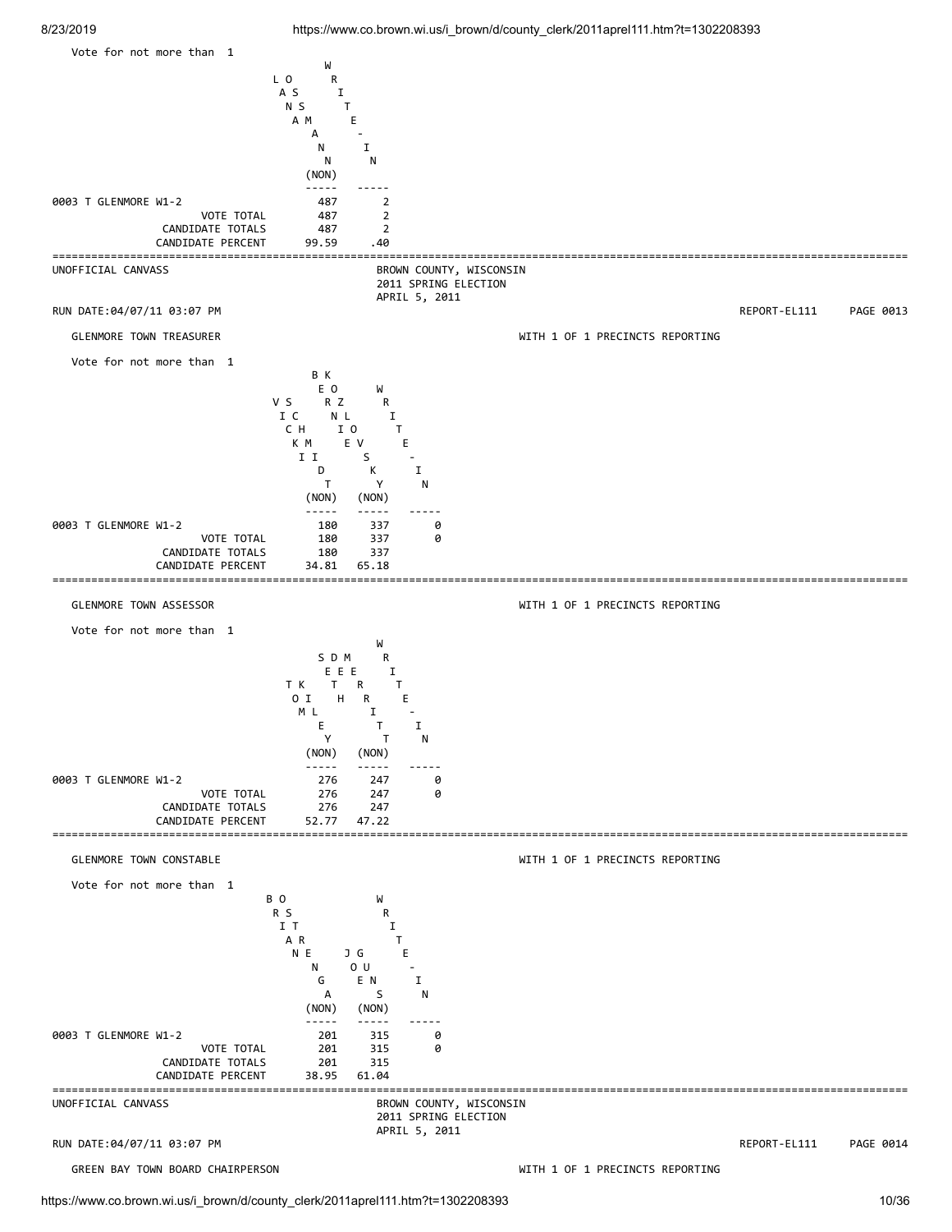Vote for not more than 1

| | LORI ANN ASMANN (NON) | WRITE-IN |
|---|---|---|
| 0003 T GLENMORE W1-2 | 487 | 2 |
| VOTE TOTAL | 487 | 2 |
| CANDIDATE TOTALS | 487 | 2 |
| CANDIDATE PERCENT | 99.59 | .40 |

UNOFFICIAL CANVASS

BROWN COUNTY, WISCONSIN
2011 SPRING ELECTION
APRIL 5, 2011

RUN DATE:04/07/11 03:07 PM

REPORT-EL111 PAGE 0013

## GLENMORE TOWN TREASURER

WITH 1 OF 1 PRECINCTS REPORTING

Vote for not more than 1

| | VICKI SCHMIDT (NON) | BERNIE KOZLOVSKY (NON) | WRITE-IN |
|---|---|---|---|
| 0003 T GLENMORE W1-2 | 180 | 337 | 0 |
| VOTE TOTAL | 180 | 337 | 0 |
| CANDIDATE TOTALS | 180 | 337 | |
| CANDIDATE PERCENT | 34.81 | 65.18 | |

## GLENMORE TOWN ASSESSOR

WITH 1 OF 1 PRECINCTS REPORTING

Vote for not more than 1

| | TOM KILEY (NON) | SETH DE MERRITT (NON) | WRITE-IN |
|---|---|---|---|
| 0003 T GLENMORE W1-2 | 276 | 247 | 0 |
| VOTE TOTAL | 276 | 247 | 0 |
| CANDIDATE TOTALS | 276 | 247 | |
| CANDIDATE PERCENT | 52.77 | 47.22 | |

## GLENMORE TOWN CONSTABLE

WITH 1 OF 1 PRECINCTS REPORTING

Vote for not more than 1

| | BRIAN NENGA OSTER (NON) | JOE GUNS (NON) | WRITE-IN |
|---|---|---|---|
| 0003 T GLENMORE W1-2 | 201 | 315 | 0 |
| VOTE TOTAL | 201 | 315 | 0 |
| CANDIDATE TOTALS | 201 | 315 | |
| CANDIDATE PERCENT | 38.95 | 61.04 | |

UNOFFICIAL CANVASS

BROWN COUNTY, WISCONSIN
2011 SPRING ELECTION
APRIL 5, 2011

RUN DATE:04/07/11 03:07 PM

REPORT-EL111 PAGE 0014

## GREEN BAY TOWN BOARD CHAIRPERSON

WITH 1 OF 1 PRECINCTS REPORTING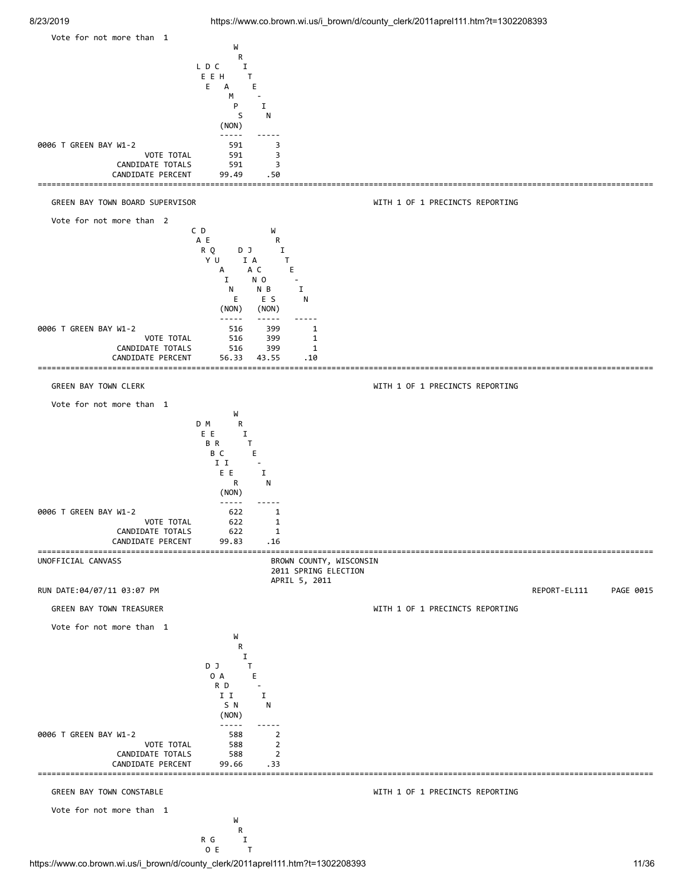Vote for not more than 1

| | LEE DE CHAMPS (NON) | WRITE-IN |
|---|---|---|
| 0006 T GREEN BAY W1-2 | 591 | 3 |
| VOTE TOTAL | 591 | 3 |
| CANDIDATE TOTALS | 591 | 3 |
| CANDIDATE PERCENT | 99.49 | .50 |

## GREEN BAY TOWN BOARD SUPERVISOR

WITH 1 OF 1 PRECINCTS REPORTING

Vote for not more than 2

| | CARY DEQUAINE (NON) | DIANNE JACOBS (NON) | WRITE-IN |
|---|---|---|---|
| 0006 T GREEN BAY W1-2 | 516 | 399 | 1 |
| VOTE TOTAL | 516 | 399 | 1 |
| CANDIDATE TOTALS | 516 | 399 | 1 |
| CANDIDATE PERCENT | 56.33 | 43.55 | .10 |

## GREEN BAY TOWN CLERK

WITH 1 OF 1 PRECINCTS REPORTING

Vote for not more than 1

| | DEBBIE MERCIER (NON) | WRITE-IN |
|---|---|---|
| 0006 T GREEN BAY W1-2 | 622 | 1 |
| VOTE TOTAL | 622 | 1 |
| CANDIDATE TOTALS | 622 | 1 |
| CANDIDATE PERCENT | 99.83 | .16 |

UNOFFICIAL CANVASS

BROWN COUNTY, WISCONSIN
2011 SPRING ELECTION
APRIL 5, 2011

RUN DATE:04/07/11 03:07 PM — REPORT-EL111 PAGE 0015

## GREEN BAY TOWN TREASURER

WITH 1 OF 1 PRECINCTS REPORTING

Vote for not more than 1

| | DORIS JADIN (NON) | WRITE-IN |
|---|---|---|
| 0006 T GREEN BAY W1-2 | 588 | 2 |
| VOTE TOTAL | 588 | 2 |
| CANDIDATE TOTALS | 588 | 2 |
| CANDIDATE PERCENT | 99.66 | .33 |

## GREEN BAY TOWN CONSTABLE

WITH 1 OF 1 PRECINCTS REPORTING

Vote for not more than 1

RO GE ... WRIT...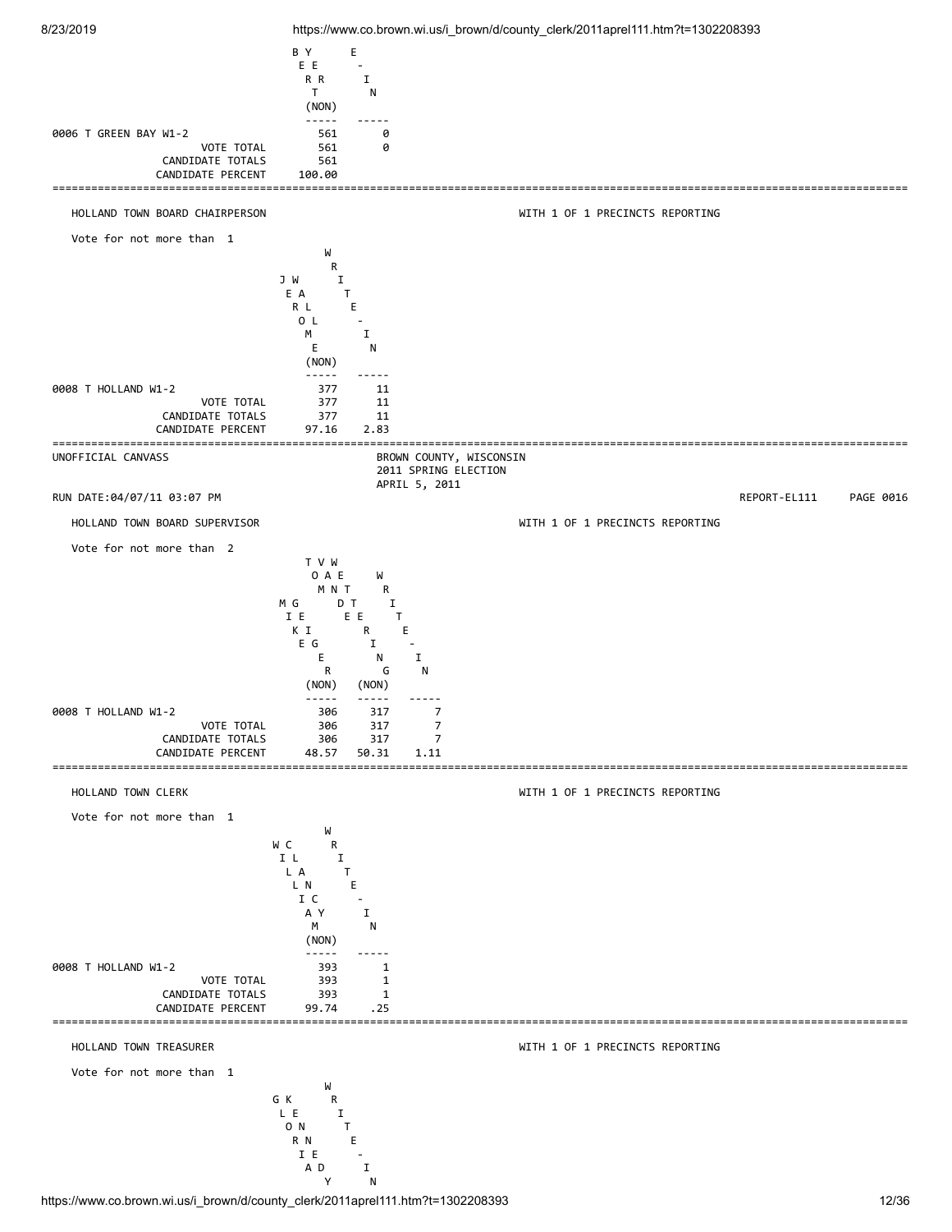| | BERYT (NON) | WRITE-IN |
|---|---|---|
| 0006 T GREEN BAY W1-2 | 561 | 0 |
| VOTE TOTAL | 561 | 0 |
| CANDIDATE TOTALS | 561 | |
| CANDIDATE PERCENT | 100.00 | |

---

HOLLAND TOWN BOARD CHAIRPERSON — WITH 1 OF 1 PRECINCTS REPORTING

Vote for not more than 1

| | JEROME WALL (NON) | WRITE-IN |
|---|---|---|
| 0008 T HOLLAND W1-2 | 377 | 11 |
| VOTE TOTAL | 377 | 11 |
| CANDIDATE TOTALS | 377 | 11 |
| CANDIDATE PERCENT | 97.16 | 2.83 |

---

UNOFFICIAL CANVASS

BROWN COUNTY, WISCONSIN
2011 SPRING ELECTION
APRIL 5, 2011

RUN DATE:04/07/11 03:07 PM — REPORT-EL111 PAGE 0016

HOLLAND TOWN BOARD SUPERVISOR — WITH 1 OF 1 PRECINCTS REPORTING

Vote for not more than 2

| | MIKE GIEGER (NON) | TOM VANDE WETERING (NON) | WRITE-IN |
|---|---|---|---|
| 0008 T HOLLAND W1-2 | 306 | 317 | 7 |
| VOTE TOTAL | 306 | 317 | 7 |
| CANDIDATE TOTALS | 306 | 317 | 7 |
| CANDIDATE PERCENT | 48.57 | 50.31 | 1.11 |

---

HOLLAND TOWN CLERK — WITH 1 OF 1 PRECINCTS REPORTING

Vote for not more than 1

| | WILLIAM CLANCY (NON) | WRITE-IN |
|---|---|---|
| 0008 T HOLLAND W1-2 | 393 | 1 |
| VOTE TOTAL | 393 | 1 |
| CANDIDATE TOTALS | 393 | 1 |
| CANDIDATE PERCENT | 99.74 | .25 |

---

HOLLAND TOWN TREASURER — WITH 1 OF 1 PRECINCTS REPORTING

Vote for not more than 1

| | GLORIA KENNEDY | WRITE-IN |
|---|---|---|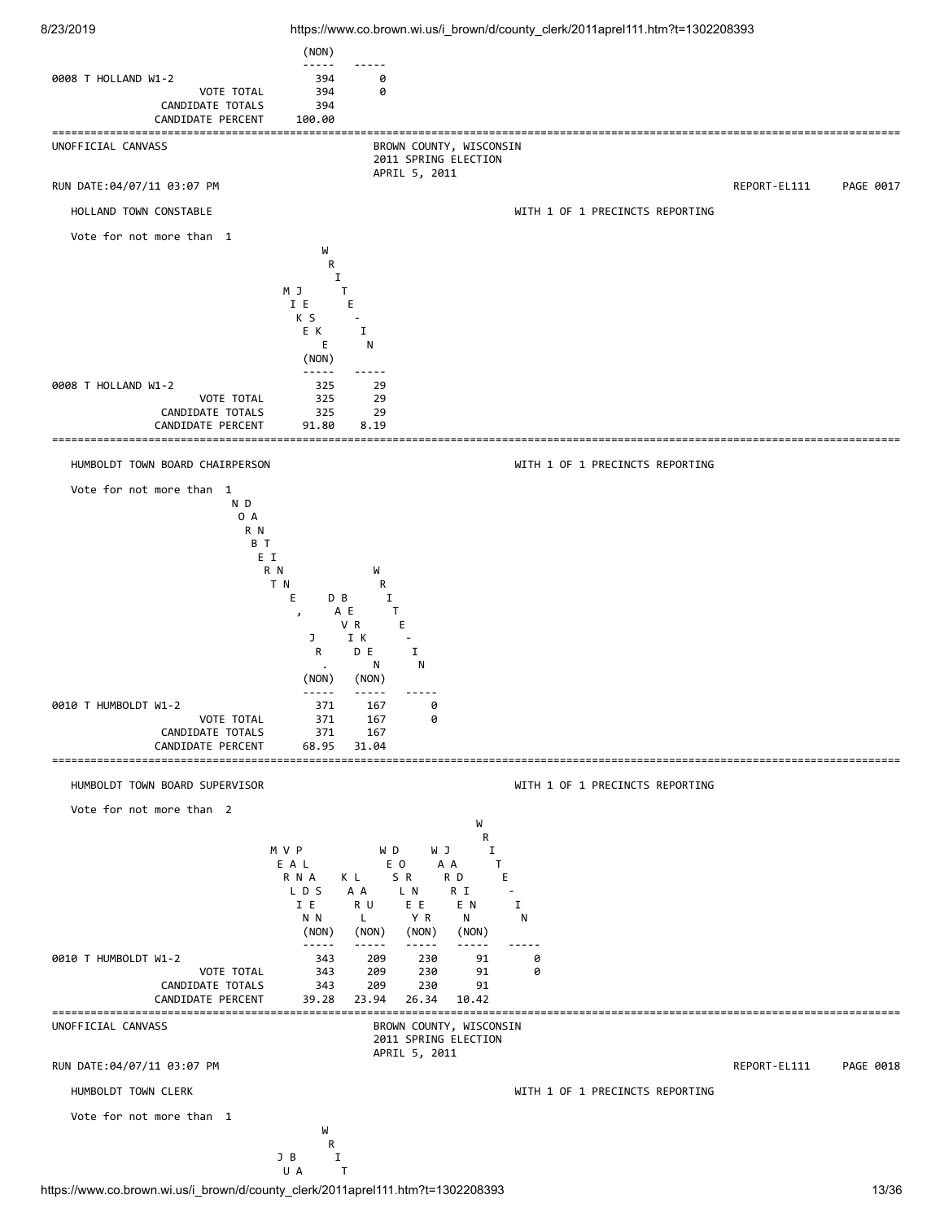| | (NON) | |
|---|---|---|
| 0008 T HOLLAND W1-2 | 394 | 0 |
| VOTE TOTAL | 394 | 0 |
| CANDIDATE TOTALS | 394 | |
| CANDIDATE PERCENT | 100.00 | |

UNOFFICIAL CANVASS

BROWN COUNTY, WISCONSIN
2011 SPRING ELECTION
APRIL 5, 2011

RUN DATE:04/07/11 03:07 PM REPORT-EL111 PAGE 0017

## HOLLAND TOWN CONSTABLE

WITH 1 OF 1 PRECINCTS REPORTING

Vote for not more than 1

| | MIKE JESKE (NON) | WRITE-IN |
|---|---|---|
| 0008 T HOLLAND W1-2 | 325 | 29 |
| VOTE TOTAL | 325 | 29 |
| CANDIDATE TOTALS | 325 | 29 |
| CANDIDATE PERCENT | 91.80 | 8.19 |

## HUMBOLDT TOWN BOARD CHAIRPERSON

WITH 1 OF 1 PRECINCTS REPORTING

Vote for not more than 1

| | NORBERT DANTINNE, JR. (NON) | DAVID BERKEN (NON) | WRITE-IN |
|---|---|---|---|
| 0010 T HUMBOLDT W1-2 | 371 | 167 | 0 |
| VOTE TOTAL | 371 | 167 | 0 |
| CANDIDATE TOTALS | 371 | 167 | |
| CANDIDATE PERCENT | 68.95 | 31.04 | |

## HUMBOLDT TOWN BOARD SUPERVISOR

WITH 1 OF 1 PRECINCTS REPORTING

Vote for not more than 2

| | MERLIN VANDEN PLAS (NON) | KARL LAU (NON) | WES DORN LEYER (NON) | WAJ ARDRIENN (NON) | WRITE-IN |
|---|---|---|---|---|---|
| 0010 T HUMBOLDT W1-2 | 343 | 209 | 230 | 91 | 0 |
| VOTE TOTAL | 343 | 209 | 230 | 91 | 0 |
| CANDIDATE TOTALS | 343 | 209 | 230 | 91 | |
| CANDIDATE PERCENT | 39.28 | 23.94 | 26.34 | 10.42 | |

UNOFFICIAL CANVASS

BROWN COUNTY, WISCONSIN
2011 SPRING ELECTION
APRIL 5, 2011

RUN DATE:04/07/11 03:07 PM REPORT-EL111 PAGE 0018

## HUMBOLDT TOWN CLERK

WITH 1 OF 1 PRECINCTS REPORTING

Vote for not more than 1

| | J B U A ... | W R I T ... |
|---|---|---|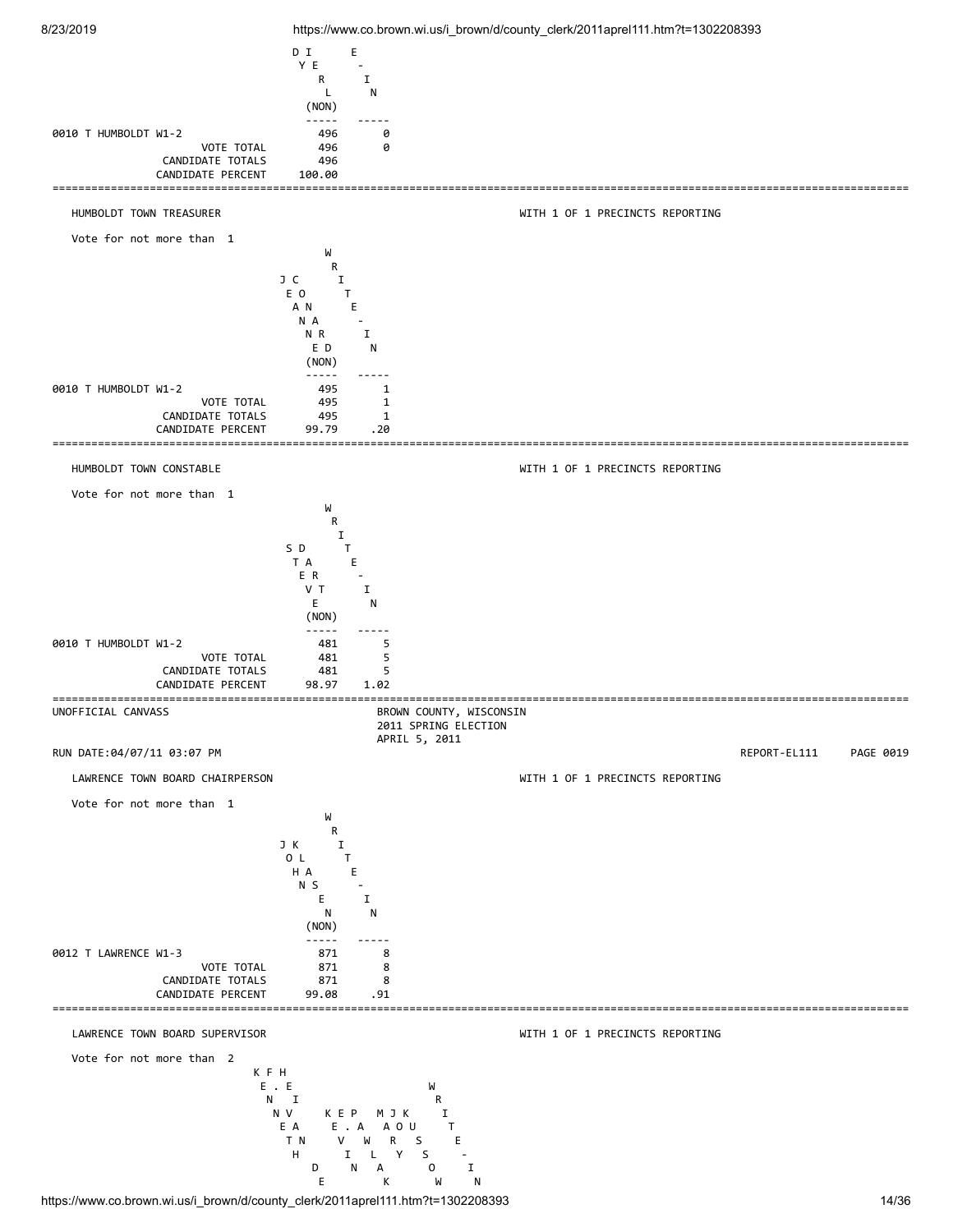| | DIERYLE (NON) | WRITE-IN |
|---|---|---|
| 0010 T HUMBOLDT W1-2 | 496 | 0 |
| VOTE TOTAL | 496 | 0 |
| CANDIDATE TOTALS | 496 | |
| CANDIDATE PERCENT | 100.00 | |

HUMBOLDT TOWN TREASURER — WITH 1 OF 1 PRECINCTS REPORTING

Vote for not more than 1

| | JEANNE CONRAD (NON) | WRITE-IN |
|---|---|---|
| 0010 T HUMBOLDT W1-2 | 495 | 1 |
| VOTE TOTAL | 495 | 1 |
| CANDIDATE TOTALS | 495 | 1 |
| CANDIDATE PERCENT | 99.79 | .20 |

HUMBOLDT TOWN CONSTABLE — WITH 1 OF 1 PRECINCTS REPORTING

Vote for not more than 1

| | STEVE DART (NON) | WRITE-IN |
|---|---|---|
| 0010 T HUMBOLDT W1-2 | 481 | 5 |
| VOTE TOTAL | 481 | 5 |
| CANDIDATE TOTALS | 481 | 5 |
| CANDIDATE PERCENT | 98.97 | 1.02 |

UNOFFICIAL CANVASS

BROWN COUNTY, WISCONSIN
2011 SPRING ELECTION
APRIL 5, 2011

RUN DATE:04/07/11 03:07 PM — REPORT-EL111 PAGE 0019

LAWRENCE TOWN BOARD CHAIRPERSON — WITH 1 OF 1 PRECINCTS REPORTING

Vote for not more than 1

| | JOHN KLASEN (NON) | WRITE-IN |
|---|---|---|
| 0012 T LAWRENCE W1-3 | 871 | 8 |
| VOTE TOTAL | 871 | 8 |
| CANDIDATE TOTALS | 871 | 8 |
| CANDIDATE PERCENT | 99.08 | .91 |

LAWRENCE TOWN BOARD SUPERVISOR — WITH 1 OF 1 PRECINCTS REPORTING

Vote for not more than 2

| KENNETH F. HAVENS | KEVIN DE. PAWLAK | MARY JO KUSKOWSKI | WRITE-IN |
|---|---|---|---|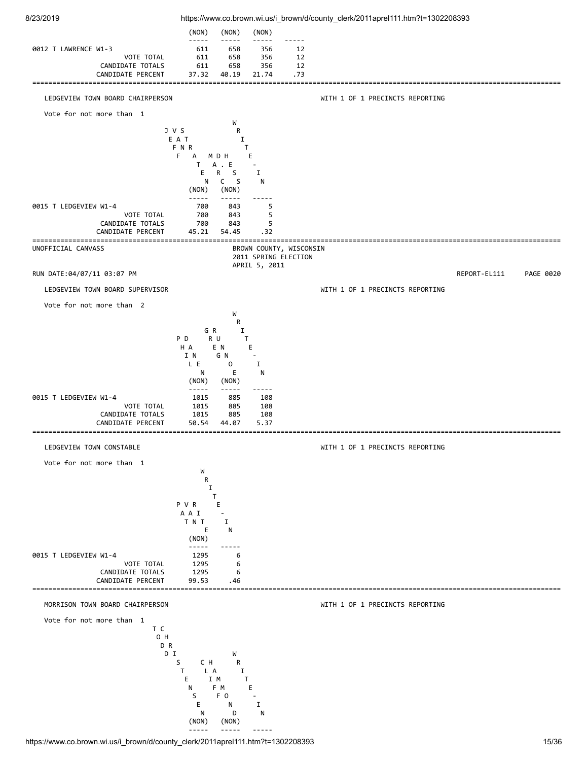| | (NON) | (NON) | (NON) | |
|---|---|---|---|---|
| 0012 T LAWRENCE W1-3 | 611 | 658 | 356 | 12 |
| VOTE TOTAL | 611 | 658 | 356 | 12 |
| CANDIDATE TOTALS | 611 | 658 | 356 | 12 |
| CANDIDATE PERCENT | 37.32 | 40.19 | 21.74 | .73 |

## LEDGEVIEW TOWN BOARD CHAIRPERSON

WITH 1 OF 1 PRECINCTS REPORTING

Vote for not more than 1

| | JEFF VAN STRATEN (NON) | MARK DAHES (NON) | WRITE-IN |
|---|---|---|---|
| 0015 T LEDGEVIEW W1-4 | 700 | 843 | 5 |
| VOTE TOTAL | 700 | 843 | 5 |
| CANDIDATE TOTALS | 700 | 843 | 5 |
| CANDIDATE PERCENT | 45.21 | 54.45 | .32 |

UNOFFICIAL CANVASS

BROWN COUNTY, WISCONSIN
2011 SPRING ELECTION
APRIL 5, 2011

RUN DATE:04/07/11 03:07 PM

REPORT-EL111 PAGE 0020

## LEDGEVIEW TOWN BOARD SUPERVISOR

WITH 1 OF 1 PRECINCTS REPORTING

Vote for not more than 2

| | PHIL DANEN (NON) | GREG RUNNOE (NON) | WRITE-IN |
|---|---|---|---|
| 0015 T LEDGEVIEW W1-4 | 1015 | 885 | 108 |
| VOTE TOTAL | 1015 | 885 | 108 |
| CANDIDATE TOTALS | 1015 | 885 | 108 |
| CANDIDATE PERCENT | 50.54 | 44.07 | 5.37 |

## LEDGEVIEW TOWN CONSTABLE

WITH 1 OF 1 PRECINCTS REPORTING

Vote for not more than 1

| | PAT VANTE (NON) | WRITE-IN |
|---|---|---|
| 0015 T LEDGEVIEW W1-4 | 1295 | 6 |
| VOTE TOTAL | 1295 | 6 |
| CANDIDATE TOTALS | 1295 | 6 |
| CANDIDATE PERCENT | 99.53 | .46 |

## MORRISON TOWN BOARD CHAIRPERSON

WITH 1 OF 1 PRECINCTS REPORTING

Vote for not more than 1

| TODD STENSEN (NON) | CHRIS HAMMOND (NON) | WRITE-IN |
|---|---|---|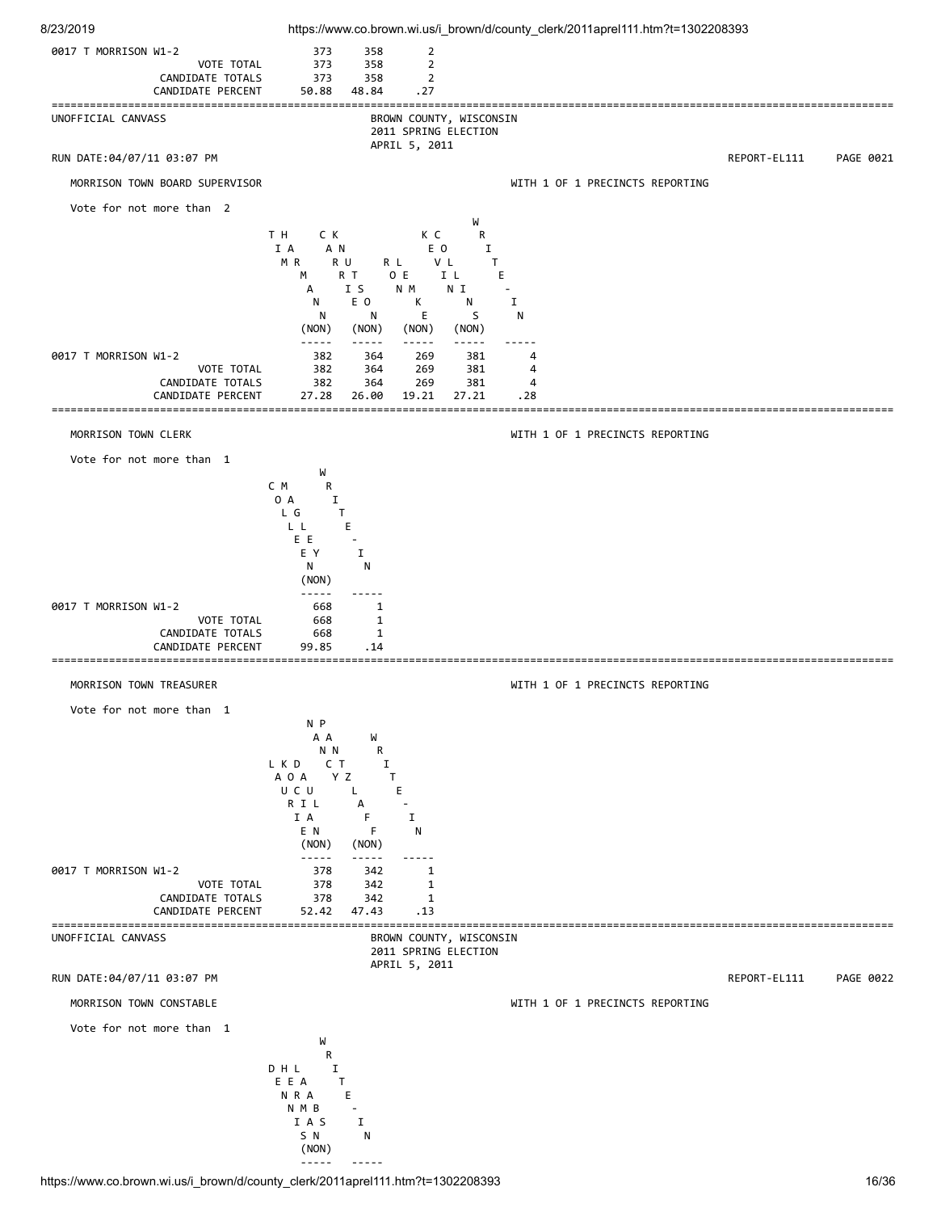| | | | |
|---|---|---|---|
| 0017 T MORRISON W1-2 | 373 | 358 | 2 |
| VOTE TOTAL | 373 | 358 | 2 |
| CANDIDATE TOTALS | 373 | 358 | 2 |
| CANDIDATE PERCENT | 50.88 | 48.84 | .27 |

UNOFFICIAL CANVASS

BROWN COUNTY, WISCONSIN
2011 SPRING ELECTION
APRIL 5, 2011

RUN DATE:04/07/11 03:07 PM REPORT-EL111 PAGE 0021

## MORRISON TOWN BOARD SUPERVISOR

WITH 1 OF 1 PRECINCTS REPORTING

Vote for not more than 2

| | TIM HERMANN (NON) | CARL KRUSE (NON) | ROLF LOKEN (NON) | KEVIN COLLINS (NON) | WRITE-IN |
|---|---|---|---|---|---|
| 0017 T MORRISON W1-2 | 382 | 364 | 269 | 381 | 4 |
| VOTE TOTAL | 382 | 364 | 269 | 381 | 4 |
| CANDIDATE TOTALS | 382 | 364 | 269 | 381 | 4 |
| CANDIDATE PERCENT | 27.28 | 26.00 | 19.21 | 27.21 | .28 |

## MORRISON TOWN CLERK

WITH 1 OF 1 PRECINCTS REPORTING

Vote for not more than 1

| | COLLEEN MAGLEY (NON) | WRITE-IN |
|---|---|---|
| 0017 T MORRISON W1-2 | 668 | 1 |
| VOTE TOTAL | 668 | 1 |
| CANDIDATE TOTALS | 668 | 1 |
| CANDIDATE PERCENT | 99.85 | .14 |

## MORRISON TOWN TREASURER

WITH 1 OF 1 PRECINCTS REPORTING

Vote for not more than 1

| | LAURIE KOCIAN DAUL (NON) | NANCY PANTZLAFF (NON) | WRITE-IN |
|---|---|---|---|
| 0017 T MORRISON W1-2 | 378 | 342 | 1 |
| VOTE TOTAL | 378 | 342 | 1 |
| CANDIDATE TOTALS | 378 | 342 | 1 |
| CANDIDATE PERCENT | 52.42 | 47.43 | .13 |

UNOFFICIAL CANVASS

BROWN COUNTY, WISCONSIN
2011 SPRING ELECTION
APRIL 5, 2011

RUN DATE:04/07/11 03:07 PM REPORT-EL111 PAGE 0022

## MORRISON TOWN CONSTABLE

WITH 1 OF 1 PRECINCTS REPORTING

Vote for not more than 1

| | DENNIS HERMAN LABS (NON) | WRITE-IN |
|---|---|---|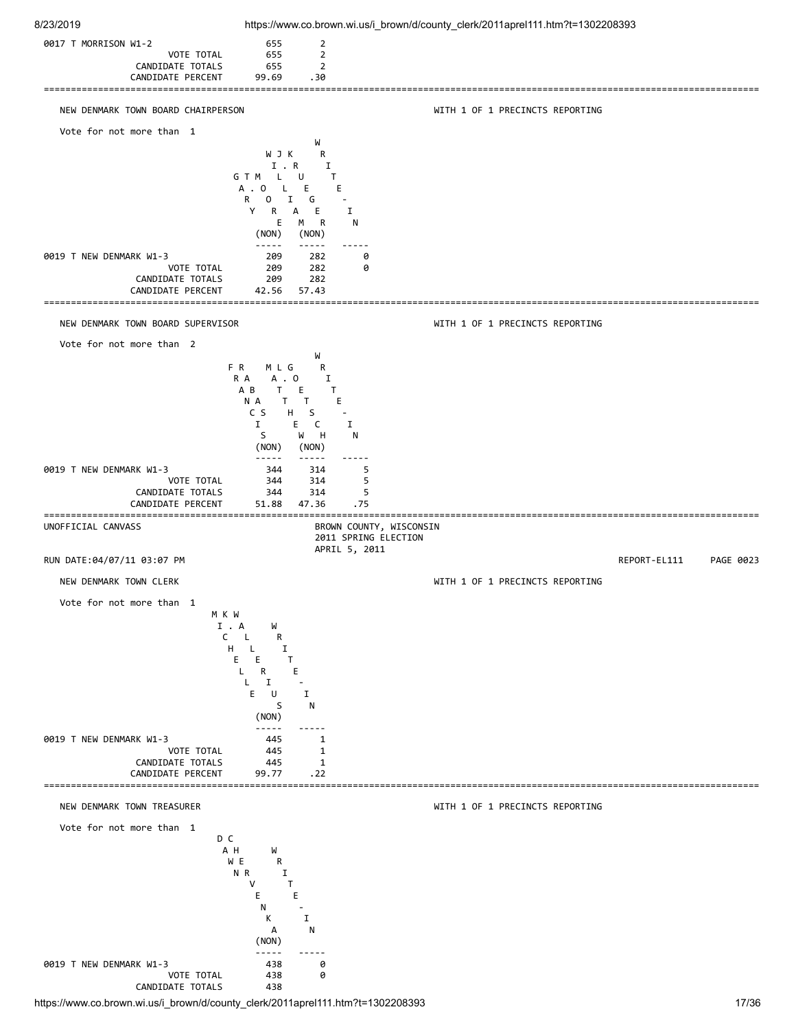| | | |
|---|---|---|
| 0017 T MORRISON W1-2 | 655 | 2 |
| VOTE TOTAL | 655 | 2 |
| CANDIDATE TOTALS | 655 | 2 |
| CANDIDATE PERCENT | 99.69 | .30 |

---

## NEW DENMARK TOWN BOARD CHAIRPERSON

WITH 1 OF 1 PRECINCTS REPORTING

Vote for not more than 1

| | GARY J. MOORE (NON) | TIM LOOK / KRUEGER (NON) | WRITE-IN |
|---|---|---|---|
| 0019 T NEW DENMARK W1-3 | 209 | 282 | 0 |
| VOTE TOTAL | 209 | 282 | 0 |
| CANDIDATE TOTALS | 209 | 282 | |
| CANDIDATE PERCENT | 42.56 | 57.43 | |

---

## NEW DENMARK TOWN BOARD SUPERVISOR

WITH 1 OF 1 PRECINCTS REPORTING

Vote for not more than 2

| | FRANCIS RABAS (NON) | MATTHEW L. GOETSCH (NON) | WRITE-IN |
|---|---|---|---|
| 0019 T NEW DENMARK W1-3 | 344 | 314 | 5 |
| VOTE TOTAL | 344 | 314 | 5 |
| CANDIDATE TOTALS | 344 | 314 | 5 |
| CANDIDATE PERCENT | 51.88 | 47.36 | .75 |

---

UNOFFICIAL CANVASS

BROWN COUNTY, WISCONSIN
2011 SPRING ELECTION
APRIL 5, 2011

RUN DATE:04/07/11 03:07 PM

REPORT-EL111 PAGE 0023

## NEW DENMARK TOWN CLERK

WITH 1 OF 1 PRECINCTS REPORTING

Vote for not more than 1

| | MICHELLE K. WALLERIUS (NON) | WRITE-IN |
|---|---|---|
| 0019 T NEW DENMARK W1-3 | 445 | 1 |
| VOTE TOTAL | 445 | 1 |
| CANDIDATE TOTALS | 445 | 1 |
| CANDIDATE PERCENT | 99.77 | .22 |

---

## NEW DENMARK TOWN TREASURER

WITH 1 OF 1 PRECINCTS REPORTING

Vote for not more than 1

| | DAWN CHERVENKA (NON) | WRITE-IN |
|---|---|---|
| 0019 T NEW DENMARK W1-3 | 438 | 0 |
| VOTE TOTAL | 438 | 0 |
| CANDIDATE TOTALS | 438 | |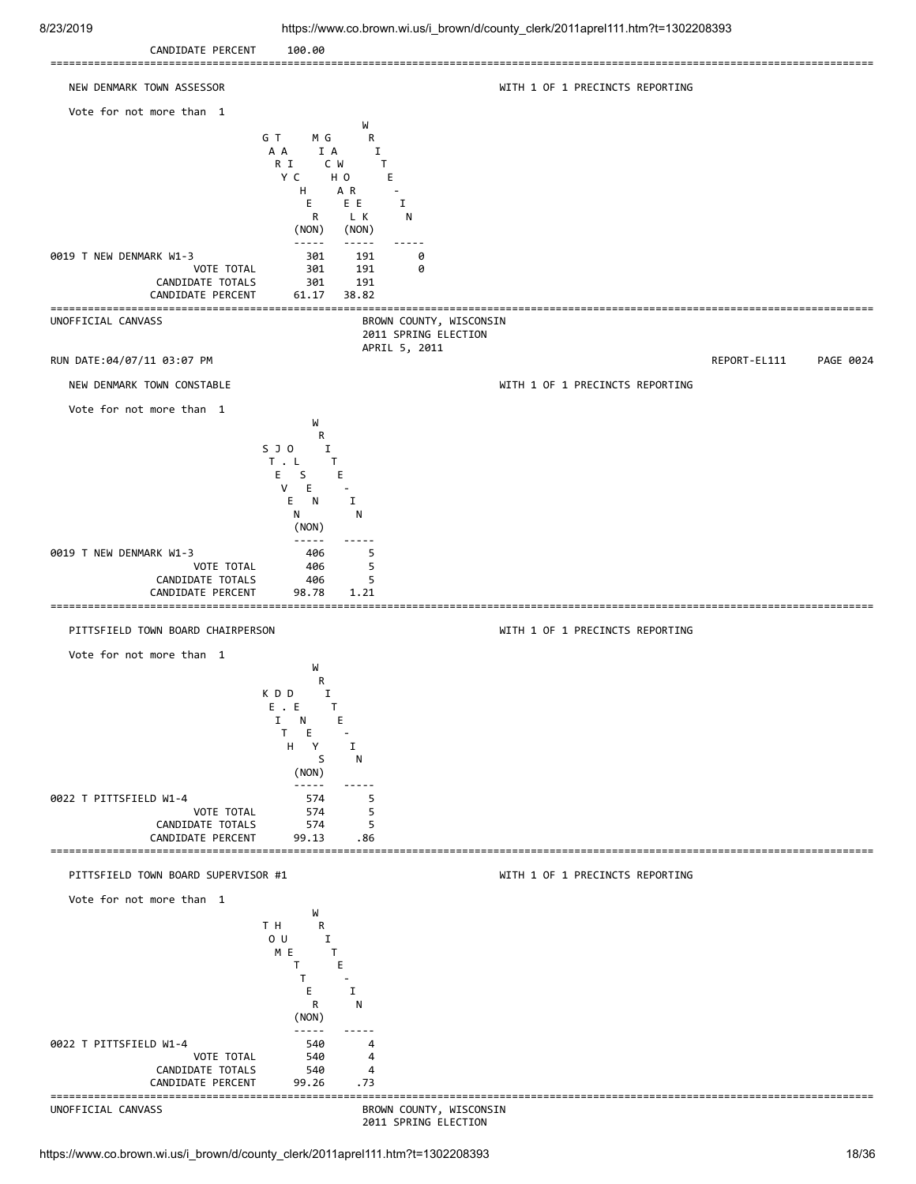CANDIDATE PERCENT 100.00

---

## NEW DENMARK TOWN ASSESSOR

WITH 1 OF 1 PRECINCTS REPORTING

Vote for not more than 1

| | GARY TICHER (NON) | MICAH GWORECK (NON) | WRITE-IN |
|---|---|---|---|
| 0019 T NEW DENMARK W1-3 | 301 | 191 | 0 |
| VOTE TOTAL | 301 | 191 | 0 |
| CANDIDATE TOTALS | 301 | 191 | |
| CANDIDATE PERCENT | 61.17 | 38.82 | |

---

UNOFFICIAL CANVASS

BROWN COUNTY, WISCONSIN
2011 SPRING ELECTION
APRIL 5, 2011

RUN DATE:04/07/11 03:07 PM

REPORT-EL111 PAGE 0024

## NEW DENMARK TOWN CONSTABLE

WITH 1 OF 1 PRECINCTS REPORTING

Vote for not more than 1

| | STEVEN J. OLSEN (NON) | WRITE-IN |
|---|---|---|
| 0019 T NEW DENMARK W1-3 | 406 | 5 |
| VOTE TOTAL | 406 | 5 |
| CANDIDATE TOTALS | 406 | 5 |
| CANDIDATE PERCENT | 98.78 | 1.21 |

---

## PITTSFIELD TOWN BOARD CHAIRPERSON

WITH 1 OF 1 PRECINCTS REPORTING

Vote for not more than 1

| | KEITH D. DENEYS (NON) | WRITE-IN |
|---|---|---|
| 0022 T PITTSFIELD W1-4 | 574 | 5 |
| VOTE TOTAL | 574 | 5 |
| CANDIDATE TOTALS | 574 | 5 |
| CANDIDATE PERCENT | 99.13 | .86 |

---

## PITTSFIELD TOWN BOARD SUPERVISOR #1

WITH 1 OF 1 PRECINCTS REPORTING

Vote for not more than 1

| | TOM HUETTER (NON) | WRITE-IN |
|---|---|---|
| 0022 T PITTSFIELD W1-4 | 540 | 4 |
| VOTE TOTAL | 540 | 4 |
| CANDIDATE TOTALS | 540 | 4 |
| CANDIDATE PERCENT | 99.26 | .73 |

---

UNOFFICIAL CANVASS

BROWN COUNTY, WISCONSIN
2011 SPRING ELECTION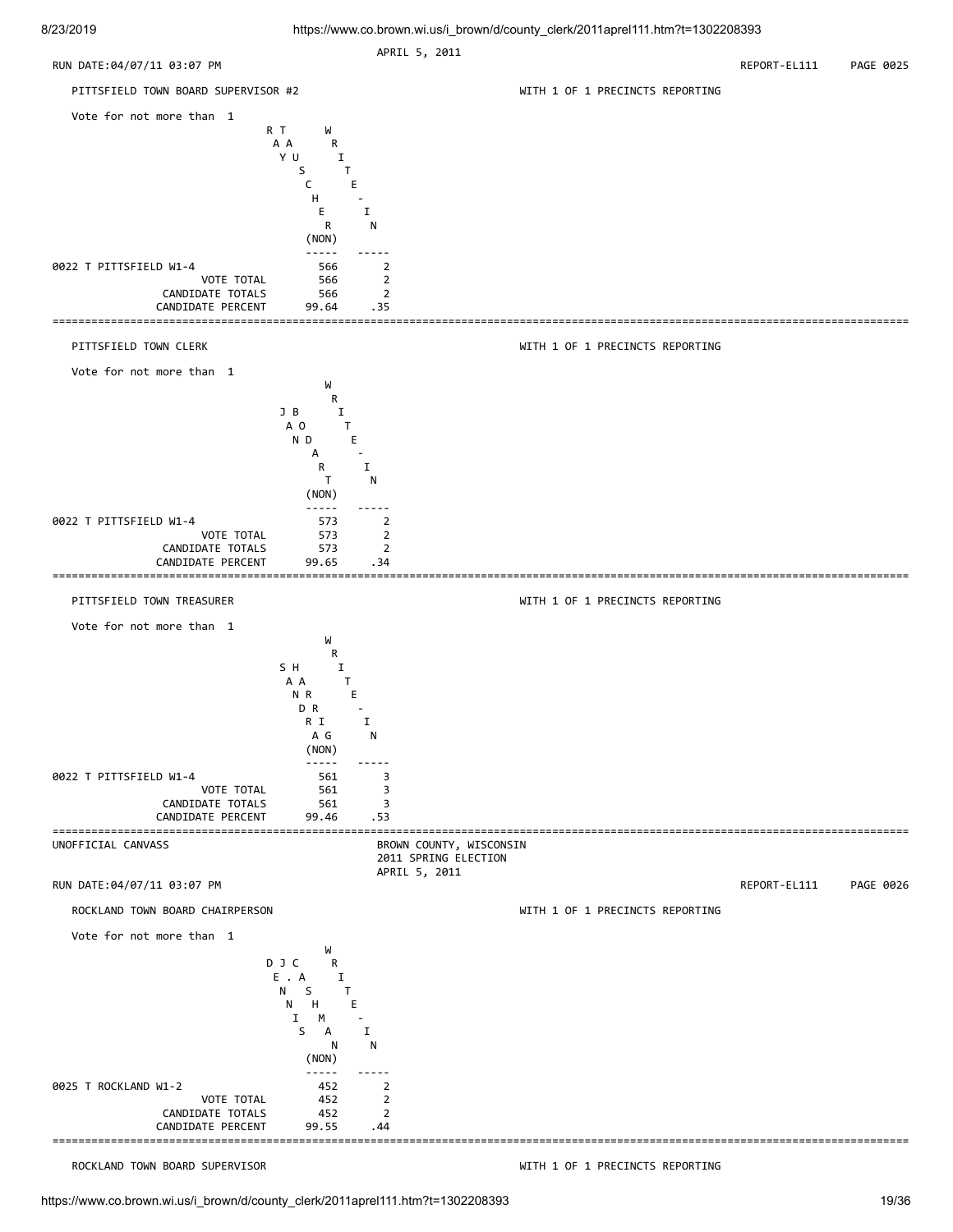APRIL 5, 2011

RUN DATE:04/07/11 03:07 PM REPORT-EL111 PAGE 0025

## PITTSFIELD TOWN BOARD SUPERVISOR #2

WITH 1 OF 1 PRECINCTS REPORTING

Vote for not more than 1

| | RAY TAUSCHER (NON) | WRITE-IN |
|---|---|---|
| 0022 T PITTSFIELD W1-4 | 566 | 2 |
| VOTE TOTAL | 566 | 2 |
| CANDIDATE TOTALS | 566 | 2 |
| CANDIDATE PERCENT | 99.64 | .35 |

## PITTSFIELD TOWN CLERK

WITH 1 OF 1 PRECINCTS REPORTING

Vote for not more than 1

| | JAN BODART (NON) | WRITE-IN |
|---|---|---|
| 0022 T PITTSFIELD W1-4 | 573 | 2 |
| VOTE TOTAL | 573 | 2 |
| CANDIDATE TOTALS | 573 | 2 |
| CANDIDATE PERCENT | 99.65 | .34 |

## PITTSFIELD TOWN TREASURER

WITH 1 OF 1 PRECINCTS REPORTING

Vote for not more than 1

| | SANDRA HARRIG (NON) | WRITE-IN |
|---|---|---|
| 0022 T PITTSFIELD W1-4 | 561 | 3 |
| VOTE TOTAL | 561 | 3 |
| CANDIDATE TOTALS | 561 | 3 |
| CANDIDATE PERCENT | 99.46 | .53 |

UNOFFICIAL CANVASS

BROWN COUNTY, WISCONSIN
2011 SPRING ELECTION
APRIL 5, 2011

RUN DATE:04/07/11 03:07 PM REPORT-EL111 PAGE 0026

## ROCKLAND TOWN BOARD CHAIRPERSON

WITH 1 OF 1 PRECINCTS REPORTING

Vote for not more than 1

| | DENNIS J. CASHMAN (NON) | WRITE-IN |
|---|---|---|
| 0025 T ROCKLAND W1-2 | 452 | 2 |
| VOTE TOTAL | 452 | 2 |
| CANDIDATE TOTALS | 452 | 2 |
| CANDIDATE PERCENT | 99.55 | .44 |

## ROCKLAND TOWN BOARD SUPERVISOR

WITH 1 OF 1 PRECINCTS REPORTING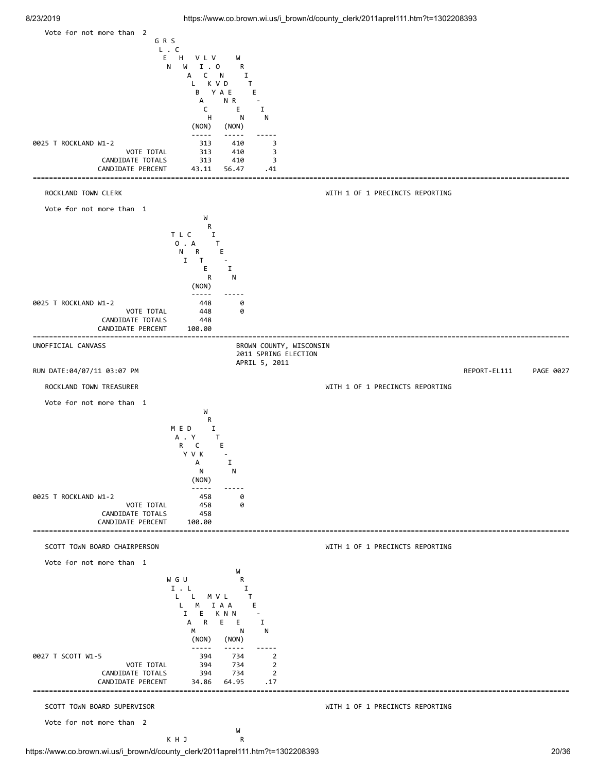Vote for not more than 2

| | GREG LEWANDOWSKI (NON)* | CHAD HALBACH (NON)* | WRITE-IN |
|---|---|---|---|
| 0025 T ROCKLAND W1-2 | 313 | 410 | 3 |
| VOTE TOTAL | 313 | 410 | 3 |
| CANDIDATE TOTALS | 313 | 410 | 3 |
| CANDIDATE PERCENT | 43.11 | 56.47 | .41 |

*Candidate names are printed vertically in the source; reading as interleaved letters: "G R S / L . C / E H V L V / N W I . O / A C N / L K V D / B Y A E / A N R / C E / H N" (candidates: GLEN WALBACH? / VLV ... ). Reproduced best reading of header letters:

```
   G R S
    L . C
     E   H   V L V     W
      N   W   I . O     R
           A   C   N     I
            L   K V D     T
             B   Y A E     E
              A     N R     -
               C       E     I
                H       N     N
             (NON)   (NON)
```

---

## ROCKLAND TOWN CLERK

WITH 1 OF 1 PRECINCTS REPORTING

Vote for not more than 1

| | TONI L. CARTER (NON) | WRITE-IN |
|---|---|---|
| 0025 T ROCKLAND W1-2 | 448 | 0 |
| VOTE TOTAL | 448 | 0 |
| CANDIDATE TOTALS | 448 | |
| CANDIDATE PERCENT | 100.00 | |

---

UNOFFICIAL CANVASS

BROWN COUNTY, WISCONSIN
2011 SPRING ELECTION
APRIL 5, 2011

RUN DATE:04/07/11 03:07 PM

REPORT-EL111 PAGE 0027

## ROCKLAND TOWN TREASURER

WITH 1 OF 1 PRECINCTS REPORTING

Vote for not more than 1

| | MARY E. DYCK VAN (NON) | WRITE-IN |
|---|---|---|
| 0025 T ROCKLAND W1-2 | 458 | 0 |
| VOTE TOTAL | 458 | 0 |
| CANDIDATE TOTALS | 458 | |
| CANDIDATE PERCENT | 100.00 | |

---

## SCOTT TOWN BOARD CHAIRPERSON

WITH 1 OF 1 PRECINCTS REPORTING

Vote for not more than 1

| | WILLIAM G. LEMMER (NON) | MIKE U. VAN LAANEN (NON) | WRITE-IN |
|---|---|---|---|
| 0027 T SCOTT W1-5 | 394 | 734 | 2 |
| VOTE TOTAL | 394 | 734 | 2 |
| CANDIDATE TOTALS | 394 | 734 | 2 |
| CANDIDATE PERCENT | 34.86 | 64.95 | .17 |

---

## SCOTT TOWN BOARD SUPERVISOR

WITH 1 OF 1 PRECINCTS REPORTING

Vote for not more than 2

```
                                 W
         K H J                    R
```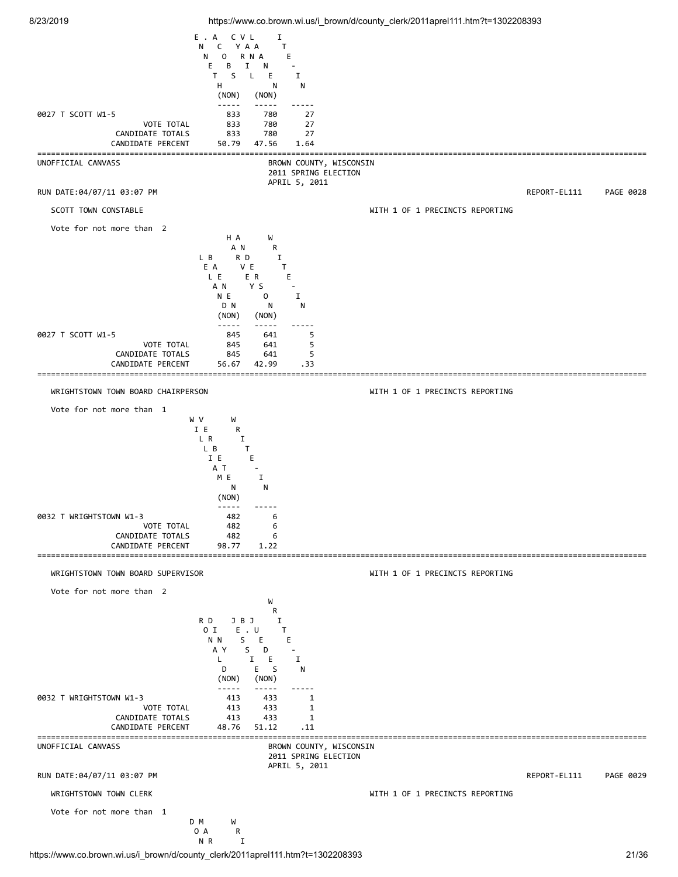| | KENNETH JACOBS (NON) | CYRIL VAN LAANEN (NON) | WRITE-IN |
|---|---|---|---|
| 0027 T SCOTT W1-5 | 833 | 780 | 27 |
| VOTE TOTAL | 833 | 780 | 27 |
| CANDIDATE TOTALS | 833 | 780 | 27 |
| CANDIDATE PERCENT | 50.79 | 47.56 | 1.64 |

UNOFFICIAL CANVASS

BROWN COUNTY, WISCONSIN
2011 SPRING ELECTION
APRIL 5, 2011

RUN DATE:04/07/11 03:07 PM REPORT-EL111 PAGE 0028

## SCOTT TOWN CONSTABLE

WITH 1 OF 1 PRECINCTS REPORTING

Vote for not more than 2

| | LELAND BAENEN (NON) | HARVEY ANDERSON (NON) | WRITE-IN |
|---|---|---|---|
| 0027 T SCOTT W1-5 | 845 | 641 | 5 |
| VOTE TOTAL | 845 | 641 | 5 |
| CANDIDATE TOTALS | 845 | 641 | 5 |
| CANDIDATE PERCENT | 56.67 | 42.99 | .33 |

## WRIGHTSTOWN TOWN BOARD CHAIRPERSON

WITH 1 OF 1 PRECINCTS REPORTING

Vote for not more than 1

| | WILLIAM VERBETEN (NON) | WRITE-IN |
|---|---|---|
| 0032 T WRIGHTSTOWN W1-3 | 482 | 6 |
| VOTE TOTAL | 482 | 6 |
| CANDIDATE TOTALS | 482 | 6 |
| CANDIDATE PERCENT | 98.77 | 1.22 |

## WRIGHTSTOWN TOWN BOARD SUPERVISOR

WITH 1 OF 1 PRECINCTS REPORTING

Vote for not more than 2

| | RONALD DINY (NON) | JESSIE B. JUEDES (NON) | WRITE-IN |
|---|---|---|---|
| 0032 T WRIGHTSTOWN W1-3 | 413 | 433 | 1 |
| VOTE TOTAL | 413 | 433 | 1 |
| CANDIDATE TOTALS | 413 | 433 | 1 |
| CANDIDATE PERCENT | 48.76 | 51.12 | .11 |

UNOFFICIAL CANVASS

BROWN COUNTY, WISCONSIN
2011 SPRING ELECTION
APRIL 5, 2011

RUN DATE:04/07/11 03:07 PM REPORT-EL111 PAGE 0029

## WRIGHTSTOWN TOWN CLERK

WITH 1 OF 1 PRECINCTS REPORTING

Vote for not more than 1

```
D M      W
 O A      R
  N R      I
```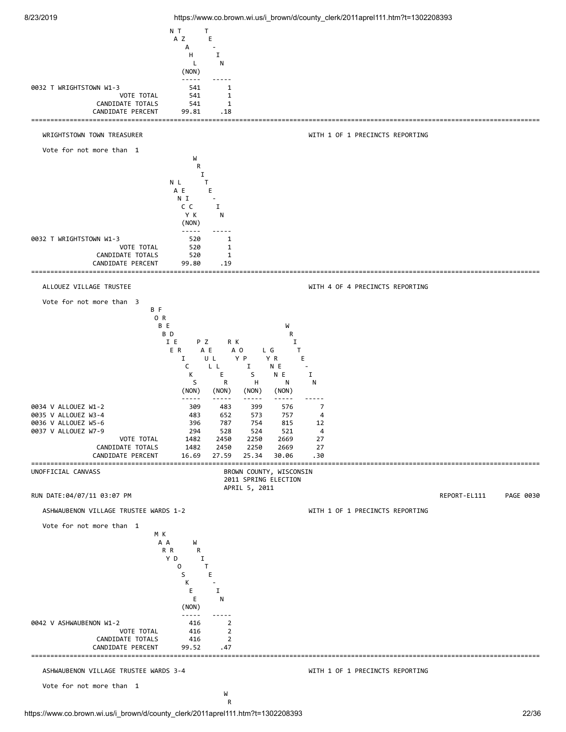| | NATHAN ZAHL (NON) | WRITE-IN |
|---|---|---|
| 0032 T WRIGHTSTOWN W1-3 | 541 | 1 |
| VOTE TOTAL | 541 | 1 |
| CANDIDATE TOTALS | 541 | 1 |
| CANDIDATE PERCENT | 99.81 | .18 |

---

## WRIGHTSTOWN TOWN TREASURER

WITH 1 OF 1 PRECINCTS REPORTING

Vote for not more than 1

| | NANCY LEICK (NON) | WRITE-IN |
|---|---|---|
| 0032 T WRIGHTSTOWN W1-3 | 520 | 1 |
| VOTE TOTAL | 520 | 1 |
| CANDIDATE TOTALS | 520 | 1 |
| CANDIDATE PERCENT | 99.80 | .19 |

---

## ALLOUEZ VILLAGE TRUSTEE

WITH 4 OF 4 PRECINCTS REPORTING

Vote for not more than 3

| | BOB FREDERICKS (NON) | PAUL ZELLER (NON) | RAY KOPISH (NON) | LYNN GREENE (NON) | WRITE-IN |
|---|---|---|---|---|---|
| 0034 V ALLOUEZ W1-2 | 309 | 483 | 399 | 576 | 7 |
| 0035 V ALLOUEZ W3-4 | 483 | 652 | 573 | 757 | 4 |
| 0036 V ALLOUEZ W5-6 | 396 | 787 | 754 | 815 | 12 |
| 0037 V ALLOUEZ W7-9 | 294 | 528 | 524 | 521 | 4 |
| VOTE TOTAL | 1482 | 2450 | 2250 | 2669 | 27 |
| CANDIDATE TOTALS | 1482 | 2450 | 2250 | 2669 | 27 |
| CANDIDATE PERCENT | 16.69 | 27.59 | 25.34 | 30.06 | .30 |

---

UNOFFICIAL CANVASS

BROWN COUNTY, WISCONSIN
2011 SPRING ELECTION
APRIL 5, 2011

RUN DATE:04/07/11 03:07 PM — REPORT-EL111 PAGE 0030

## ASHWAUBENON VILLAGE TRUSTEE WARDS 1-2

WITH 1 OF 1 PRECINCTS REPORTING

Vote for not more than 1

| | MARY KARDOSKEE (NON) | WRITE-IN |
|---|---|---|
| 0042 V ASHWAUBENON W1-2 | 416 | 2 |
| VOTE TOTAL | 416 | 2 |
| CANDIDATE TOTALS | 416 | 2 |
| CANDIDATE PERCENT | 99.52 | .47 |

---

## ASHWAUBENON VILLAGE TRUSTEE WARDS 3-4

WITH 1 OF 1 PRECINCTS REPORTING

Vote for not more than 1

W
R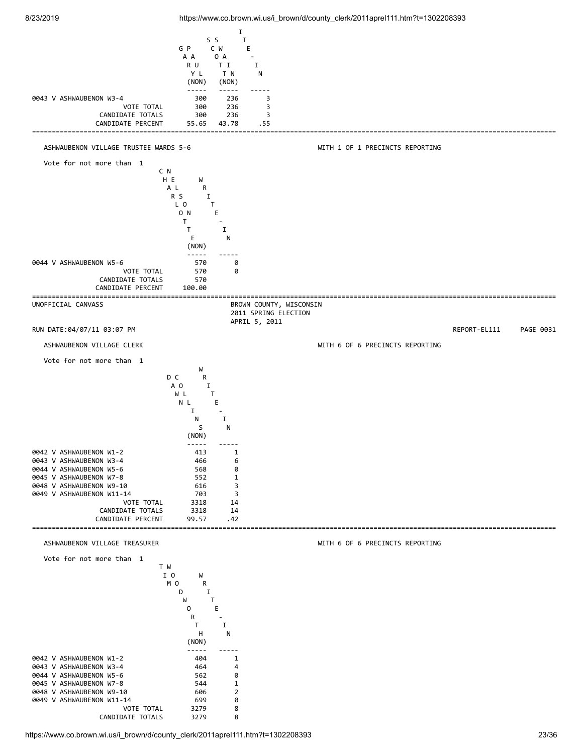| | GARY PAUL (NON) | SCOTT SWAIN (NON) | WRITE-IN |
|---|---|---|---|
| 0043 V ASHWAUBENON W3-4 | 300 | 236 | 3 |
| VOTE TOTAL | 300 | 236 | 3 |
| CANDIDATE TOTALS | 300 | 236 | 3 |
| CANDIDATE PERCENT | 55.65 | 43.78 | .55 |

## ASHWAUBENON VILLAGE TRUSTEE WARDS 5-6

WITH 1 OF 1 PRECINCTS REPORTING

Vote for not more than 1

| | CHARLOTTE NELSON (NON) | WRITE-IN |
|---|---|---|
| 0044 V ASHWAUBENON W5-6 | 570 | 0 |
| VOTE TOTAL | 570 | 0 |
| CANDIDATE TOTALS | 570 | |
| CANDIDATE PERCENT | 100.00 | |

UNOFFICIAL CANVASS

BROWN COUNTY, WISCONSIN
2011 SPRING ELECTION
APRIL 5, 2011

RUN DATE:04/07/11 03:07 PM — REPORT-EL111 PAGE 0031

## ASHWAUBENON VILLAGE CLERK

WITH 6 OF 6 PRECINCTS REPORTING

Vote for not more than 1

| | DAWN COLLINS (NON) | WRITE-IN |
|---|---|---|
| 0042 V ASHWAUBENON W1-2 | 413 | 1 |
| 0043 V ASHWAUBENON W3-4 | 466 | 6 |
| 0044 V ASHWAUBENON W5-6 | 568 | 0 |
| 0045 V ASHWAUBENON W7-8 | 552 | 1 |
| 0048 V ASHWAUBENON W9-10 | 616 | 3 |
| 0049 V ASHWAUBENON W11-14 | 703 | 3 |
| VOTE TOTAL | 3318 | 14 |
| CANDIDATE TOTALS | 3318 | 14 |
| CANDIDATE PERCENT | 99.57 | .42 |

## ASHWAUBENON VILLAGE TREASURER

WITH 6 OF 6 PRECINCTS REPORTING

Vote for not more than 1

| | TIM WOODWORTH (NON) | WRITE-IN |
|---|---|---|
| 0042 V ASHWAUBENON W1-2 | 404 | 1 |
| 0043 V ASHWAUBENON W3-4 | 464 | 4 |
| 0044 V ASHWAUBENON W5-6 | 562 | 0 |
| 0045 V ASHWAUBENON W7-8 | 544 | 1 |
| 0048 V ASHWAUBENON W9-10 | 606 | 2 |
| 0049 V ASHWAUBENON W11-14 | 699 | 0 |
| VOTE TOTAL | 3279 | 8 |
| CANDIDATE TOTALS | 3279 | 8 |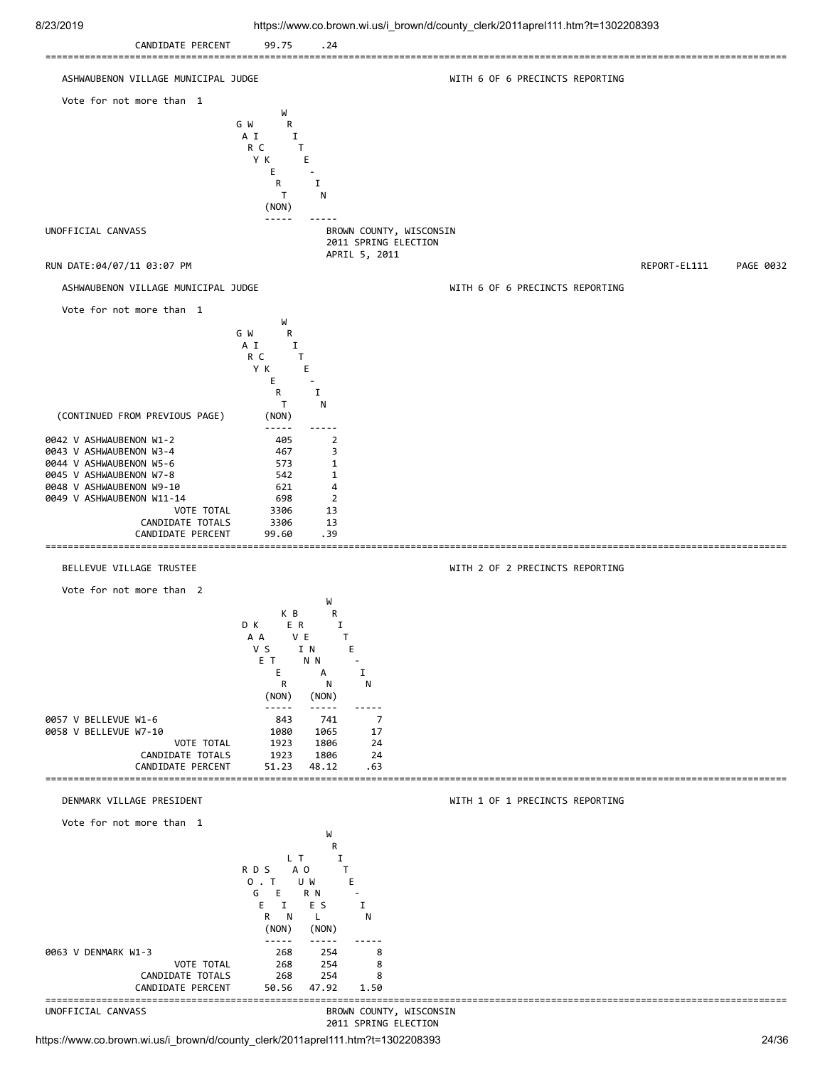CANDIDATE PERCENT 99.75 .24

---

ASHWAUBENON VILLAGE MUNICIPAL JUDGE — WITH 6 OF 6 PRECINCTS REPORTING

Vote for not more than 1

| | GARY WIERTEL (NON) | WRITE-IN |
|---|---|---|

UNOFFICIAL CANVASS
BROWN COUNTY, WISCONSIN
2011 SPRING ELECTION
APRIL 5, 2011

RUN DATE:04/07/11 03:07 PM — REPORT-EL111 PAGE 0032

ASHWAUBENON VILLAGE MUNICIPAL JUDGE — WITH 6 OF 6 PRECINCTS REPORTING

Vote for not more than 1

| (CONTINUED FROM PREVIOUS PAGE) | GARY WIERTEL (NON) | WRITE-IN |
|---|---|---|
| 0042 V ASHWAUBENON W1-2 | 405 | 2 |
| 0043 V ASHWAUBENON W3-4 | 467 | 3 |
| 0044 V ASHWAUBENON W5-6 | 573 | 1 |
| 0045 V ASHWAUBENON W7-8 | 542 | 1 |
| 0048 V ASHWAUBENON W9-10 | 621 | 4 |
| 0049 V ASHWAUBENON W11-14 | 698 | 2 |
| VOTE TOTAL | 3306 | 13 |
| CANDIDATE TOTALS | 3306 | 13 |
| CANDIDATE PERCENT | 99.60 | .39 |

---

BELLEVUE VILLAGE TRUSTEE — WITH 2 OF 2 PRECINCTS REPORTING

Vote for not more than 2

| | DAVE KASTER (NON) | KEVIN BRENNAN (NON) | WRITE-IN |
|---|---|---|---|
| 0057 V BELLEVUE W1-6 | 843 | 741 | 7 |
| 0058 V BELLEVUE W7-10 | 1080 | 1065 | 17 |
| VOTE TOTAL | 1923 | 1806 | 24 |
| CANDIDATE TOTALS | 1923 | 1806 | 24 |
| CANDIDATE PERCENT | 51.23 | 48.12 | .63 |

---

DENMARK VILLAGE PRESIDENT — WITH 1 OF 1 PRECINCTS REPORTING

Vote for not more than 1

| | ROGER D. STEIN (NON) | LAURA TOWNSEND (NON) | WRITE-IN |
|---|---|---|---|
| 0063 V DENMARK W1-3 | 268 | 254 | 8 |
| VOTE TOTAL | 268 | 254 | 8 |
| CANDIDATE TOTALS | 268 | 254 | 8 |
| CANDIDATE PERCENT | 50.56 | 47.92 | 1.50 |

---

UNOFFICIAL CANVASS
BROWN COUNTY, WISCONSIN
2011 SPRING ELECTION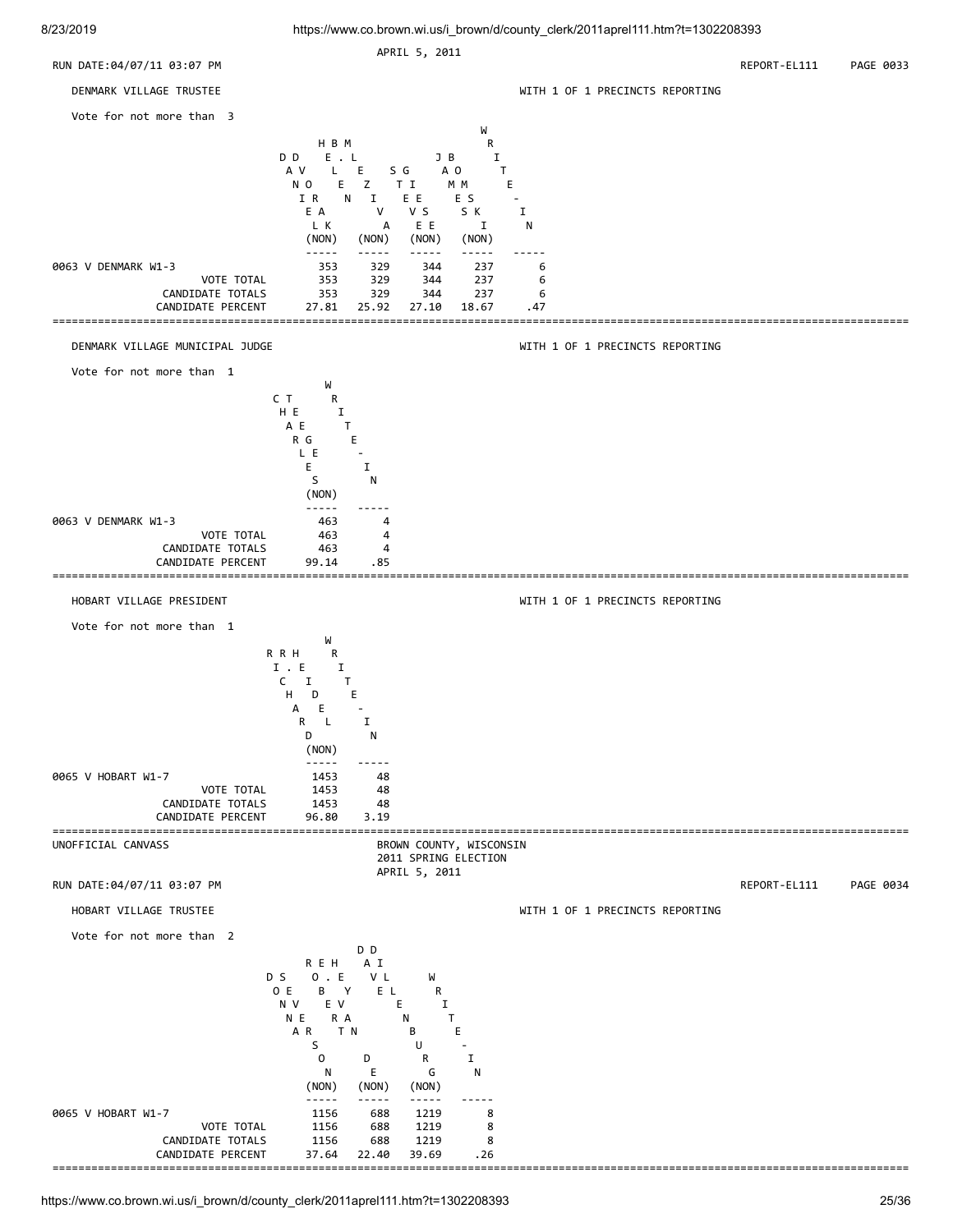APRIL 5, 2011

RUN DATE:04/07/11 03:07 PM REPORT-EL111 PAGE 0033

## DENMARK VILLAGE TRUSTEE

WITH 1 OF 1 PRECINCTS REPORTING

Vote for not more than 3

| | DAVID DORNER (NON) | HELEN E. BELZ (NON) | STEVE GIESE (NON) | JAMES M. BOSK (NON) | WRITE-IN |
|---|---|---|---|---|---|
| 0063 V DENMARK W1-3 | 353 | 329 | 344 | 237 | 6 |
| VOTE TOTAL | 353 | 329 | 344 | 237 | 6 |
| CANDIDATE TOTALS | 353 | 329 | 344 | 237 | 6 |
| CANDIDATE PERCENT | 27.81 | 25.92 | 27.10 | 18.67 | .47 |

## DENMARK VILLAGE MUNICIPAL JUDGE

WITH 1 OF 1 PRECINCTS REPORTING

Vote for not more than 1

| | CHARLES TEEGE (NON) | WRITE-IN |
|---|---|---|
| 0063 V DENMARK W1-3 | 463 | 4 |
| VOTE TOTAL | 463 | 4 |
| CANDIDATE TOTALS | 463 | 4 |
| CANDIDATE PERCENT | 99.14 | .85 |

## HOBART VILLAGE PRESIDENT

WITH 1 OF 1 PRECINCTS REPORTING

Vote for not more than 1

| | RICHARD R. HEIDEL (NON) | WRITE-IN |
|---|---|---|
| 0065 V HOBART W1-7 | 1453 | 48 |
| VOTE TOTAL | 1453 | 48 |
| CANDIDATE TOTALS | 1453 | 48 |
| CANDIDATE PERCENT | 96.80 | 3.19 |

UNOFFICIAL CANVASS

BROWN COUNTY, WISCONSIN
2011 SPRING ELECTION
APRIL 5, 2011

RUN DATE:04/07/11 03:07 PM REPORT-EL111 PAGE 0034

## HOBART VILLAGE TRUSTEE

WITH 1 OF 1 PRECINCTS REPORTING

Vote for not more than 2

| | DONNA SEVENARSON (NON) | ROBERT E. HEVERAN DE (NON) | DAVID A. ILLENBURG (NON) | WRITE-IN |
|---|---|---|---|---|
| 0065 V HOBART W1-7 | 1156 | 688 | 1219 | 8 |
| VOTE TOTAL | 1156 | 688 | 1219 | 8 |
| CANDIDATE TOTALS | 1156 | 688 | 1219 | 8 |
| CANDIDATE PERCENT | 37.64 | 22.40 | 39.69 | .26 |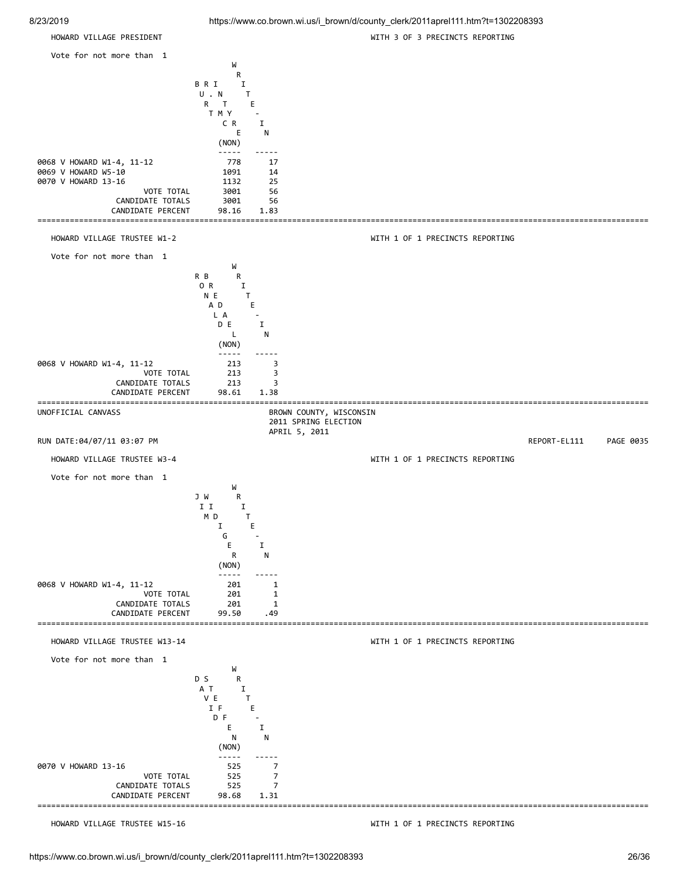## HOWARD VILLAGE PRESIDENT

WITH 3 OF 3 PRECINCTS REPORTING

Vote for not more than 1

| | BRIAN T. MCMURTRY | WRITE-IN (NON) |
|---|---|---|
| 0068 V HOWARD W1-4, 11-12 | 778 | 17 |
| 0069 V HOWARD W5-10 | 1091 | 14 |
| 0070 V HOWARD 13-16 | 1132 | 25 |
| VOTE TOTAL | 3001 | 56 |
| CANDIDATE TOTALS | 3001 | 56 |
| CANDIDATE PERCENT | 98.16 | 1.83 |

## HOWARD VILLAGE TRUSTEE W1-2

WITH 1 OF 1 PRECINCTS REPORTING

Vote for not more than 1

| | RONALD BREDAEL | WRITE-IN (NON) |
|---|---|---|
| 0068 V HOWARD W1-4, 11-12 | 213 | 3 |
| VOTE TOTAL | 213 | 3 |
| CANDIDATE TOTALS | 213 | 3 |
| CANDIDATE PERCENT | 98.61 | 1.38 |

UNOFFICIAL CANVASS

BROWN COUNTY, WISCONSIN
2011 SPRING ELECTION
APRIL 5, 2011

RUN DATE:04/07/11 03:07 PM

REPORT-EL111 PAGE 0035

## HOWARD VILLAGE TRUSTEE W3-4

WITH 1 OF 1 PRECINCTS REPORTING

Vote for not more than 1

| | JIM WIDIGER | WRITE-IN (NON) |
|---|---|---|
| 0068 V HOWARD W1-4, 11-12 | 201 | 1 |
| VOTE TOTAL | 201 | 1 |
| CANDIDATE TOTALS | 201 | 1 |
| CANDIDATE PERCENT | 99.50 | .49 |

## HOWARD VILLAGE TRUSTEE W13-14

WITH 1 OF 1 PRECINCTS REPORTING

Vote for not more than 1

| | DAVID STEFFEN | WRITE-IN (NON) |
|---|---|---|
| 0070 V HOWARD 13-16 | 525 | 7 |
| VOTE TOTAL | 525 | 7 |
| CANDIDATE TOTALS | 525 | 7 |
| CANDIDATE PERCENT | 98.68 | 1.31 |

## HOWARD VILLAGE TRUSTEE W15-16

WITH 1 OF 1 PRECINCTS REPORTING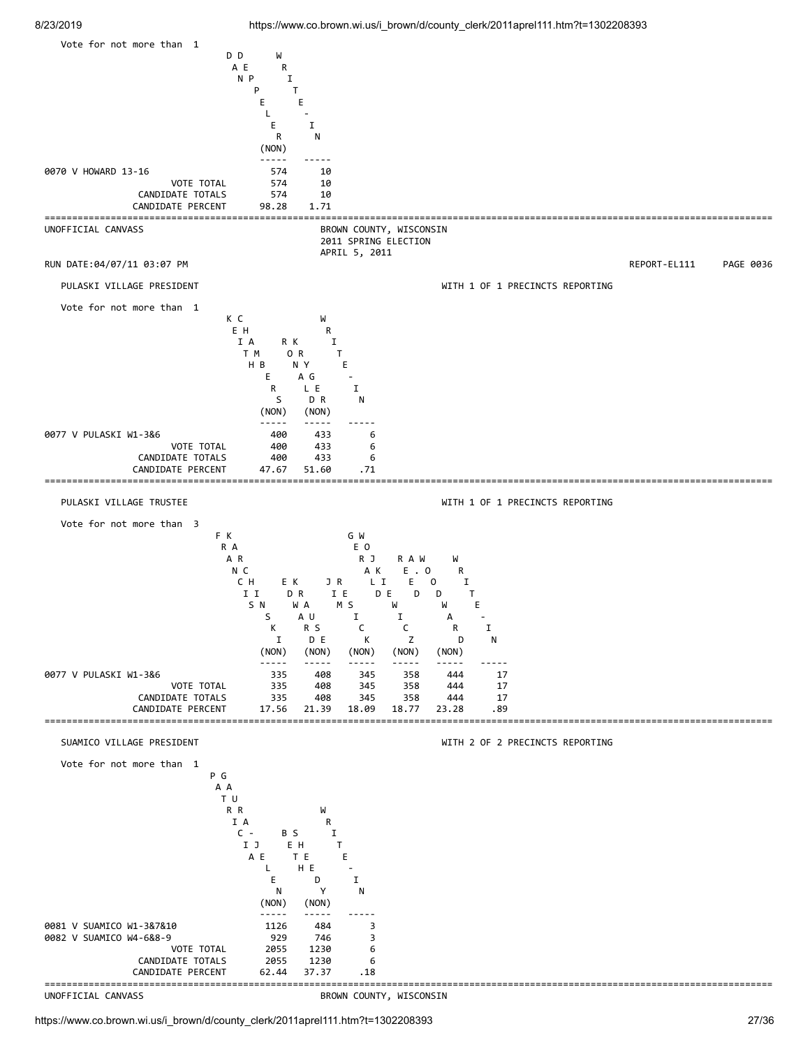Vote for not more than 1

| | DANIEL DEPPE (NON) | WRITE-IN |
|---|---|---|
| 0070 V HOWARD 13-16 | 574 | 10 |
| VOTE TOTAL | 574 | 10 |
| CANDIDATE TOTALS | 574 | 10 |
| CANDIDATE PERCENT | 98.28 | 1.71 |

UNOFFICIAL CANVASS

BROWN COUNTY, WISCONSIN
2011 SPRING ELECTION
APRIL 5, 2011

RUN DATE:04/07/11 03:07 PM

REPORT-EL111 PAGE 0036

## PULASKI VILLAGE PRESIDENT

WITH 1 OF 1 PRECINCTS REPORTING

Vote for not more than 1

| | KEITH CHAMBERS (NON) | RONALD KRYGER (NON) | WRITE-IN |
|---|---|---|---|
| 0077 V PULASKI W1-3&6 | 400 | 433 | 6 |
| VOTE TOTAL | 400 | 433 | 6 |
| CANDIDATE TOTALS | 400 | 433 | 6 |
| CANDIDATE PERCENT | 47.67 | 51.60 | .71 |

## PULASKI VILLAGE TRUSTEE

WITH 1 OF 1 PRECINCTS REPORTING

Vote for not more than 3

| | FRANCIS KARCHINSKI (NON) | EDWARD KRAUSE (NON) | JAMIE RESICK (NON) | GERALD WOJCIK (NON) | RAE WOZNIAK (NON) | WRITE-IN |
|---|---|---|---|---|---|---|
| 0077 V PULASKI W1-3&6 | 335 | 408 | 345 | 358 | 444 | 17 |
| VOTE TOTAL | 335 | 408 | 345 | 358 | 444 | 17 |
| CANDIDATE TOTALS | 335 | 408 | 345 | 358 | 444 | 17 |
| CANDIDATE PERCENT | 17.56 | 21.39 | 18.09 | 18.77 | 23.28 | .89 |

## SUAMICO VILLAGE PRESIDENT

WITH 2 OF 2 PRECINCTS REPORTING

Vote for not more than 1

| | PATRICIA GAURAS-JAEGER (NON) | BETH SHEEDY (NON) | WRITE-IN |
|---|---|---|---|
| 0081 V SUAMICO W1-3&7&10 | 1126 | 484 | 3 |
| 0082 V SUAMICO W4-6&8-9 | 929 | 746 | 3 |
| VOTE TOTAL | 2055 | 1230 | 6 |
| CANDIDATE TOTALS | 2055 | 1230 | 6 |
| CANDIDATE PERCENT | 62.44 | 37.37 | .18 |

UNOFFICIAL CANVASS

BROWN COUNTY, WISCONSIN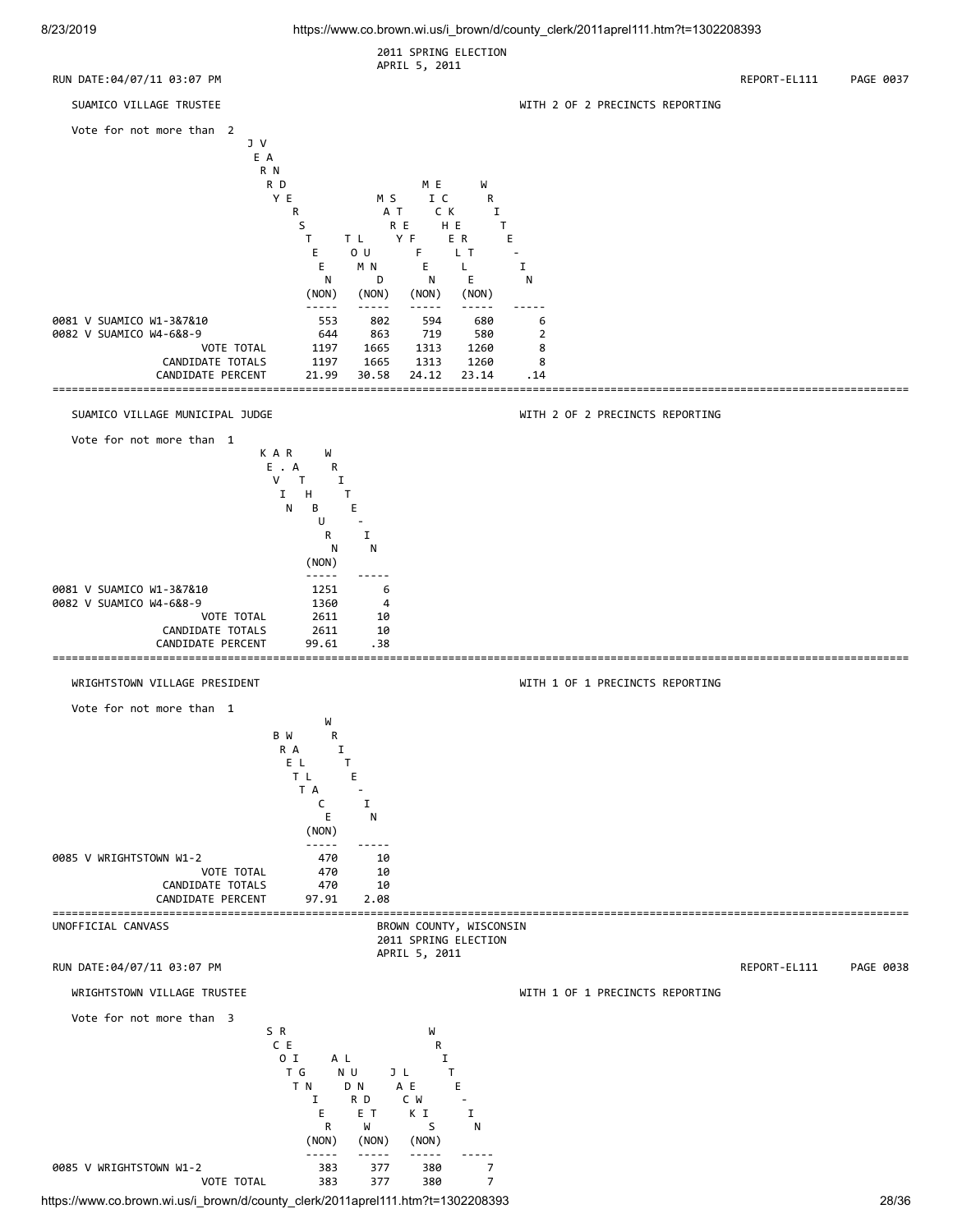2011 SPRING ELECTION
APRIL 5, 2011

RUN DATE:04/07/11 03:07 PM REPORT-EL111 PAGE 0037

## SUAMICO VILLAGE TRUSTEE

WITH 2 OF 2 PRECINCTS REPORTING

Vote for not more than 2

| | JARYD VANSTEEN (NON) | TOM LUND (NON) | MARY STEFFEN (NON) | ERIC KOEHLER (NON) | WRITE-IN |
|---|---|---|---|---|---|
| 0081 V SUAMICO W1-3&7&10 | 553 | 802 | 594 | 680 | 6 |
| 0082 V SUAMICO W4-6&8-9 | 644 | 863 | 719 | 580 | 2 |
| VOTE TOTAL | 1197 | 1665 | 1313 | 1260 | 8 |
| CANDIDATE TOTALS | 1197 | 1665 | 1313 | 1260 | 8 |
| CANDIDATE PERCENT | 21.99 | 30.58 | 24.12 | 23.14 | .14 |

## SUAMICO VILLAGE MUNICIPAL JUDGE

WITH 2 OF 2 PRECINCTS REPORTING

Vote for not more than 1

| | KEVIN A. THURBURN (NON) | WRITE-IN |
|---|---|---|
| 0081 V SUAMICO W1-3&7&10 | 1251 | 6 |
| 0082 V SUAMICO W4-6&8-9 | 1360 | 4 |
| VOTE TOTAL | 2611 | 10 |
| CANDIDATE TOTALS | 2611 | 10 |
| CANDIDATE PERCENT | 99.61 | .38 |

## WRIGHTSTOWN VILLAGE PRESIDENT

WITH 1 OF 1 PRECINCTS REPORTING

Vote for not more than 1

| | BRETT WALLACE (NON) | WRITE-IN |
|---|---|---|
| 0085 V WRIGHTSTOWN W1-2 | 470 | 10 |
| VOTE TOTAL | 470 | 10 |
| CANDIDATE TOTALS | 470 | 10 |
| CANDIDATE PERCENT | 97.91 | 2.08 |

UNOFFICIAL CANVASS

BROWN COUNTY, WISCONSIN
2011 SPRING ELECTION
APRIL 5, 2011

RUN DATE:04/07/11 03:07 PM REPORT-EL111 PAGE 0038

## WRIGHTSTOWN VILLAGE TRUSTEE

WITH 1 OF 1 PRECINCTS REPORTING

Vote for not more than 3

| | SCOTT REIGNIER (NON) | AL NUNDERTW (NON) | JAKE LEWIS (NON) | WRITE-IN |
|---|---|---|---|---|
| 0085 V WRIGHTSTOWN W1-2 | 383 | 377 | 380 | 7 |
| VOTE TOTAL | 383 | 377 | 380 | 7 |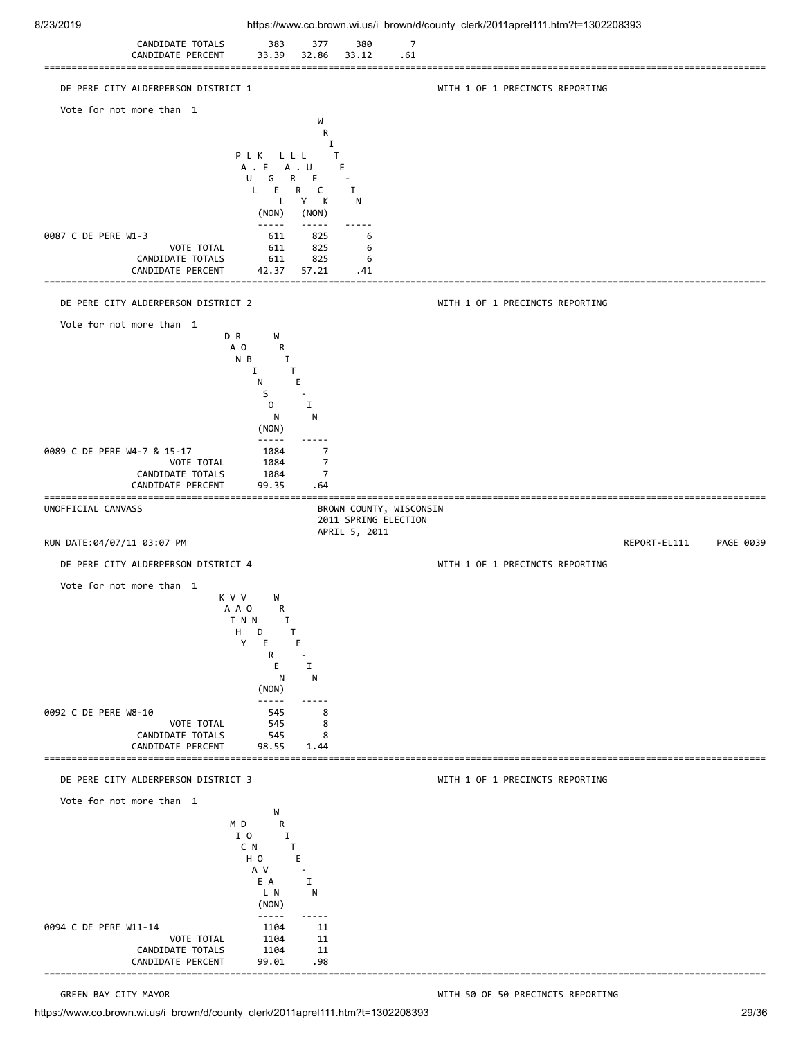| | | | | |
|---|---|---|---|---|
| CANDIDATE TOTALS | 383 | 377 | 380 | 7 |
| CANDIDATE PERCENT | 33.39 | 32.86 | 33.12 | .61 |

## DE PERE CITY ALDERPERSON DISTRICT 1

WITH 1 OF 1 PRECINCTS REPORTING

Vote for not more than 1

| | PAUL KEGEL (NON) | LARRY LUECK (NON) | WRITE-IN |
|---|---|---|---|
| 0087 C DE PERE W1-3 | 611 | 825 | 6 |
| VOTE TOTAL | 611 | 825 | 6 |
| CANDIDATE TOTALS | 611 | 825 | 6 |
| CANDIDATE PERCENT | 42.37 | 57.21 | .41 |

## DE PERE CITY ALDERPERSON DISTRICT 2

WITH 1 OF 1 PRECINCTS REPORTING

Vote for not more than 1

| | DAN ROBINSON (NON) | WRITE-IN |
|---|---|---|
| 0089 C DE PERE W4-7 & 15-17 | 1084 | 7 |
| VOTE TOTAL | 1084 | 7 |
| CANDIDATE TOTALS | 1084 | 7 |
| CANDIDATE PERCENT | 99.35 | .64 |

UNOFFICIAL CANVASS

BROWN COUNTY, WISCONSIN
2011 SPRING ELECTION
APRIL 5, 2011

RUN DATE:04/07/11 03:07 PM

REPORT-EL111 PAGE 0039

## DE PERE CITY ALDERPERSON DISTRICT 4

WITH 1 OF 1 PRECINCTS REPORTING

Vote for not more than 1

| | KATHY VAN VONDEREN (NON) | WRITE-IN |
|---|---|---|
| 0092 C DE PERE W8-10 | 545 | 8 |
| VOTE TOTAL | 545 | 8 |
| CANDIDATE TOTALS | 545 | 8 |
| CANDIDATE PERCENT | 98.55 | 1.44 |

## DE PERE CITY ALDERPERSON DISTRICT 3

WITH 1 OF 1 PRECINCTS REPORTING

Vote for not more than 1

| | MICHAEL DONOVAN (NON) | WRITE-IN |
|---|---|---|
| 0094 C DE PERE W11-14 | 1104 | 11 |
| VOTE TOTAL | 1104 | 11 |
| CANDIDATE TOTALS | 1104 | 11 |
| CANDIDATE PERCENT | 99.01 | .98 |

## GREEN BAY CITY MAYOR

WITH 50 OF 50 PRECINCTS REPORTING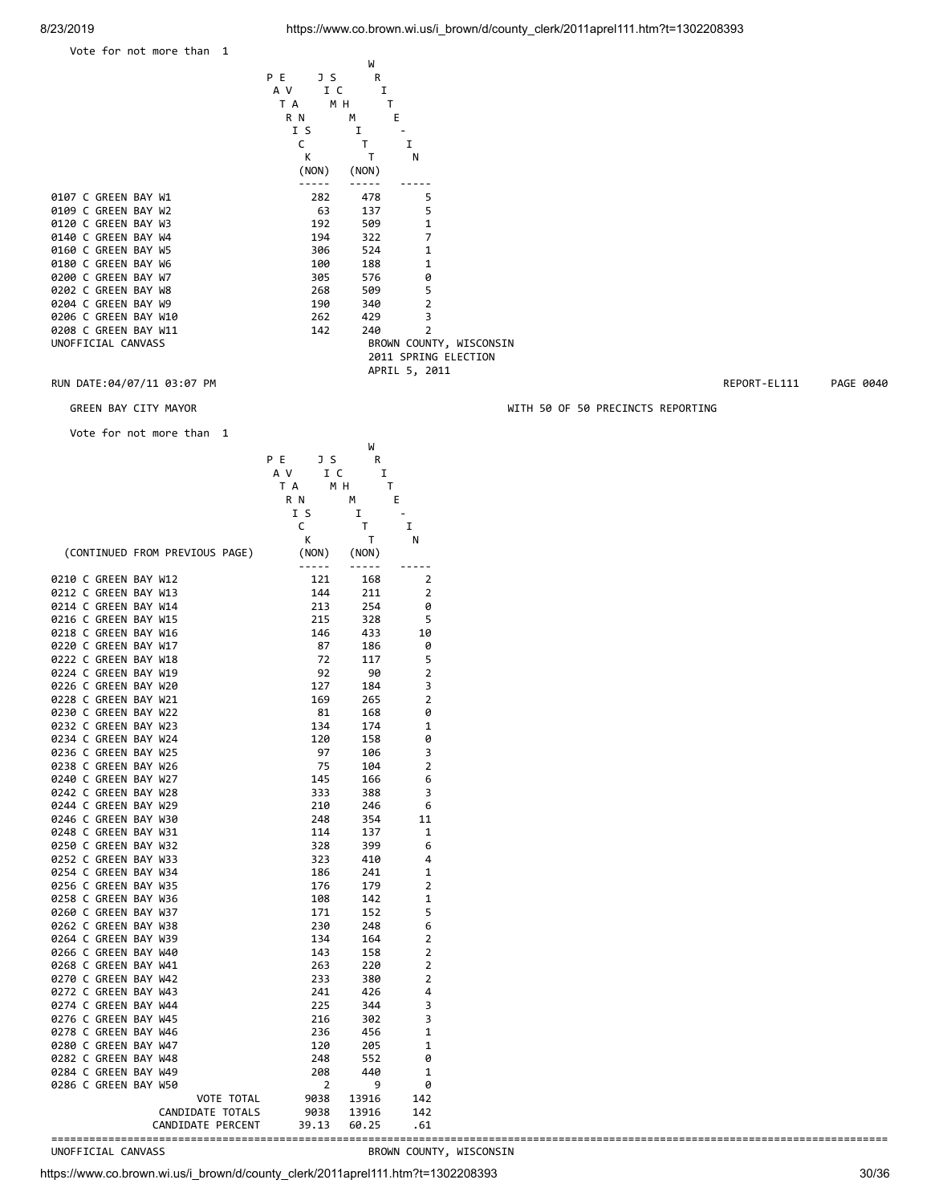Vote for not more than 1

| | PETE JASICKI (NON) | JIM SCHMITT (NON) | WRITE-IN |
|---|---|---|---|
| 0107 C GREEN BAY W1 | 282 | 478 | 5 |
| 0109 C GREEN BAY W2 | 63 | 137 | 5 |
| 0120 C GREEN BAY W3 | 192 | 509 | 1 |
| 0140 C GREEN BAY W4 | 194 | 322 | 7 |
| 0160 C GREEN BAY W5 | 306 | 524 | 1 |
| 0180 C GREEN BAY W6 | 100 | 188 | 1 |
| 0200 C GREEN BAY W7 | 305 | 576 | 0 |
| 0202 C GREEN BAY W8 | 268 | 509 | 5 |
| 0204 C GREEN BAY W9 | 190 | 340 | 2 |
| 0206 C GREEN BAY W10 | 262 | 429 | 3 |
| 0208 C GREEN BAY W11 | 142 | 240 | 2 |

UNOFFICIAL CANVASS

BROWN COUNTY, WISCONSIN
2011 SPRING ELECTION
APRIL 5, 2011

RUN DATE:04/07/11 03:07 PM — REPORT-EL111 PAGE 0040

GREEN BAY CITY MAYOR — WITH 50 OF 50 PRECINCTS REPORTING

Vote for not more than 1

| (CONTINUED FROM PREVIOUS PAGE) | PETE JASICKI (NON) | JIM SCHMITT (NON) | WRITE-IN |
|---|---|---|---|
| 0210 C GREEN BAY W12 | 121 | 168 | 2 |
| 0212 C GREEN BAY W13 | 144 | 211 | 2 |
| 0214 C GREEN BAY W14 | 213 | 254 | 0 |
| 0216 C GREEN BAY W15 | 215 | 328 | 5 |
| 0218 C GREEN BAY W16 | 146 | 433 | 10 |
| 0220 C GREEN BAY W17 | 87 | 186 | 0 |
| 0222 C GREEN BAY W18 | 72 | 117 | 5 |
| 0224 C GREEN BAY W19 | 92 | 90 | 2 |
| 0226 C GREEN BAY W20 | 127 | 184 | 3 |
| 0228 C GREEN BAY W21 | 169 | 265 | 2 |
| 0230 C GREEN BAY W22 | 81 | 168 | 0 |
| 0232 C GREEN BAY W23 | 134 | 174 | 1 |
| 0234 C GREEN BAY W24 | 120 | 158 | 0 |
| 0236 C GREEN BAY W25 | 97 | 106 | 3 |
| 0238 C GREEN BAY W26 | 75 | 104 | 2 |
| 0240 C GREEN BAY W27 | 145 | 166 | 6 |
| 0242 C GREEN BAY W28 | 333 | 388 | 3 |
| 0244 C GREEN BAY W29 | 210 | 246 | 6 |
| 0246 C GREEN BAY W30 | 248 | 354 | 11 |
| 0248 C GREEN BAY W31 | 114 | 137 | 1 |
| 0250 C GREEN BAY W32 | 328 | 399 | 6 |
| 0252 C GREEN BAY W33 | 323 | 410 | 4 |
| 0254 C GREEN BAY W34 | 186 | 241 | 1 |
| 0256 C GREEN BAY W35 | 176 | 179 | 2 |
| 0258 C GREEN BAY W36 | 108 | 142 | 1 |
| 0260 C GREEN BAY W37 | 171 | 152 | 5 |
| 0262 C GREEN BAY W38 | 230 | 248 | 6 |
| 0264 C GREEN BAY W39 | 134 | 164 | 2 |
| 0266 C GREEN BAY W40 | 143 | 158 | 2 |
| 0268 C GREEN BAY W41 | 263 | 220 | 2 |
| 0270 C GREEN BAY W42 | 233 | 380 | 2 |
| 0272 C GREEN BAY W43 | 241 | 426 | 4 |
| 0274 C GREEN BAY W44 | 225 | 344 | 3 |
| 0276 C GREEN BAY W45 | 216 | 302 | 3 |
| 0278 C GREEN BAY W46 | 236 | 456 | 1 |
| 0280 C GREEN BAY W47 | 120 | 205 | 1 |
| 0282 C GREEN BAY W48 | 248 | 552 | 0 |
| 0284 C GREEN BAY W49 | 208 | 440 | 1 |
| 0286 C GREEN BAY W50 | 2 | 9 | 0 |
| VOTE TOTAL | 9038 | 13916 | 142 |
| CANDIDATE TOTALS | 9038 | 13916 | 142 |
| CANDIDATE PERCENT | 39.13 | 60.25 | .61 |

UNOFFICIAL CANVASS — BROWN COUNTY, WISCONSIN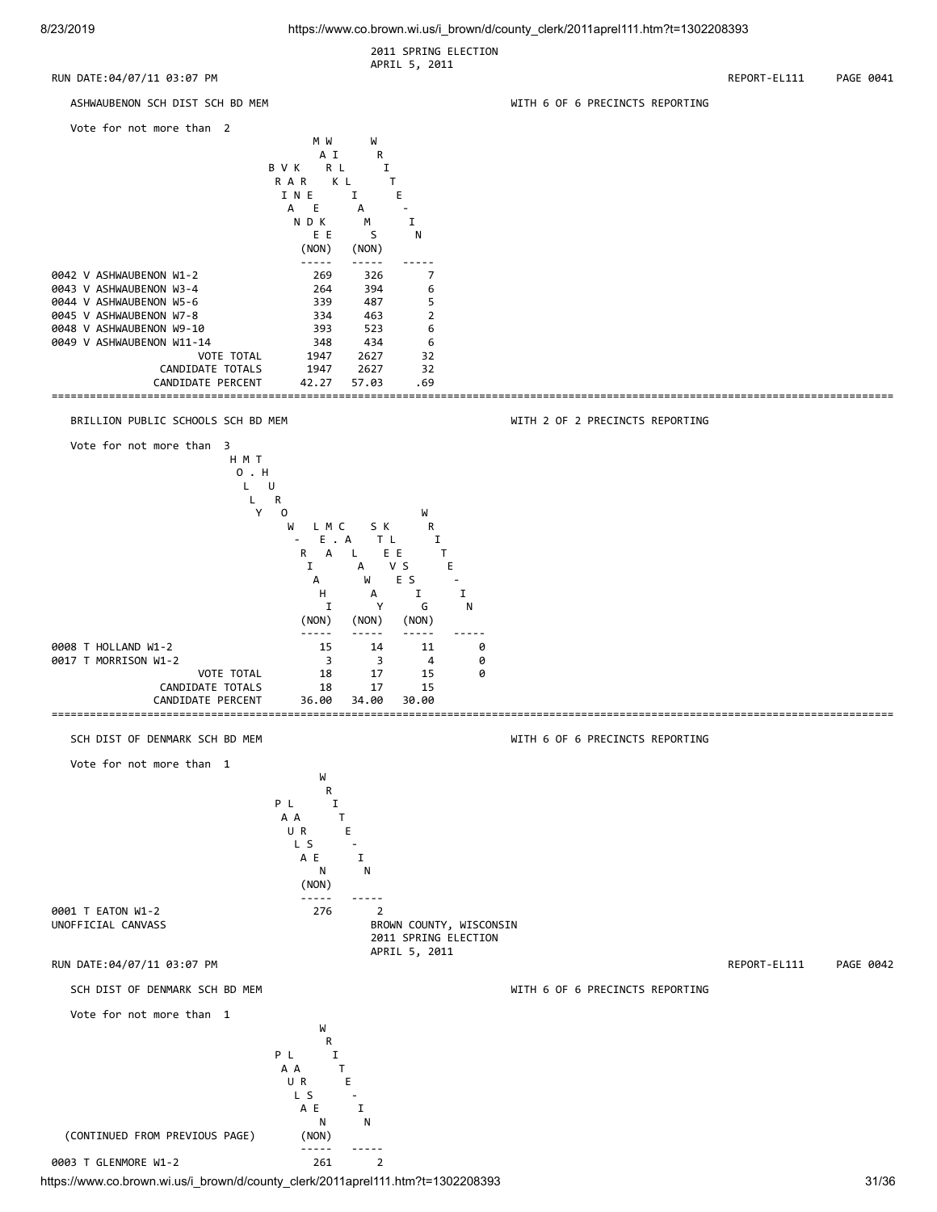2011 SPRING ELECTION
APRIL 5, 2011

RUN DATE:04/07/11 03:07 PM REPORT-EL111 PAGE 0041

## ASHWAUBENON SCH DIST SCH BD MEM

WITH 6 OF 6 PRECINCTS REPORTING

Vote for not more than 2

| | BRIAN VANDE KERKE (NON) | WILLIAM KRAIMS (NON) | WRITE-IN |
|---|---|---|---|
| 0042 V ASHWAUBENON W1-2 | 269 | 326 | 7 |
| 0043 V ASHWAUBENON W3-4 | 264 | 394 | 6 |
| 0044 V ASHWAUBENON W5-6 | 339 | 487 | 5 |
| 0045 V ASHWAUBENON W7-8 | 334 | 463 | 2 |
| 0048 V ASHWAUBENON W9-10 | 393 | 523 | 6 |
| 0049 V ASHWAUBENON W11-14 | 348 | 434 | 6 |
| VOTE TOTAL | 1947 | 2627 | 32 |
| CANDIDATE TOTALS | 1947 | 2627 | 32 |
| CANDIDATE PERCENT | 42.27 | 57.03 | .69 |

## BRILLION PUBLIC SCHOOLS SCH BD MEM

WITH 2 OF 2 PRECINCTS REPORTING

Vote for not more than 3

| | HOLLY WROBEL (NON) | MARK TEAL (NON) | SKELTON MARY (NON) | WRITE-IN |
|---|---|---|---|---|
| 0008 T HOLLAND W1-2 | 15 | 14 | 11 | 0 |
| 0017 T MORRISON W1-2 | 3 | 3 | 4 | 0 |
| VOTE TOTAL | 18 | 17 | 15 | 0 |
| CANDIDATE TOTALS | 18 | 17 | 15 | |
| CANDIDATE PERCENT | 36.00 | 34.00 | 30.00 | |

## SCH DIST OF DENMARK SCH BD MEM

WITH 6 OF 6 PRECINCTS REPORTING

Vote for not more than 1

| | PAUL LAURSEN (NON) | WRITE-IN |
|---|---|---|
| 0001 T EATON W1-2 | 276 | 2 |

UNOFFICIAL CANVASS
BROWN COUNTY, WISCONSIN
2011 SPRING ELECTION
APRIL 5, 2011

RUN DATE:04/07/11 03:07 PM REPORT-EL111 PAGE 0042

## SCH DIST OF DENMARK SCH BD MEM

WITH 6 OF 6 PRECINCTS REPORTING

Vote for not more than 1

(CONTINUED FROM PREVIOUS PAGE)

| | PAUL LAURSEN (NON) | WRITE-IN |
|---|---|---|
| 0003 T GLENMORE W1-2 | 261 | 2 |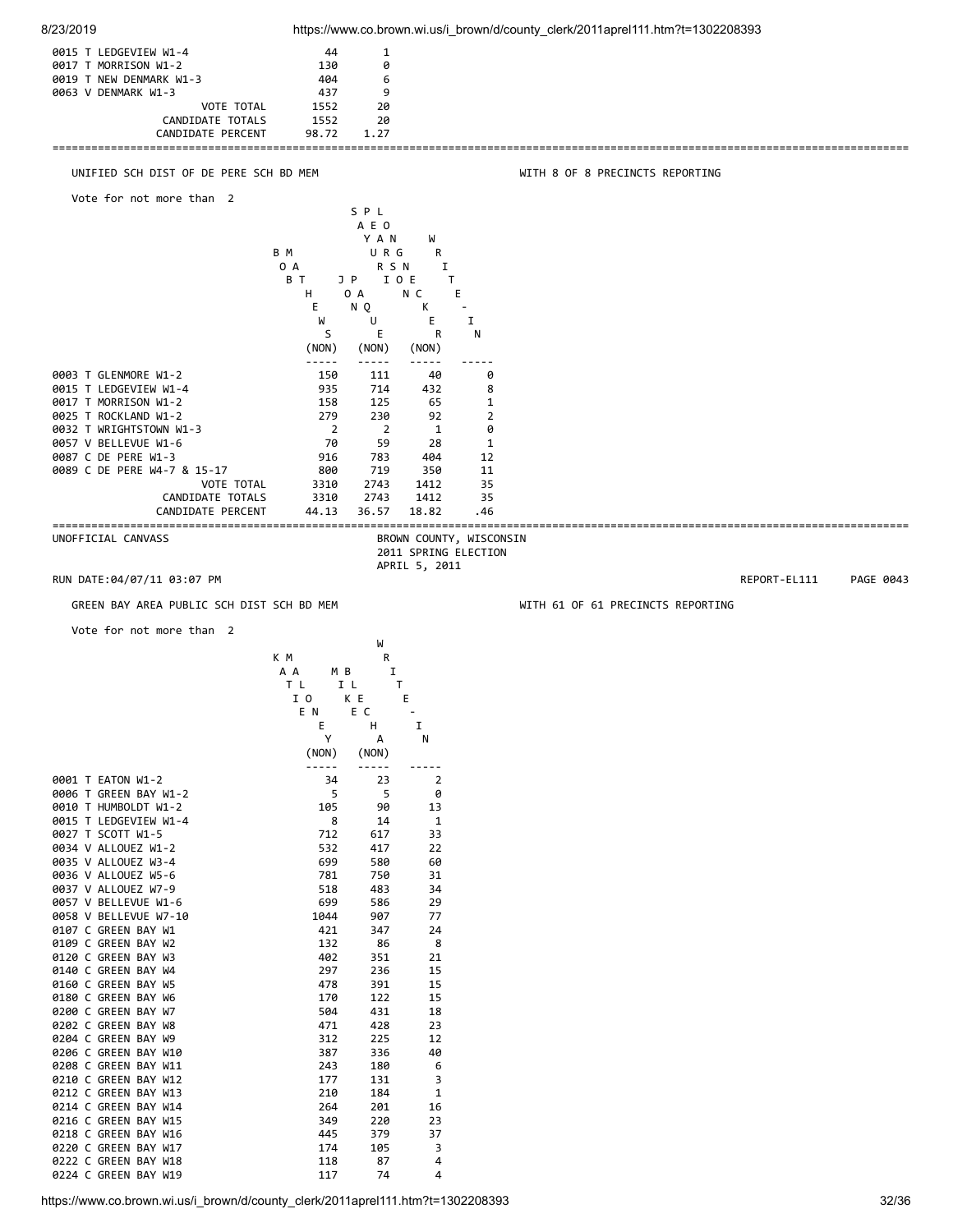| | | |
|---|---|---|
| 0015 T LEDGEVIEW W1-4 | 44 | 1 |
| 0017 T MORRISON W1-2 | 130 | 0 |
| 0019 T NEW DENMARK W1-3 | 404 | 6 |
| 0063 V DENMARK W1-3 | 437 | 9 |
| VOTE TOTAL | 1552 | 20 |
| CANDIDATE TOTALS | 1552 | 20 |
| CANDIDATE PERCENT | 98.72 | 1.27 |

UNIFIED SCH DIST OF DE PERE SCH BD MEM — WITH 8 OF 8 PRECINCTS REPORTING

Vote for not more than 2

| | BOB MATHEWS (NON) | JAY PASQUE (NON) | SPL AEO YAN URG RSN IOE NC K E R (NON) | WRITE-IN |
|---|---|---|---|---|
| 0003 T GLENMORE W1-2 | 150 | 111 | 40 | 0 |
| 0015 T LEDGEVIEW W1-4 | 935 | 714 | 432 | 8 |
| 0017 T MORRISON W1-2 | 158 | 125 | 65 | 1 |
| 0025 T ROCKLAND W1-2 | 279 | 230 | 92 | 2 |
| 0032 T WRIGHTSTOWN W1-3 | 2 | 2 | 1 | 0 |
| 0057 V BELLEVUE W1-6 | 70 | 59 | 28 | 1 |
| 0087 C DE PERE W1-3 | 916 | 783 | 404 | 12 |
| 0089 C DE PERE W4-7 & 15-17 | 800 | 719 | 350 | 11 |
| VOTE TOTAL | 3310 | 2743 | 1412 | 35 |
| CANDIDATE TOTALS | 3310 | 2743 | 1412 | 35 |
| CANDIDATE PERCENT | 44.13 | 36.57 | 18.82 | .46 |

UNOFFICIAL CANVASS

BROWN COUNTY, WISCONSIN
2011 SPRING ELECTION
APRIL 5, 2011

RUN DATE:04/07/11 03:07 PM — REPORT-EL111 PAGE 0043

GREEN BAY AREA PUBLIC SCH DIST SCH BD MEM — WITH 61 OF 61 PRECINCTS REPORTING

Vote for not more than 2

| | KATIE MALONEY (NON) | MIKE BLECHA (NON) | WRITE-IN |
|---|---|---|---|
| 0001 T EATON W1-2 | 34 | 23 | 2 |
| 0006 T GREEN BAY W1-2 | 5 | 5 | 0 |
| 0010 T HUMBOLDT W1-2 | 105 | 90 | 13 |
| 0015 T LEDGEVIEW W1-4 | 8 | 14 | 1 |
| 0027 T SCOTT W1-5 | 712 | 617 | 33 |
| 0034 V ALLOUEZ W1-2 | 532 | 417 | 22 |
| 0035 V ALLOUEZ W3-4 | 699 | 580 | 60 |
| 0036 V ALLOUEZ W5-6 | 781 | 750 | 31 |
| 0037 V ALLOUEZ W7-9 | 518 | 483 | 34 |
| 0057 V BELLEVUE W1-6 | 699 | 586 | 29 |
| 0058 V BELLEVUE W7-10 | 1044 | 907 | 77 |
| 0107 C GREEN BAY W1 | 421 | 347 | 24 |
| 0109 C GREEN BAY W2 | 132 | 86 | 8 |
| 0120 C GREEN BAY W3 | 402 | 351 | 21 |
| 0140 C GREEN BAY W4 | 297 | 236 | 15 |
| 0160 C GREEN BAY W5 | 478 | 391 | 15 |
| 0180 C GREEN BAY W6 | 170 | 122 | 15 |
| 0200 C GREEN BAY W7 | 504 | 431 | 18 |
| 0202 C GREEN BAY W8 | 471 | 428 | 23 |
| 0204 C GREEN BAY W9 | 312 | 225 | 12 |
| 0206 C GREEN BAY W10 | 387 | 336 | 40 |
| 0208 C GREEN BAY W11 | 243 | 180 | 6 |
| 0210 C GREEN BAY W12 | 177 | 131 | 3 |
| 0212 C GREEN BAY W13 | 210 | 184 | 1 |
| 0214 C GREEN BAY W14 | 264 | 201 | 16 |
| 0216 C GREEN BAY W15 | 349 | 220 | 23 |
| 0218 C GREEN BAY W16 | 445 | 379 | 37 |
| 0220 C GREEN BAY W17 | 174 | 105 | 3 |
| 0222 C GREEN BAY W18 | 118 | 87 | 4 |
| 0224 C GREEN BAY W19 | 117 | 74 | 4 |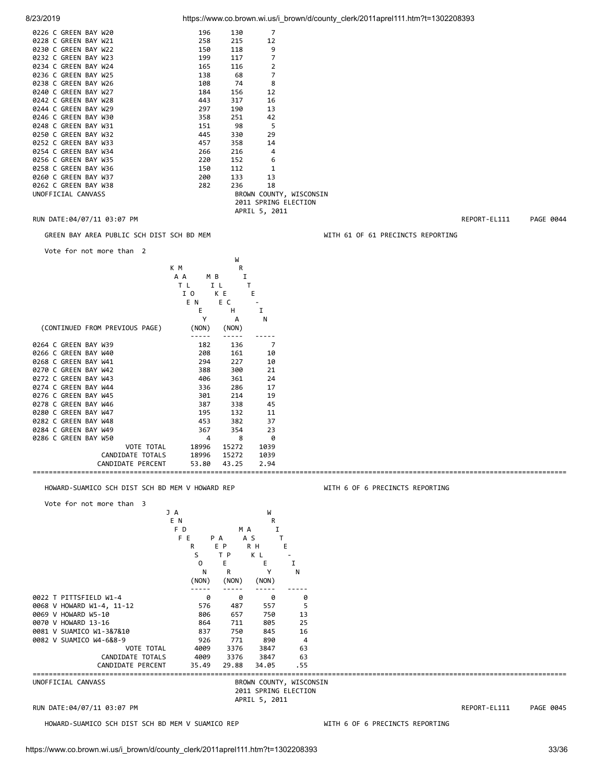| | | | |
|---|---|---|---|
| 0226 C GREEN BAY W20 | 196 | 130 | 7 |
| 0228 C GREEN BAY W21 | 258 | 215 | 12 |
| 0230 C GREEN BAY W22 | 150 | 118 | 9 |
| 0232 C GREEN BAY W23 | 199 | 117 | 7 |
| 0234 C GREEN BAY W24 | 165 | 116 | 2 |
| 0236 C GREEN BAY W25 | 138 | 68 | 7 |
| 0238 C GREEN BAY W26 | 108 | 74 | 8 |
| 0240 C GREEN BAY W27 | 184 | 156 | 12 |
| 0242 C GREEN BAY W28 | 443 | 317 | 16 |
| 0244 C GREEN BAY W29 | 297 | 190 | 13 |
| 0246 C GREEN BAY W30 | 358 | 251 | 42 |
| 0248 C GREEN BAY W31 | 151 | 98 | 5 |
| 0250 C GREEN BAY W32 | 445 | 330 | 29 |
| 0252 C GREEN BAY W33 | 457 | 358 | 14 |
| 0254 C GREEN BAY W34 | 266 | 216 | 4 |
| 0256 C GREEN BAY W35 | 220 | 152 | 6 |
| 0258 C GREEN BAY W36 | 150 | 112 | 1 |
| 0260 C GREEN BAY W37 | 200 | 133 | 13 |
| 0262 C GREEN BAY W38 | 282 | 236 | 18 |

UNOFFICIAL CANVASS

BROWN COUNTY, WISCONSIN
2011 SPRING ELECTION
APRIL 5, 2011

RUN DATE:04/07/11 03:07 PM — REPORT-EL111 PAGE 0044

GREEN BAY AREA PUBLIC SCH DIST SCH BD MEM — WITH 61 OF 61 PRECINCTS REPORTING

Vote for not more than 2

| (CONTINUED FROM PREVIOUS PAGE) | KATIE MALONEY (NON) | MIKE BLECHA (NON) | WRITE-IN |
|---|---|---|---|
| 0264 C GREEN BAY W39 | 182 | 136 | 7 |
| 0266 C GREEN BAY W40 | 208 | 161 | 10 |
| 0268 C GREEN BAY W41 | 294 | 227 | 10 |
| 0270 C GREEN BAY W42 | 388 | 300 | 21 |
| 0272 C GREEN BAY W43 | 406 | 361 | 24 |
| 0274 C GREEN BAY W44 | 336 | 286 | 17 |
| 0276 C GREEN BAY W45 | 301 | 214 | 19 |
| 0278 C GREEN BAY W46 | 387 | 338 | 45 |
| 0280 C GREEN BAY W47 | 195 | 132 | 11 |
| 0282 C GREEN BAY W48 | 453 | 382 | 37 |
| 0284 C GREEN BAY W49 | 367 | 354 | 23 |
| 0286 C GREEN BAY W50 | 4 | 8 | 0 |
| VOTE TOTAL | 18996 | 15272 | 1039 |
| CANDIDATE TOTALS | 18996 | 15272 | 1039 |
| CANDIDATE PERCENT | 53.80 | 43.25 | 2.94 |

HOWARD-SUAMICO SCH DIST SCH BD MEM V HOWARD REP — WITH 6 OF 6 PRECINCTS REPORTING

Vote for not more than 3

| | JAN FEFFERSON (NON) | PAPPER (NON) | MASHKLEY (NON) | WRITE-IN |
|---|---|---|---|---|
| 0022 T PITTSFIELD W1-4 | 0 | 0 | 0 | 0 |
| 0068 V HOWARD W1-4, 11-12 | 576 | 487 | 557 | 5 |
| 0069 V HOWARD W5-10 | 806 | 657 | 750 | 13 |
| 0070 V HOWARD 13-16 | 864 | 711 | 805 | 25 |
| 0081 V SUAMICO W1-3&7&10 | 837 | 750 | 845 | 16 |
| 0082 V SUAMICO W4-6&8-9 | 926 | 771 | 890 | 4 |
| VOTE TOTAL | 4009 | 3376 | 3847 | 63 |
| CANDIDATE TOTALS | 4009 | 3376 | 3847 | 63 |
| CANDIDATE PERCENT | 35.49 | 29.88 | 34.05 | .55 |

UNOFFICIAL CANVASS

BROWN COUNTY, WISCONSIN
2011 SPRING ELECTION
APRIL 5, 2011

RUN DATE:04/07/11 03:07 PM — REPORT-EL111 PAGE 0045

HOWARD-SUAMICO SCH DIST SCH BD MEM V SUAMICO REP — WITH 6 OF 6 PRECINCTS REPORTING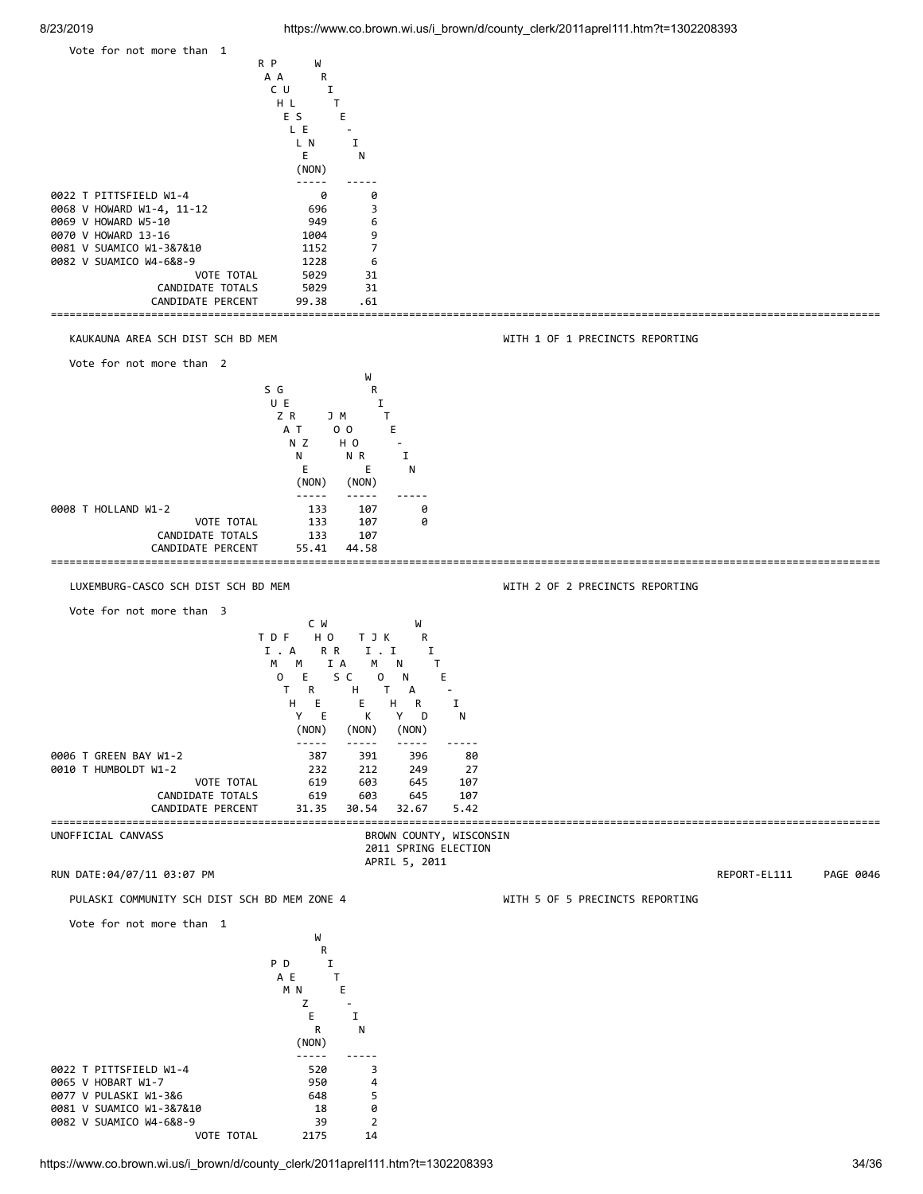Vote for not more than 1

| | RACHELLE PAULSEN (NON) | WRITE-IN |
|---|---|---|
| 0022 T PITTSFIELD W1-4 | 0 | 0 |
| 0068 V HOWARD W1-4, 11-12 | 696 | 3 |
| 0069 V HOWARD W5-10 | 949 | 6 |
| 0070 V HOWARD 13-16 | 1004 | 9 |
| 0081 V SUAMICO W1-3&7&10 | 1152 | 7 |
| 0082 V SUAMICO W4-6&8-9 | 1228 | 6 |
| VOTE TOTAL | 5029 | 31 |
| CANDIDATE TOTALS | 5029 | 31 |
| CANDIDATE PERCENT | 99.38 | .61 |

## KAUKAUNA AREA SCH DIST SCH BD MEM

WITH 1 OF 1 PRECINCTS REPORTING

Vote for not more than 2

| | SUZANNE GERTZ (NON) | JOHN MOORE (NON) | WRITE-IN |
|---|---|---|---|
| 0008 T HOLLAND W1-2 | 133 | 107 | 0 |
| VOTE TOTAL | 133 | 107 | 0 |
| CANDIDATE TOTALS | 133 | 107 | |
| CANDIDATE PERCENT | 55.41 | 44.58 | |

## LUXEMBURG-CASCO SCH DIST SCH BD MEM

WITH 2 OF 2 PRECINCTS REPORTING

Vote for not more than 3

| | TIMOTHY D. F. MEERE (NON) | CHRIS A. HORASCHEK (NON) | TIMOTHY J. KINNARD (NON) | WRITE-IN |
|---|---|---|---|---|
| 0006 T GREEN BAY W1-2 | 387 | 391 | 396 | 80 |
| 0010 T HUMBOLDT W1-2 | 232 | 212 | 249 | 27 |
| VOTE TOTAL | 619 | 603 | 645 | 107 |
| CANDIDATE TOTALS | 619 | 603 | 645 | 107 |
| CANDIDATE PERCENT | 31.35 | 30.54 | 32.67 | 5.42 |

UNOFFICIAL CANVASS

BROWN COUNTY, WISCONSIN
2011 SPRING ELECTION
APRIL 5, 2011

RUN DATE:04/07/11 03:07 PM

REPORT-EL111 PAGE 0046

## PULASKI COMMUNITY SCH DIST SCH BD MEM ZONE 4

WITH 5 OF 5 PRECINCTS REPORTING

Vote for not more than 1

| | PAM DENZER (NON) | WRITE-IN |
|---|---|---|
| 0022 T PITTSFIELD W1-4 | 520 | 3 |
| 0065 V HOBART W1-7 | 950 | 4 |
| 0077 V PULASKI W1-3&6 | 648 | 5 |
| 0081 V SUAMICO W1-3&7&10 | 18 | 0 |
| 0082 V SUAMICO W4-6&8-9 | 39 | 2 |
| VOTE TOTAL | 2175 | 14 |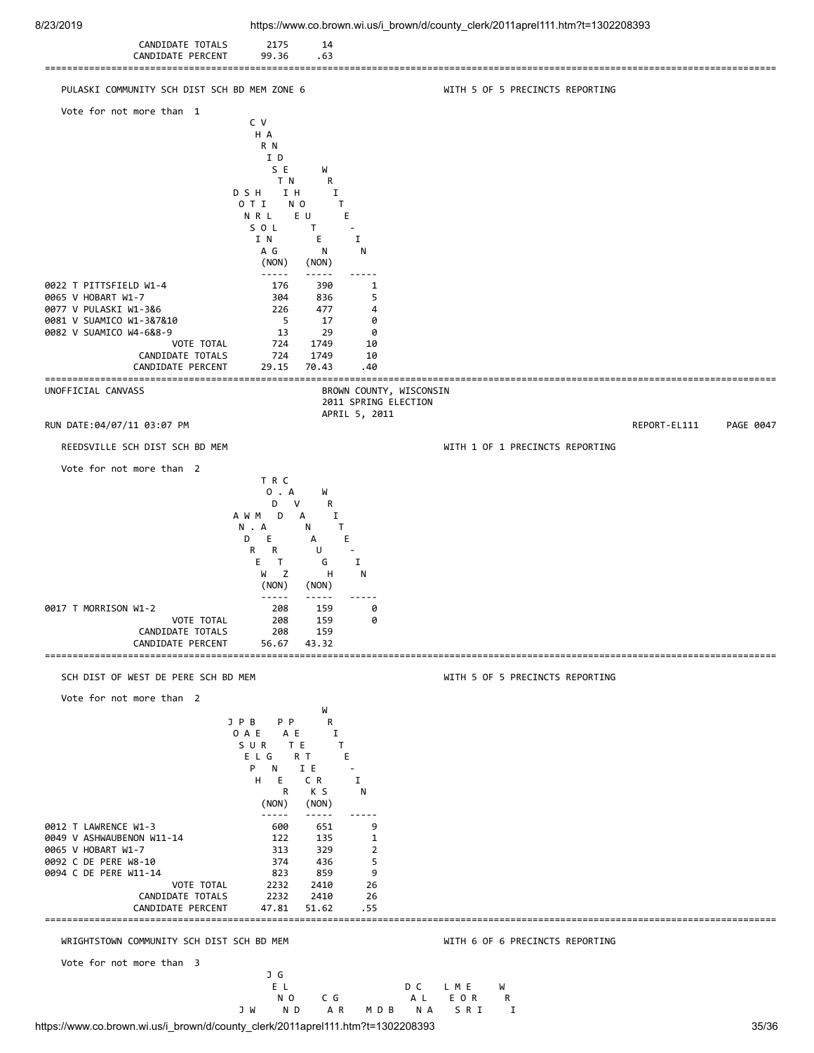| | | |
|---|---|---|
| CANDIDATE TOTALS | 2175 | 14 |
| CANDIDATE PERCENT | 99.36 | .63 |

## PULASKI COMMUNITY SCH DIST SCH BD MEM ZONE 6

WITH 5 OF 5 PRECINCTS REPORTING

Vote for not more than 1

| | DONSIA STRONG HILL (NON) | CHRISTINE VANDENHOUTEN (NON) | WRITE-IN |
|---|---|---|---|
| 0022 T PITTSFIELD W1-4 | 176 | 390 | 1 |
| 0065 V HOBART W1-7 | 304 | 836 | 5 |
| 0077 V PULASKI W1-3&6 | 226 | 477 | 4 |
| 0081 V SUAMICO W1-3&7&10 | 5 | 17 | 0 |
| 0082 V SUAMICO W4-6&8-9 | 13 | 29 | 0 |
| VOTE TOTAL | 724 | 1749 | 10 |
| CANDIDATE TOTALS | 724 | 1749 | 10 |
| CANDIDATE PERCENT | 29.15 | 70.43 | .40 |

UNOFFICIAL CANVASS

BROWN COUNTY, WISCONSIN
2011 SPRING ELECTION
APRIL 5, 2011

RUN DATE:04/07/11 03:07 PM

REPORT-EL111 PAGE 0047

## REEDSVILLE SCH DIST SCH BD MEM

WITH 1 OF 1 PRECINCTS REPORTING

Vote for not more than 2

| | ANDREW W. MAERTZ (NON) | TODD R. CAVANAUGH (NON) | WRITE-IN |
|---|---|---|---|
| 0017 T MORRISON W1-2 | 208 | 159 | 0 |
| VOTE TOTAL | 208 | 159 | 0 |
| CANDIDATE TOTALS | 208 | 159 | |
| CANDIDATE PERCENT | 56.67 | 43.32 | |

## SCH DIST OF WEST DE PERE SCH BD MEM

WITH 5 OF 5 PRECINCTS REPORTING

Vote for not more than 2

| | JOSEPH PAUL BERGNER (NON) | PATRICK PETERS (NON) | WRITE-IN |
|---|---|---|---|
| 0012 T LAWRENCE W1-3 | 600 | 651 | 9 |
| 0049 V ASHWAUBENON W11-14 | 122 | 135 | 1 |
| 0065 V HOBART W1-7 | 313 | 329 | 2 |
| 0092 C DE PERE W8-10 | 374 | 436 | 5 |
| 0094 C DE PERE W11-14 | 823 | 859 | 9 |
| VOTE TOTAL | 2232 | 2410 | 26 |
| CANDIDATE TOTALS | 2232 | 2410 | 26 |
| CANDIDATE PERCENT | 47.81 | 51.62 | .55 |

## WRIGHTSTOWN COMMUNITY SCH DIST SCH BD MEM

WITH 6 OF 6 PRECINCTS REPORTING

Vote for not more than 3

```
           J G
            E L                     D C    L M E     W
             N O     C G             A L    E O R     R
         J W     N D     A R    M D B    N A    S R I     I
```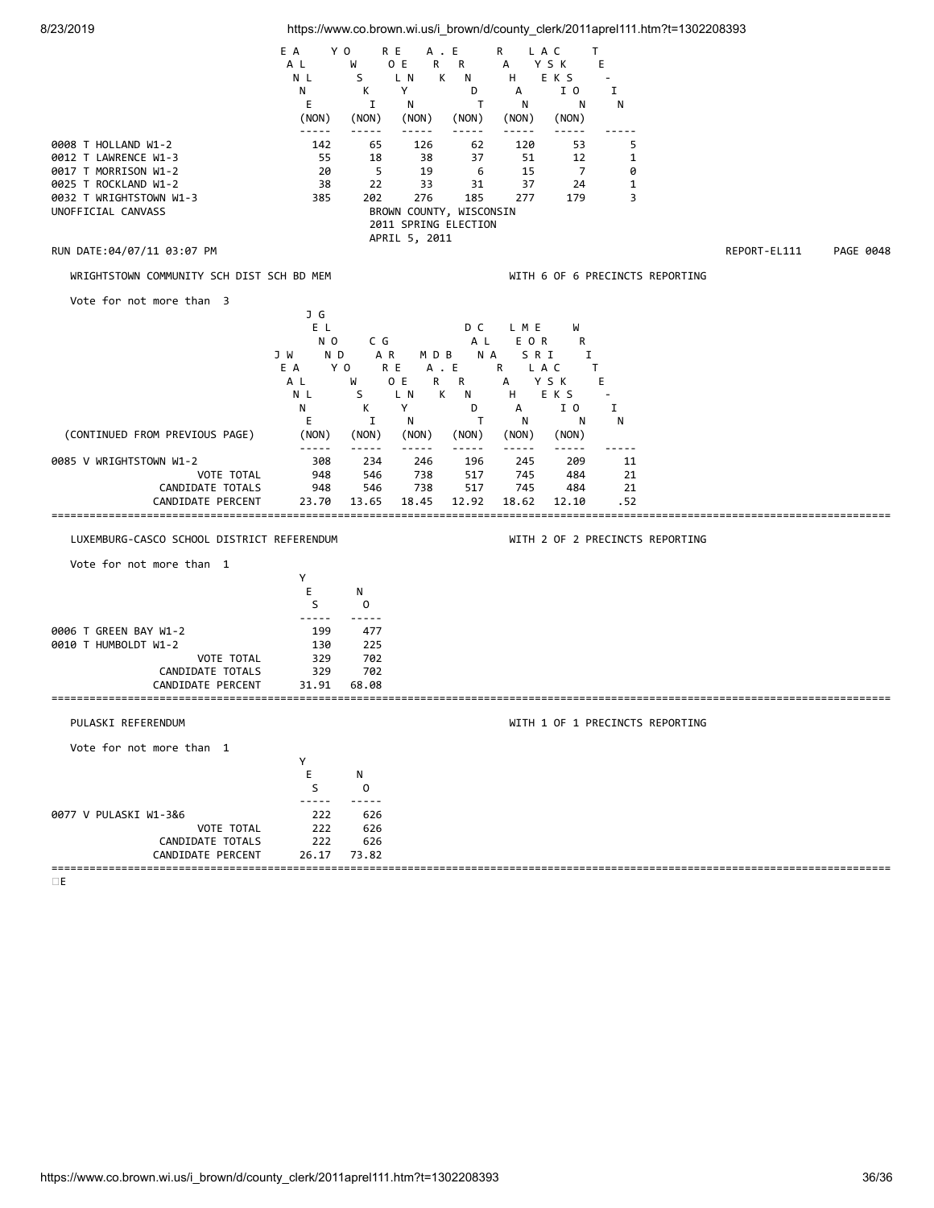| | JEANNE | YOWSKI | REONLY | A.ERKND | RACHTAN | LACSKIOWN | WRITE-IN |
|---|---|---|---|---|---|---|---|
| | (NON) | (NON) | (NON) | (NON) | (NON) | (NON) | |
| 0008 T HOLLAND W1-2 | 142 | 65 | 126 | 62 | 120 | 53 | 5 |
| 0012 T LAWRENCE W1-3 | 55 | 18 | 38 | 37 | 51 | 12 | 1 |
| 0017 T MORRISON W1-2 | 20 | 5 | 19 | 6 | 15 | 7 | 0 |
| 0025 T ROCKLAND W1-2 | 38 | 22 | 33 | 31 | 37 | 24 | 1 |
| 0032 T WRIGHTSTOWN W1-3 | 385 | 202 | 276 | 185 | 277 | 179 | 3 |

UNOFFICIAL CANVASS

BROWN COUNTY, WISCONSIN
2011 SPRING ELECTION
APRIL 5, 2011

RUN DATE:04/07/11 03:07 PM

REPORT-EL111 PAGE 0048

## WRIGHTSTOWN COMMUNITY SCH DIST SCH BD MEM

WITH 6 OF 6 PRECINCTS REPORTING

Vote for not more than 3

| (CONTINUED FROM PREVIOUS PAGE) | JGEL NO JWND EA YO ALWNLSNKEI (NON) | CG AR RE WOELNY N (NON) | MDB A.E RR KN D T (NON) | DC AL NA R RAH A N (NON) | LME EOR SRI LAC YSK EKS IO N (NON) | W R I T E - I N |
|---|---|---|---|---|---|---|
| | (NON) | (NON) | (NON) | (NON) | (NON) | (NON) | |
| 0085 V WRIGHTSTOWN W1-2 | 308 | 234 | 246 | 196 | 245 | 209 | 11 |
| VOTE TOTAL | 948 | 546 | 738 | 517 | 745 | 484 | 21 |
| CANDIDATE TOTALS | 948 | 546 | 738 | 517 | 745 | 484 | 21 |
| CANDIDATE PERCENT | 23.70 | 13.65 | 18.45 | 12.92 | 18.62 | 12.10 | .52 |

## LUXEMBURG-CASCO SCHOOL DISTRICT REFERENDUM

WITH 2 OF 2 PRECINCTS REPORTING

Vote for not more than 1

| | YES | NO |
|---|---|---|
| 0006 T GREEN BAY W1-2 | 199 | 477 |
| 0010 T HUMBOLDT W1-2 | 130 | 225 |
| VOTE TOTAL | 329 | 702 |
| CANDIDATE TOTALS | 329 | 702 |
| CANDIDATE PERCENT | 31.91 | 68.08 |

## PULASKI REFERENDUM

WITH 1 OF 1 PRECINCTS REPORTING

Vote for not more than 1

| | YES | NO |
|---|---|---|
| 0077 V PULASKI W1-3&6 | 222 | 626 |
| VOTE TOTAL | 222 | 626 |
| CANDIDATE TOTALS | 222 | 626 |
| CANDIDATE PERCENT | 26.17 | 73.82 |

E